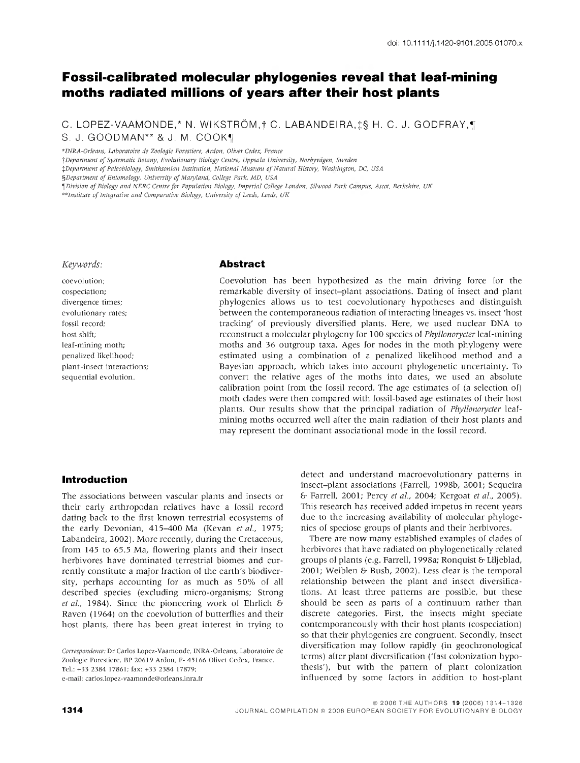doi: 10.1111/j.1420-9101.2005.01070.x

# Fossil-calibrated molecular phylogenies reveal that leaf-mining moths radiated millions of years after their host plants

C. LOPEZ-VAAMONDE,* N. WIKSTRÖM,† C. LABANDEIRA,‡§ H. C. J. GODFRAY,¶ S. J. GOODMAN** & J. M. COOK¶

*INRA-Orleans, Laboratoire de Zoologie Forestiere, Ardon, Olivet Cedex, France

†Department of Systematic Botany, Evolutionary Biology Centre, Uppsala University, Norbyvägen, Sweden

‡Department of Paleobiology, Smithsonian Institution, National Museum of Natural History, Washington, DC, USA

§Department of Entomology, University of Maryland, College Park, MD, USA

¶Division of Biology and NERC Centre for Population Biology, Imperial College London, Silwood Park Campus, Ascot, Berkshire, UK

**Institute of Integrative and Comparative Biology, University of Leeds, Leeds, UK

*Keywords:*

coevolution;
cospeciation;
divergence times;
evolutionary rates;
fossil record;
host shift;
leaf-mining moth;
penalized likelihood;
plant–insect interactions;
sequential evolution.

## Abstract

Coevolution has been hypothesized as the main driving force for the remarkable diversity of insect–plant associations. Dating of insect and plant phylogenies allows us to test coevolutionary hypotheses and distinguish between the contemporaneous radiation of interacting lineages vs. insect 'host tracking' of previously diversified plants. Here, we used nuclear DNA to reconstruct a molecular phylogeny for 100 species of *Phyllonorycter* leaf-mining moths and 36 outgroup taxa. Ages for nodes in the moth phylogeny were estimated using a combination of a penalized likelihood method and a Bayesian approach, which takes into account phylogenetic uncertainty. To convert the relative ages of the moths into dates, we used an absolute calibration point from the fossil record. The age estimates of (a selection of) moth clades were then compared with fossil-based age estimates of their host plants. Our results show that the principal radiation of *Phyllonorycter* leaf-mining moths occurred well after the main radiation of their host plants and may represent the dominant associational mode in the fossil record.

## Introduction

The associations between vascular plants and insects or their early arthropodan relatives have a fossil record dating back to the first known terrestrial ecosystems of the early Devonian, 415–400 Ma (Kevan *et al.*, 1975; Labandeira, 2002). More recently, during the Cretaceous, from 145 to 65.5 Ma, flowering plants and their insect herbivores have dominated terrestrial biomes and currently constitute a major fraction of the earth's biodiversity, perhaps accounting for as much as 50% of all described species (excluding micro-organisms; Strong *et al.*, 1984). Since the pioneering work of Ehrlich & Raven (1964) on the coevolution of butterflies and their host plants, there has been great interest in trying to detect and understand macroevolutionary patterns in insect–plant associations (Farrell, 1998b, 2001; Sequeira & Farrell, 2001; Percy *et al.*, 2004; Kergoat *et al.*, 2005). This research has received added impetus in recent years due to the increasing availability of molecular phylogenies of speciose groups of plants and their herbivores.

There are now many established examples of clades of herbivores that have radiated on phylogenetically related groups of plants (e.g. Farrell, 1998a; Ronquist & Liljeblad, 2001; Weiblen & Bush, 2002). Less clear is the temporal relationship between the plant and insect diversifications. At least three patterns are possible, but these should be seen as parts of a continuum rather than discrete categories. First, the insects might speciate contemporaneously with their host plants (cospeciation) so that their phylogenies are congruent. Secondly, insect diversification may follow rapidly (in geochronological terms) after plant diversification ('fast colonization hypothesis'), but with the pattern of plant colonization influenced by some factors in addition to host-plant

*Correspondence:* Dr Carlos Lopez-Vaamonde, INRA-Orleans, Laboratoire de Zoologie Forestiere, BP 20619 Ardon, F- 45166 Olivet Cedex, France.
Tel.: +33 2384 17861; fax: +33 2384 17879;
e-mail: carlos.lopez-vaamonde@orleans.inra.fr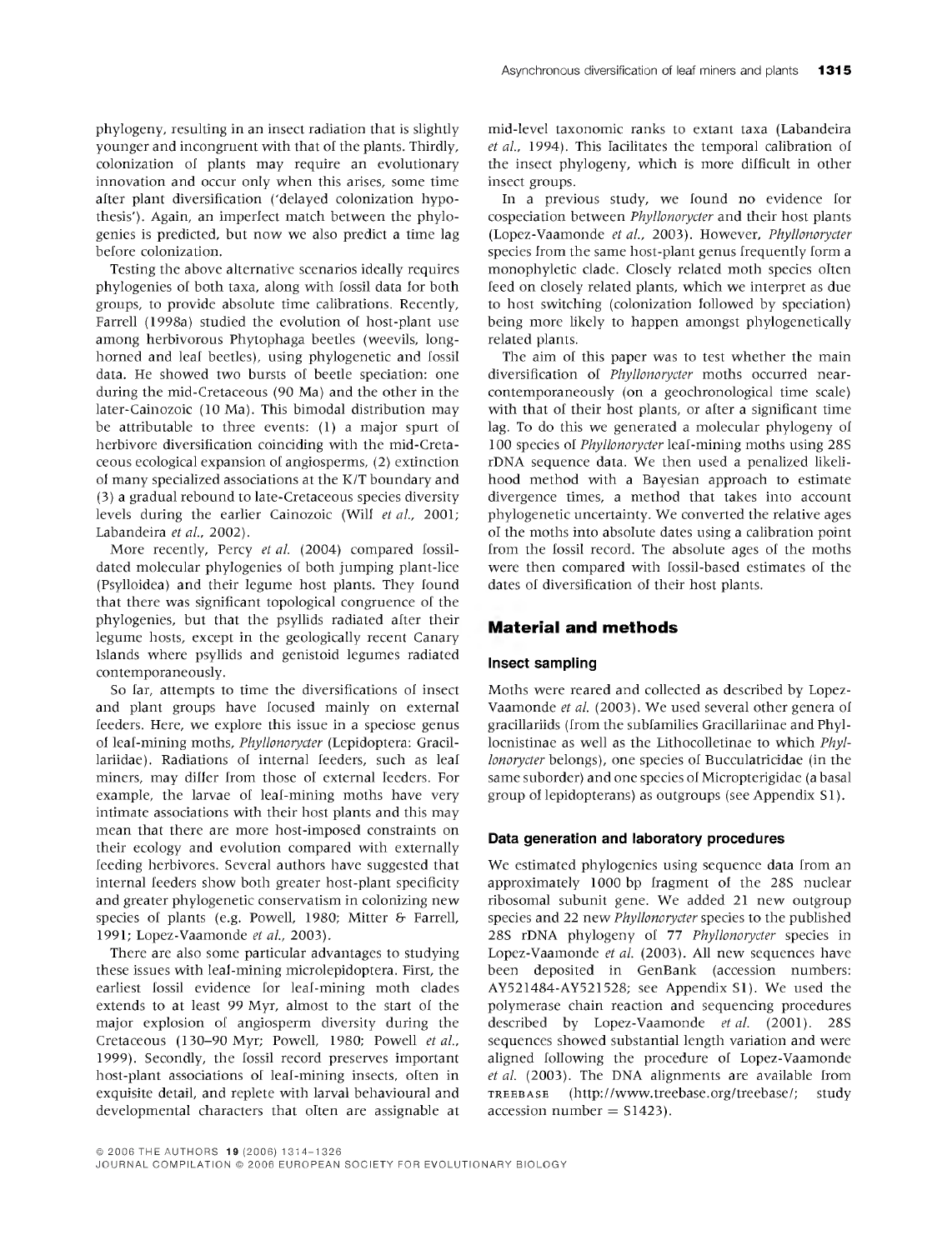phylogeny, resulting in an insect radiation that is slightly younger and incongruent with that of the plants. Thirdly, colonization of plants may require an evolutionary innovation and occur only when this arises, some time after plant diversification ('delayed colonization hypothesis'). Again, an imperfect match between the phylogenies is predicted, but now we also predict a time lag before colonization.

Testing the above alternative scenarios ideally requires phylogenies of both taxa, along with fossil data for both groups, to provide absolute time calibrations. Recently, Farrell (1998a) studied the evolution of host-plant use among herbivorous Phytophaga beetles (weevils, longhorned and leaf beetles), using phylogenetic and fossil data. He showed two bursts of beetle speciation: one during the mid-Cretaceous (90 Ma) and the other in the later-Cainozoic (10 Ma). This bimodal distribution may be attributable to three events: (1) a major spurt of herbivore diversification coinciding with the mid-Cretaceous ecological expansion of angiosperms, (2) extinction of many specialized associations at the K/T boundary and (3) a gradual rebound to late-Cretaceous species diversity levels during the earlier Cainozoic (Wilf *et al.*, 2001; Labandeira *et al.*, 2002).

More recently, Percy *et al.* (2004) compared fossil-dated molecular phylogenies of both jumping plant-lice (Psylloidea) and their legume host plants. They found that there was significant topological congruence of the phylogenies, but that the psyllids radiated after their legume hosts, except in the geologically recent Canary Islands where psyllids and genistoid legumes radiated contemporaneously.

So far, attempts to time the diversifications of insect and plant groups have focused mainly on external feeders. Here, we explore this issue in a speciose genus of leaf-mining moths, *Phyllonorycter* (Lepidoptera: Gracillariidae). Radiations of internal feeders, such as leaf miners, may differ from those of external feeders. For example, the larvae of leaf-mining moths have very intimate associations with their host plants and this may mean that there are more host-imposed constraints on their ecology and evolution compared with externally feeding herbivores. Several authors have suggested that internal feeders show both greater host-plant specificity and greater phylogenetic conservatism in colonizing new species of plants (e.g. Powell, 1980; Mitter & Farrell, 1991; Lopez-Vaamonde *et al.*, 2003).

There are also some particular advantages to studying these issues with leaf-mining microlepidoptera. First, the earliest fossil evidence for leaf-mining moth clades extends to at least 99 Myr, almost to the start of the major explosion of angiosperm diversity during the Cretaceous (130–90 Myr; Powell, 1980; Powell *et al.*, 1999). Secondly, the fossil record preserves important host-plant associations of leaf-mining insects, often in exquisite detail, and replete with larval behavioural and developmental characters that often are assignable at mid-level taxonomic ranks to extant taxa (Labandeira *et al.*, 1994). This facilitates the temporal calibration of the insect phylogeny, which is more difficult in other insect groups.

In a previous study, we found no evidence for cospeciation between *Phyllonorycter* and their host plants (Lopez-Vaamonde *et al.*, 2003). However, *Phyllonorycter* species from the same host-plant genus frequently form a monophyletic clade. Closely related moth species often feed on closely related plants, which we interpret as due to host switching (colonization followed by speciation) being more likely to happen amongst phylogenetically related plants.

The aim of this paper was to test whether the main diversification of *Phyllonorycter* moths occurred near-contemporaneously (on a geochronological time scale) with that of their host plants, or after a significant time lag. To do this we generated a molecular phylogeny of 100 species of *Phyllonorycter* leaf-mining moths using 28S rDNA sequence data. We then used a penalized likelihood method with a Bayesian approach to estimate divergence times, a method that takes into account phylogenetic uncertainty. We converted the relative ages of the moths into absolute dates using a calibration point from the fossil record. The absolute ages of the moths were then compared with fossil-based estimates of the dates of diversification of their host plants.

## Material and methods

### Insect sampling

Moths were reared and collected as described by Lopez-Vaamonde *et al.* (2003). We used several other genera of gracillariids (from the subfamilies Gracillariinae and Phyllocnistinae as well as the Lithocolletinae to which *Phyllonorycter* belongs), one species of Bucculatricidae (in the same suborder) and one species of Micropterigidae (a basal group of lepidopterans) as outgroups (see Appendix S1).

### Data generation and laboratory procedures

We estimated phylogenies using sequence data from an approximately 1000 bp fragment of the 28S nuclear ribosomal subunit gene. We added 21 new outgroup species and 22 new *Phyllonorycter* species to the published 28S rDNA phylogeny of 77 *Phyllonorycter* species in Lopez-Vaamonde *et al.* (2003). All new sequences have been deposited in GenBank (accession numbers: AY521484-AY521528; see Appendix S1). We used the polymerase chain reaction and sequencing procedures described by Lopez-Vaamonde *et al.* (2001). 28S sequences showed substantial length variation and were aligned following the procedure of Lopez-Vaamonde *et al.* (2003). The DNA alignments are available from TREEBASE (http://www.treebase.org/treebase/; study accession number = S1423).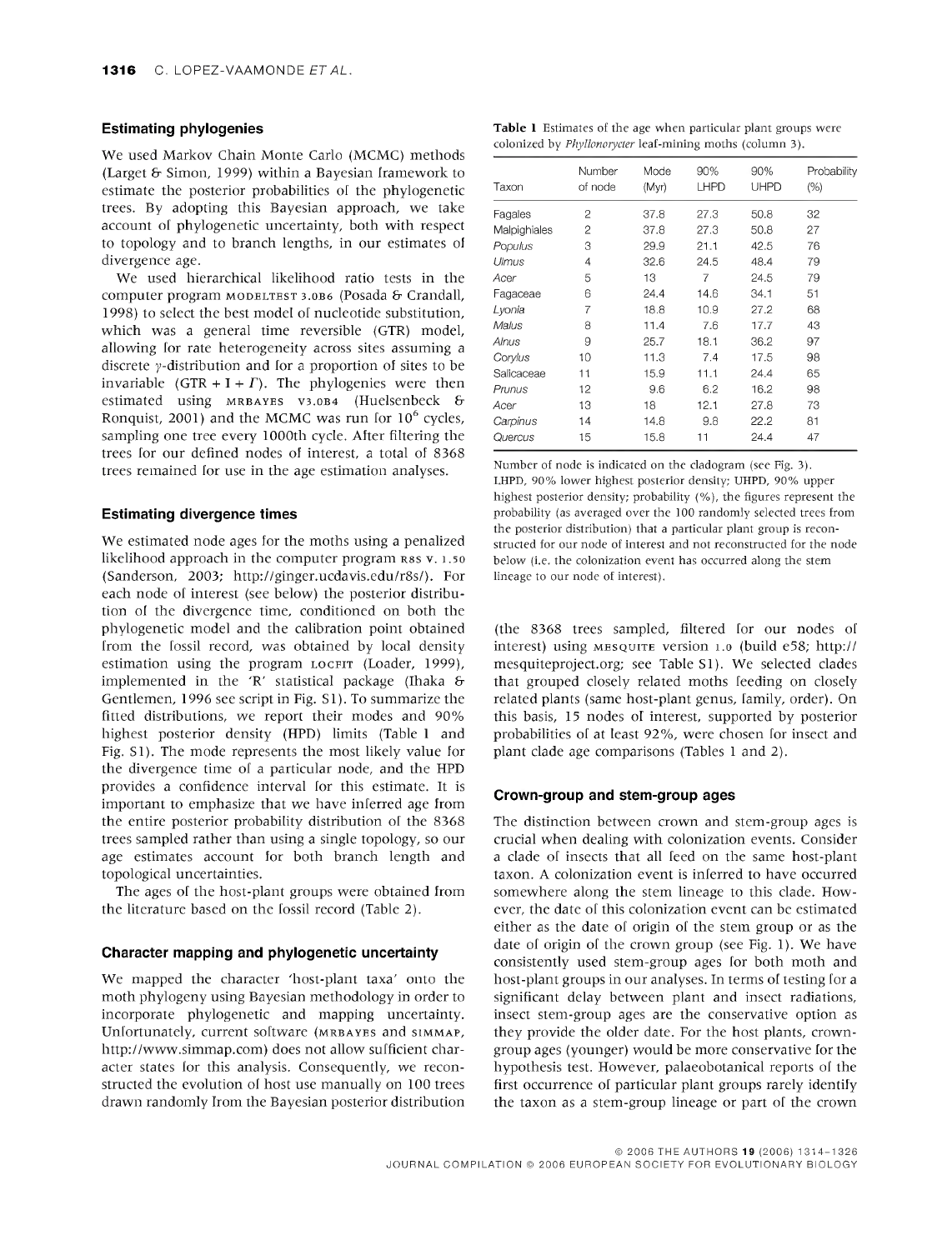## Estimating phylogenies

We used Markov Chain Monte Carlo (MCMC) methods (Larget & Simon, 1999) within a Bayesian framework to estimate the posterior probabilities of the phylogenetic trees. By adopting this Bayesian approach, we take account of phylogenetic uncertainty, both with respect to topology and to branch lengths, in our estimates of divergence age.

We used hierarchical likelihood ratio tests in the computer program MODELTEST 3.0B6 (Posada & Crandall, 1998) to select the best model of nucleotide substitution, which was a general time reversible (GTR) model, allowing for rate heterogeneity across sites assuming a discrete $\gamma$-distribution and for a proportion of sites to be invariable (GTR + I + $\Gamma$). The phylogenies were then estimated using MRBAYES V3.0B4 (Huelsenbeck & Ronquist, 2001) and the MCMC was run for $10^6$ cycles, sampling one tree every 1000th cycle. After filtering the trees for our defined nodes of interest, a total of 8368 trees remained for use in the age estimation analyses.

## Estimating divergence times

We estimated node ages for the moths using a penalized likelihood approach in the computer program R8S V. 1.50 (Sanderson, 2003; http://ginger.ucdavis.edu/r8s/). For each node of interest (see below) the posterior distribution of the divergence time, conditioned on both the phylogenetic model and the calibration point obtained from the fossil record, was obtained by local density estimation using the program LOCFIT (Loader, 1999), implemented in the 'R' statistical package (Ihaka & Gentlemen, 1996 see script in Fig. S1). To summarize the fitted distributions, we report their modes and 90% highest posterior density (HPD) limits (Table 1 and Fig. S1). The mode represents the most likely value for the divergence time of a particular node, and the HPD provides a confidence interval for this estimate. It is important to emphasize that we have inferred age from the entire posterior probability distribution of the 8368 trees sampled rather than using a single topology, so our age estimates account for both branch length and topological uncertainties.

The ages of the host-plant groups were obtained from the literature based on the fossil record (Table 2).

## Character mapping and phylogenetic uncertainty

We mapped the character 'host-plant taxa' onto the moth phylogeny using Bayesian methodology in order to incorporate phylogenetic and mapping uncertainty. Unfortunately, current software (MRBAYES and SIMMAP, http://www.simmap.com) does not allow sufficient character states for this analysis. Consequently, we reconstructed the evolution of host use manually on 100 trees drawn randomly from the Bayesian posterior distribution (the 8368 trees sampled, filtered for our nodes of interest) using MESQUITE version 1.0 (build e58; http://mesquiteproject.org; see Table S1). We selected clades that grouped closely related moths feeding on closely related plants (same host-plant genus, family, order). On this basis, 15 nodes of interest, supported by posterior probabilities of at least 92%, were chosen for insect and plant clade age comparisons (Tables 1 and 2).

**Table 1** Estimates of the age when particular plant groups were colonized by *Phyllonorycter* leaf-mining moths (column 3).

| Taxon | Number of node | Mode (Myr) | 90% LHPD | 90% UHPD | Probability (%) |
|---|---|---|---|---|---|
| Fagales | 2 | 37.8 | 27.3 | 50.8 | 32 |
| Malpighiales | 2 | 37.8 | 27.3 | 50.8 | 27 |
| *Populus* | 3 | 29.9 | 21.1 | 42.5 | 76 |
| *Ulmus* | 4 | 32.6 | 24.5 | 48.4 | 79 |
| *Acer* | 5 | 13 | 7 | 24.5 | 79 |
| Fagaceae | 6 | 24.4 | 14.6 | 34.1 | 51 |
| *Lyonia* | 7 | 18.8 | 10.9 | 27.2 | 68 |
| *Malus* | 8 | 11.4 | 7.6 | 17.7 | 43 |
| *Alnus* | 9 | 25.7 | 18.1 | 36.2 | 97 |
| *Corylus* | 10 | 11.3 | 7.4 | 17.5 | 98 |
| Salicaceae | 11 | 15.9 | 11.1 | 24.4 | 65 |
| *Prunus* | 12 | 9.6 | 6.2 | 16.2 | 98 |
| *Acer* | 13 | 18 | 12.1 | 27.8 | 73 |
| *Carpinus* | 14 | 14.8 | 9.8 | 22.2 | 81 |
| *Quercus* | 15 | 15.8 | 11 | 24.4 | 47 |

Number of node is indicated on the cladogram (see Fig. 3).
LHPD, 90% lower highest posterior density; UHPD, 90% upper highest posterior density; probability (%), the figures represent the probability (as averaged over the 100 randomly selected trees from the posterior distribution) that a particular plant group is reconstructed for our node of interest and not reconstructed for the node below (i.e. the colonization event has occurred along the stem lineage to our node of interest).

## Crown-group and stem-group ages

The distinction between crown and stem-group ages is crucial when dealing with colonization events. Consider a clade of insects that all feed on the same host-plant taxon. A colonization event is inferred to have occurred somewhere along the stem lineage to this clade. However, the date of this colonization event can be estimated either as the date of origin of the stem group or as the date of origin of the crown group (see Fig. 1). We have consistently used stem-group ages for both moth and host-plant groups in our analyses. In terms of testing for a significant delay between plant and insect radiations, insect stem-group ages are the conservative option as they provide the older date. For the host plants, crown-group ages (younger) would be more conservative for the hypothesis test. However, palaeobotanical reports of the first occurrence of particular plant groups rarely identify the taxon as a stem-group lineage or part of the crown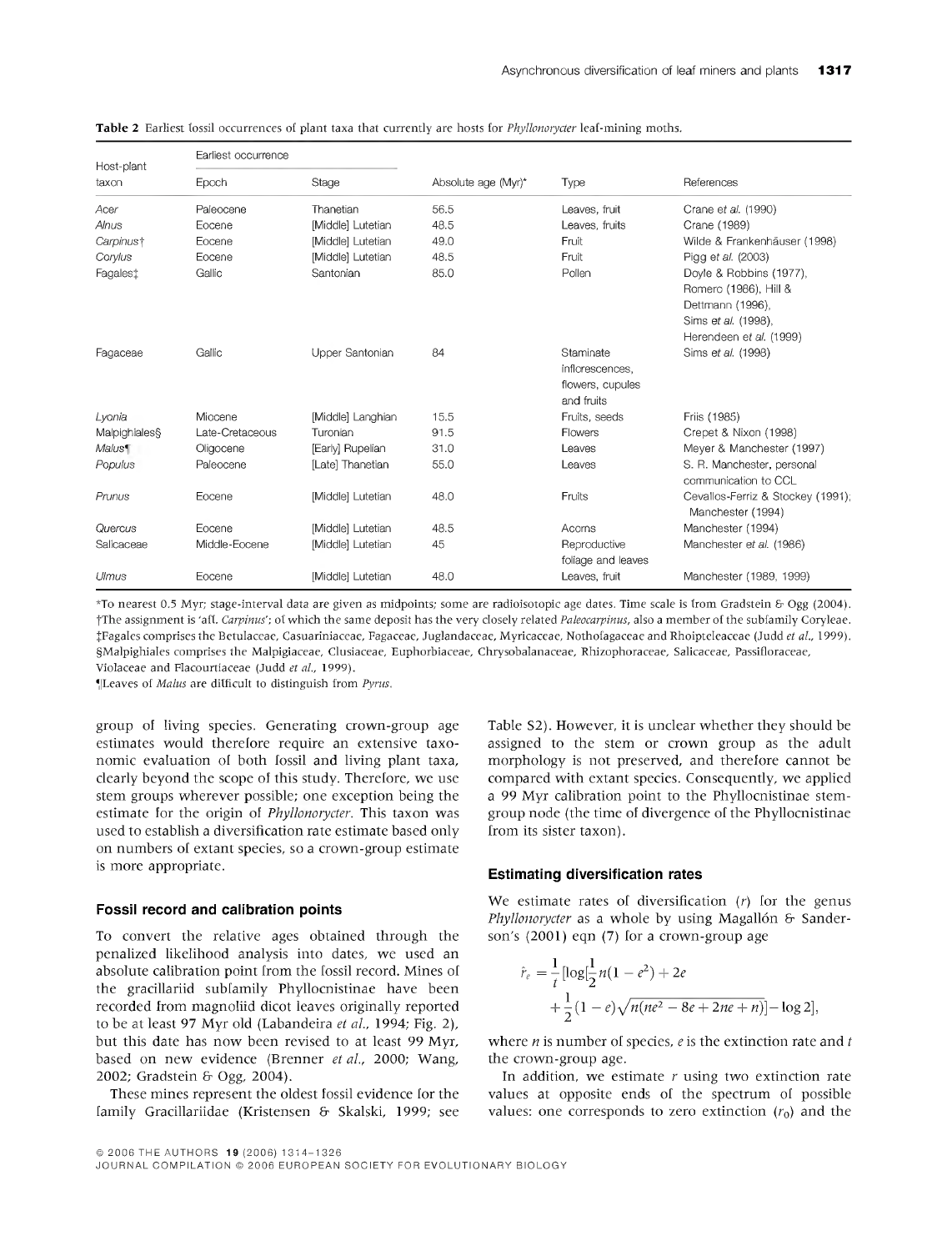**Table 2** Earliest fossil occurrences of plant taxa that currently are hosts for *Phyllonorycter* leaf-mining moths.

| Host-plant taxon | Earliest occurrence | | | | |
|---|---|---|---|---|---|
| | Epoch | Stage | Absolute age (Myr)* | Type | References |
| *Acer* | Paleocene | Thanetian | 56.5 | Leaves, fruit | Crane *et al.* (1990) |
| *Alnus* | Eocene | [Middle] Lutetian | 48.5 | Leaves, fruits | Crane (1989) |
| *Carpinus*† | Eocene | [Middle] Lutetian | 49.0 | Fruit | Wilde & Frankenhäuser (1998) |
| *Corylus* | Eocene | [Middle] Lutetian | 48.5 | Fruit | Pigg *et al.* (2003) |
| Fagales‡ | Gallic | Santonian | 85.0 | Pollen | Doyle & Robbins (1977), Romero (1986), Hill & Dettmann (1996), Sims *et al.* (1998), Herendeen *et al.* (1999) |
| Fagaceae | Gallic | Upper Santonian | 84 | Staminate inflorescences, flowers, cupules and fruits | Sims *et al.* (1998) |
| *Lyonia* | Miocene | [Middle] Langhian | 15.5 | Fruits, seeds | Friis (1985) |
| Malpighiales§ | Late-Cretaceous | Turonian | 91.5 | Flowers | Crepet & Nixon (1998) |
| *Malus*¶ | Oligocene | [Early] Rupelian | 31.0 | Leaves | Meyer & Manchester (1997) |
| *Populus* | Paleocene | [Late] Thanetian | 55.0 | Leaves | S. R. Manchester, personal communication to CCL |
| *Prunus* | Eocene | [Middle] Lutetian | 48.0 | Fruits | Cevallos-Ferriz & Stockey (1991); Manchester (1994) |
| *Quercus* | Eocene | [Middle] Lutetian | 48.5 | Acorns | Manchester (1994) |
| Salicaceae | Middle-Eocene | [Middle] Lutetian | 45 | Reproductive foliage and leaves | Manchester *et al.* (1986) |
| *Ulmus* | Eocene | [Middle] Lutetian | 48.0 | Leaves, fruit | Manchester (1989, 1999) |

*To nearest 0.5 Myr; stage-interval data are given as midpoints; some are radioisotopic age dates. Time scale is from Gradstein & Ogg (2004).
†The assignment is 'aff. *Carpinus*'; of which the same deposit has the very closely related *Paleocarpinus*, also a member of the subfamily Coryleae.
‡Fagales comprises the Betulaceae, Casuariniaceae, Fagaceae, Juglandaceae, Myricaceae, Nothofagaceae and Rhoipteleaceae (Judd *et al.*, 1999).
§Malpighiales comprises the Malpigiaceae, Clusiaceae, Euphorbiaceae, Chrysobalanaceae, Rhizophoraceae, Salicaceae, Passifloraceae, Violaceae and Flacourtiaceae (Judd *et al.*, 1999).
¶Leaves of *Malus* are difficult to distinguish from *Pyrus*.

group of living species. Generating crown-group age estimates would therefore require an extensive taxonomic evaluation of both fossil and living plant taxa, clearly beyond the scope of this study. Therefore, we use stem groups wherever possible; one exception being the estimate for the origin of *Phyllonorycter*. This taxon was used to establish a diversification rate estimate based only on numbers of extant species, so a crown-group estimate is more appropriate.

### Fossil record and calibration points

To convert the relative ages obtained through the penalized likelihood analysis into dates, we used an absolute calibration point from the fossil record. Mines of the gracillariid subfamily Phyllocnistinae have been recorded from magnoliid dicot leaves originally reported to be at least 97 Myr old (Labandeira *et al.*, 1994; Fig. 2), but this date has now been revised to at least 99 Myr, based on new evidence (Brenner *et al.*, 2000; Wang, 2002; Gradstein & Ogg, 2004).

These mines represent the oldest fossil evidence for the family Gracillariidae (Kristensen & Skalski, 1999; see Table S2). However, it is unclear whether they should be assigned to the stem or crown group as the adult morphology is not preserved, and therefore cannot be compared with extant species. Consequently, we applied a 99 Myr calibration point to the Phyllocnistinae stem-group node (the time of divergence of the Phyllocnistinae from its sister taxon).

### Estimating diversification rates

We estimate rates of diversification ($r$) for the genus *Phyllonorycter* as a whole by using Magallón & Sanderson's (2001) eqn (7) for a crown-group age

$$\hat{r}_e = \frac{1}{t}[\log[\frac{1}{2}n(1 - e^2) + 2e + \frac{1}{2}(1 - e)\sqrt{n(ne^2 - 8e + 2ne + n)}] - \log 2],$$

where $n$ is number of species, $e$ is the extinction rate and $t$ the crown-group age.

In addition, we estimate $r$ using two extinction rate values at opposite ends of the spectrum of possible values: one corresponds to zero extinction ($r_0$) and the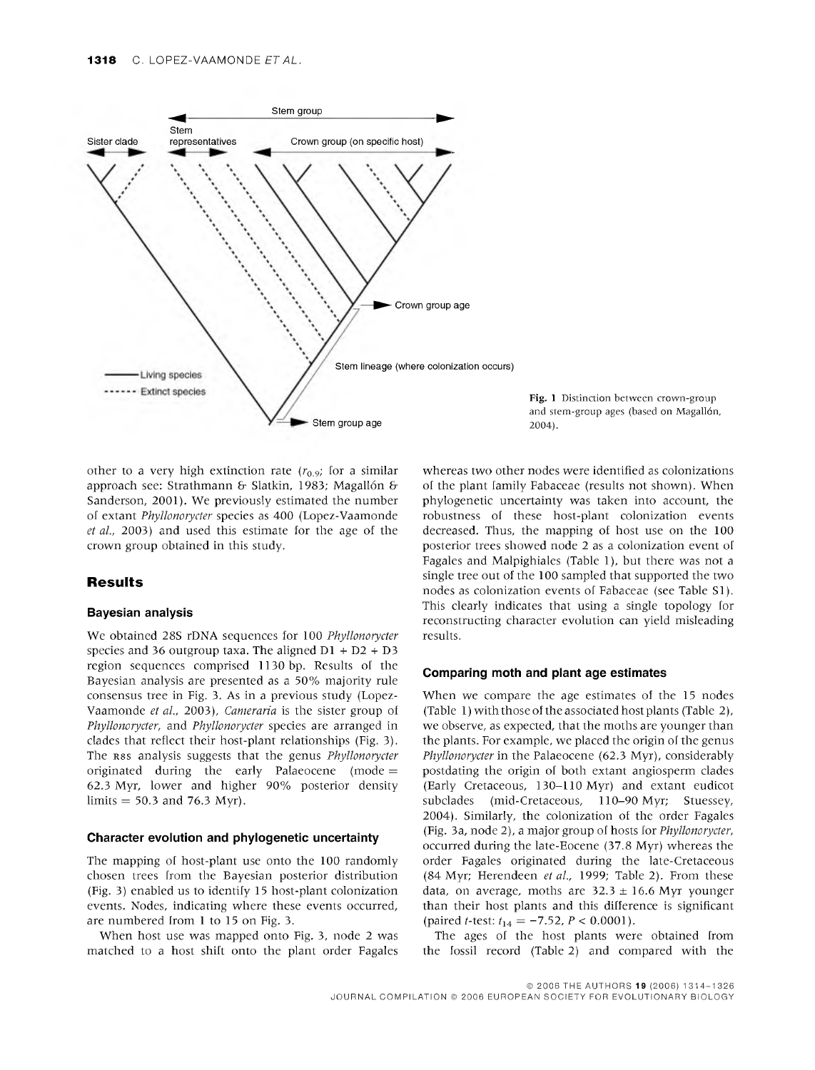Fig. 1 Distinction between crown-group and stem-group ages (based on Magallón, 2004).

other to a very high extinction rate ($r_{0.9}$; for a similar approach see: Strathmann & Slatkin, 1983; Magallón & Sanderson, 2001). We previously estimated the number of extant *Phyllonorycter* species as 400 (Lopez-Vaamonde *et al.*, 2003) and used this estimate for the age of the crown group obtained in this study.

## Results

### Bayesian analysis

We obtained 28S rDNA sequences for 100 *Phyllonorycter* species and 36 outgroup taxa. The aligned D1 + D2 + D3 region sequences comprised 1130 bp. Results of the Bayesian analysis are presented as a 50% majority rule consensus tree in Fig. 3. As in a previous study (Lopez-Vaamonde *et al.*, 2003), *Cameraria* is the sister group of *Phyllonorycter*, and *Phyllonorycter* species are arranged in clades that reflect their host-plant relationships (Fig. 3). The R8S analysis suggests that the genus *Phyllonorycter* originated during the early Palaeocene (mode = 62.3 Myr, lower and higher 90% posterior density limits = 50.3 and 76.3 Myr).

### Character evolution and phylogenetic uncertainty

The mapping of host-plant use onto the 100 randomly chosen trees from the Bayesian posterior distribution (Fig. 3) enabled us to identify 15 host-plant colonization events. Nodes, indicating where these events occurred, are numbered from 1 to 15 on Fig. 3.

When host use was mapped onto Fig. 3, node 2 was matched to a host shift onto the plant order Fagales whereas two other nodes were identified as colonizations of the plant family Fabaceae (results not shown). When phylogenetic uncertainty was taken into account, the robustness of these host-plant colonization events decreased. Thus, the mapping of host use on the 100 posterior trees showed node 2 as a colonization event of Fagales and Malpighiales (Table 1), but there was not a single tree out of the 100 sampled that supported the two nodes as colonization events of Fabaceae (see Table S1). This clearly indicates that using a single topology for reconstructing character evolution can yield misleading results.

### Comparing moth and plant age estimates

When we compare the age estimates of the 15 nodes (Table 1) with those of the associated host plants (Table 2), we observe, as expected, that the moths are younger than the plants. For example, we placed the origin of the genus *Phyllonorycter* in the Palaeocene (62.3 Myr), considerably postdating the origin of both extant angiosperm clades (Early Cretaceous, 130–110 Myr) and extant eudicot subclades (mid-Cretaceous, 110–90 Myr; Stuessey, 2004). Similarly, the colonization of the order Fagales (Fig. 3a, node 2), a major group of hosts for *Phyllonorycter*, occurred during the late-Eocene (37.8 Myr) whereas the order Fagales originated during the late-Cretaceous (84 Myr; Herendeen *et al.*, 1999; Table 2). From these data, on average, moths are 32.3 ± 16.6 Myr younger than their host plants and this difference is significant (paired *t*-test: $t_{14} = -7.52$, $P < 0.0001$).

The ages of the host plants were obtained from the fossil record (Table 2) and compared with the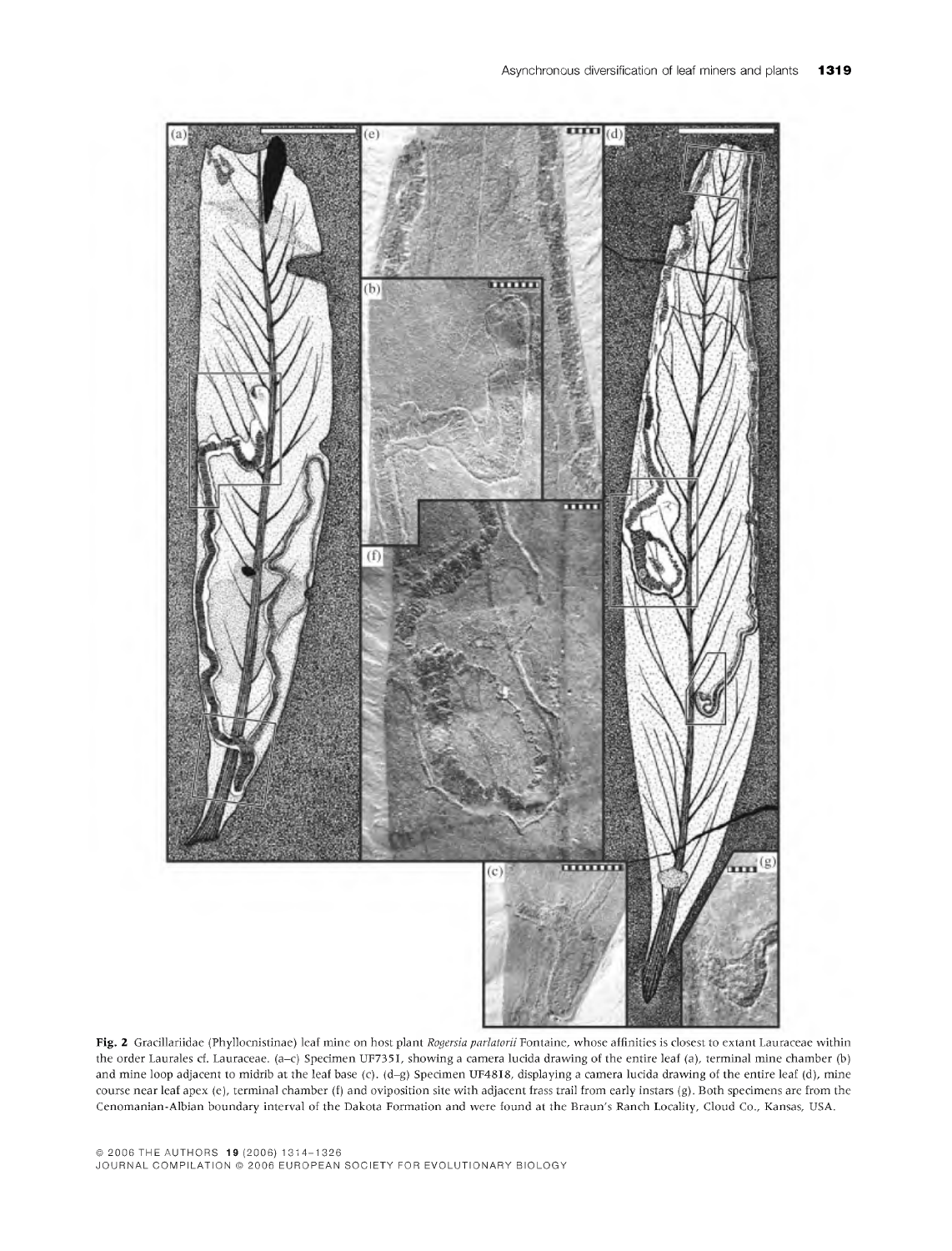**Fig. 2** Gracillariidae (Phyllocnistinae) leaf mine on host plant *Rogersia parlatorii* Fontaine, whose affinities is closest to extant Lauraceae within the order Laurales cf. Lauraceae. (a–c) Specimen UF7351, showing a camera lucida drawing of the entire leaf (a), terminal mine chamber (b) and mine loop adjacent to midrib at the leaf base (c). (d–g) Specimen UF4818, displaying a camera lucida drawing of the entire leaf (d), mine course near leaf apex (e), terminal chamber (f) and oviposition site with adjacent frass trail from early instars (g). Both specimens are from the Cenomanian-Albian boundary interval of the Dakota Formation and were found at the Braun's Ranch Locality, Cloud Co., Kansas, USA.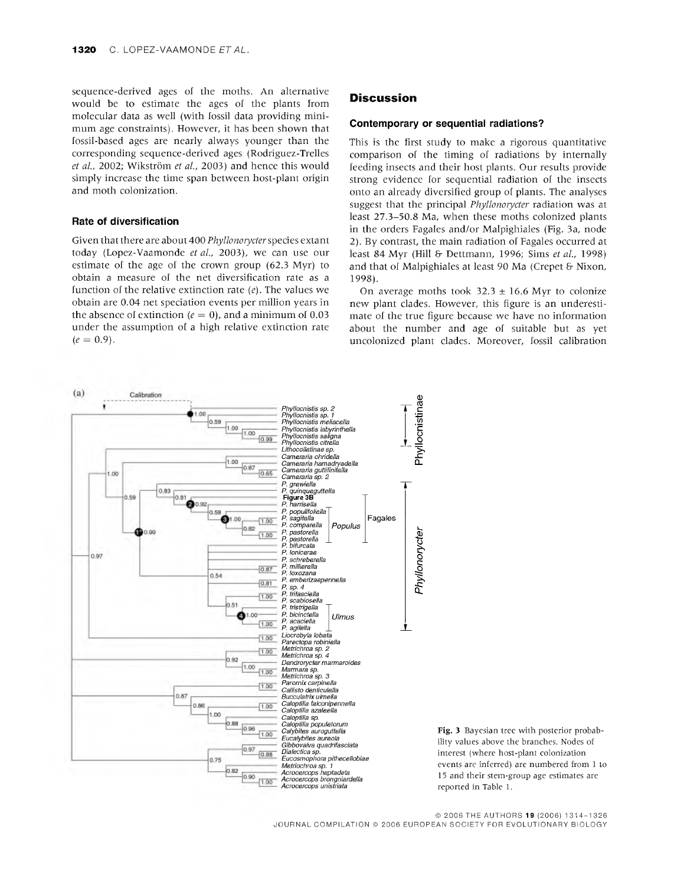sequence-derived ages of the moths. An alternative would be to estimate the ages of the plants from molecular data as well (with fossil data providing minimum age constraints). However, it has been shown that fossil-based ages are nearly always younger than the corresponding sequence-derived ages (Rodriguez-Trelles *et al.*, 2002; Wikström *et al.*, 2003) and hence this would simply increase the time span between host-plant origin and moth colonization.

### Rate of diversification

Given that there are about 400 *Phyllonorycter* species extant today (Lopez-Vaamonde *et al.*, 2003), we can use our estimate of the age of the crown group (62.3 Myr) to obtain a measure of the net diversification rate as a function of the relative extinction rate ($e$). The values we obtain are 0.04 net speciation events per million years in the absence of extinction ($e = 0$), and a minimum of 0.03 under the assumption of a high relative extinction rate ($e = 0.9$).

## Discussion

### Contemporary or sequential radiations?

This is the first study to make a rigorous quantitative comparison of the timing of radiations by internally feeding insects and their host plants. Our results provide strong evidence for sequential radiation of the insects onto an already diversified group of plants. The analyses suggest that the principal *Phyllonorycter* radiation was at least 27.3–50.8 Ma, when these moths colonized plants in the orders Fagales and/or Malpighiales (Fig. 3a, node 2). By contrast, the main radiation of Fagales occurred at least 84 Myr (Hill & Dettmann, 1996; Sims *et al.*, 1998) and that of Malpighiales at least 90 Ma (Crepet & Nixon, 1998).

On average moths took 32.3 ± 16.6 Myr to colonize new plant clades. However, this figure is an underestimate of the true figure because we have no information about the number and age of suitable but as yet uncolonized plant clades. Moreover, fossil calibration

**Fig. 3** Bayesian tree with posterior probability values above the branches. Nodes of interest (where host-plant colonization events are inferred) are numbered from 1 to 15 and their stem-group age estimates are reported in Table 1.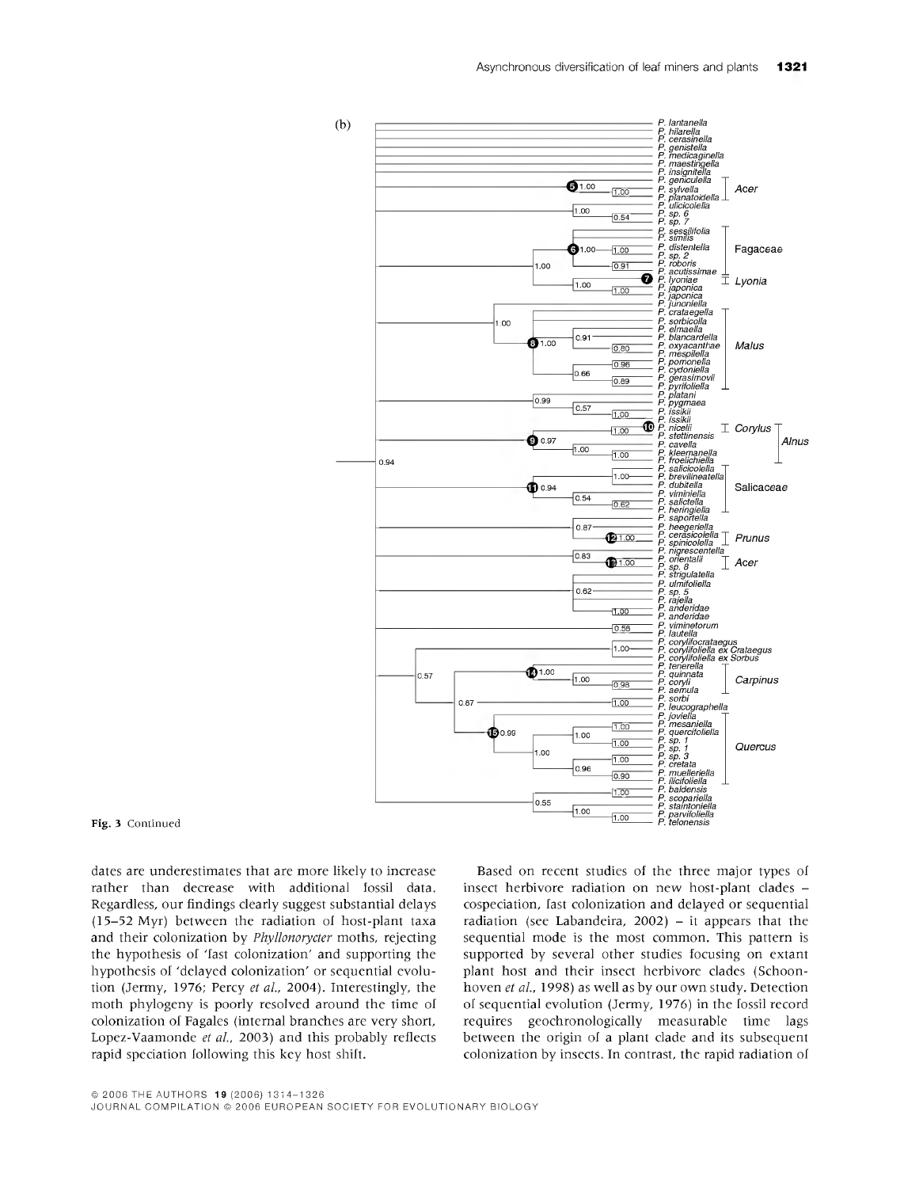Fig. 3 Continued

dates are underestimates that are more likely to increase rather than decrease with additional fossil data. Regardless, our findings clearly suggest substantial delays (15–52 Myr) between the radiation of host-plant taxa and their colonization by *Phyllonorycter* moths, rejecting the hypothesis of 'fast colonization' and supporting the hypothesis of 'delayed colonization' or sequential evolution (Jermy, 1976; Percy *et al.*, 2004). Interestingly, the moth phylogeny is poorly resolved around the time of colonization of Fagales (internal branches are very short, Lopez-Vaamonde *et al.*, 2003) and this probably reflects rapid speciation following this key host shift.

Based on recent studies of the three major types of insect herbivore radiation on new host-plant clades – cospeciation, fast colonization and delayed or sequential radiation (see Labandeira, 2002) – it appears that the sequential mode is the most common. This pattern is supported by several other studies focusing on extant plant host and their insect herbivore clades (Schoonhoven *et al.*, 1998) as well as by our own study. Detection of sequential evolution (Jermy, 1976) in the fossil record requires geochronologically measurable time lags between the origin of a plant clade and its subsequent colonization by insects. In contrast, the rapid radiation of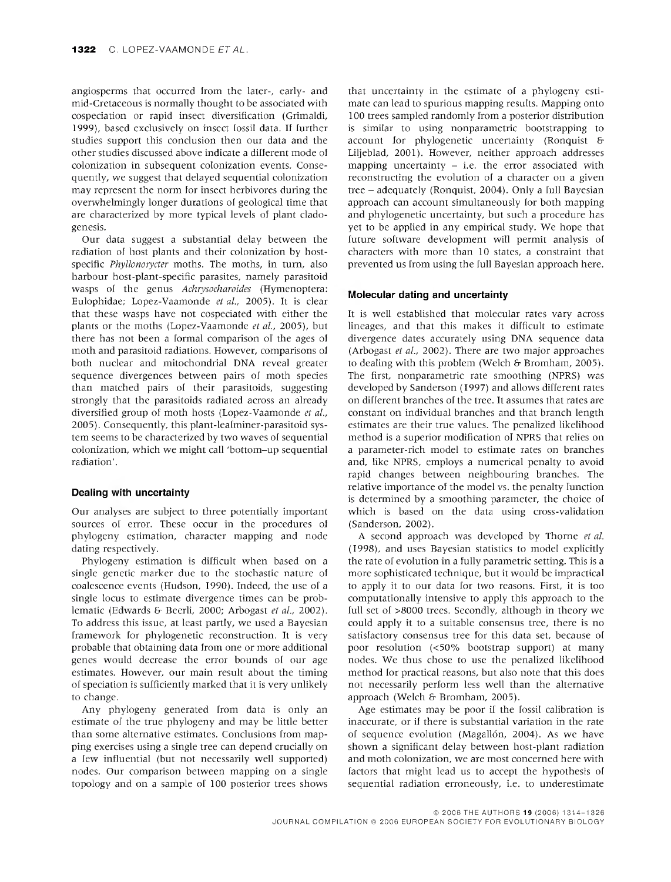angiosperms that occurred from the later-, early- and mid-Cretaceous is normally thought to be associated with cospeciation or rapid insect diversification (Grimaldi, 1999), based exclusively on insect fossil data. If further studies support this conclusion then our data and the other studies discussed above indicate a different mode of colonization in subsequent colonization events. Consequently, we suggest that delayed sequential colonization may represent the norm for insect herbivores during the overwhelmingly longer durations of geological time that are characterized by more typical levels of plant cladogenesis.

Our data suggest a substantial delay between the radiation of host plants and their colonization by host-specific *Phyllonorycter* moths. The moths, in turn, also harbour host-plant-specific parasites, namely parasitoid wasps of the genus *Achrysocharoides* (Hymenoptera: Eulophidae; Lopez-Vaamonde *et al.*, 2005). It is clear that these wasps have not cospeciated with either the plants or the moths (Lopez-Vaamonde *et al.*, 2005), but there has not been a formal comparison of the ages of moth and parasitoid radiations. However, comparisons of both nuclear and mitochondrial DNA reveal greater sequence divergences between pairs of moth species than matched pairs of their parasitoids, suggesting strongly that the parasitoids radiated across an already diversified group of moth hosts (Lopez-Vaamonde *et al.*, 2005). Consequently, this plant-leafminer-parasitoid system seems to be characterized by two waves of sequential colonization, which we might call 'bottom–up sequential radiation'.

### Dealing with uncertainty

Our analyses are subject to three potentially important sources of error. These occur in the procedures of phylogeny estimation, character mapping and node dating respectively.

Phylogeny estimation is difficult when based on a single genetic marker due to the stochastic nature of coalescence events (Hudson, 1990). Indeed, the use of a single locus to estimate divergence times can be problematic (Edwards & Beerli, 2000; Arbogast *et al.*, 2002). To address this issue, at least partly, we used a Bayesian framework for phylogenetic reconstruction. It is very probable that obtaining data from one or more additional genes would decrease the error bounds of our age estimates. However, our main result about the timing of speciation is sufficiently marked that it is very unlikely to change.

Any phylogeny generated from data is only an estimate of the true phylogeny and may be little better than some alternative estimates. Conclusions from mapping exercises using a single tree can depend crucially on a few influential (but not necessarily well supported) nodes. Our comparison between mapping on a single topology and on a sample of 100 posterior trees shows that uncertainty in the estimate of a phylogeny estimate can lead to spurious mapping results. Mapping onto 100 trees sampled randomly from a posterior distribution is similar to using nonparametric bootstrapping to account for phylogenetic uncertainty (Ronquist & Liljeblad, 2001). However, neither approach addresses mapping uncertainty – i.e. the error associated with reconstructing the evolution of a character on a given tree – adequately (Ronquist, 2004). Only a full Bayesian approach can account simultaneously for both mapping and phylogenetic uncertainty, but such a procedure has yet to be applied in any empirical study. We hope that future software development will permit analysis of characters with more than 10 states, a constraint that prevented us from using the full Bayesian approach here.

### Molecular dating and uncertainty

It is well established that molecular rates vary across lineages, and that this makes it difficult to estimate divergence dates accurately using DNA sequence data (Arbogast *et al.*, 2002). There are two major approaches to dealing with this problem (Welch & Bromham, 2005). The first, nonparametric rate smoothing (NPRS) was developed by Sanderson (1997) and allows different rates on different branches of the tree. It assumes that rates are constant on individual branches and that branch length estimates are their true values. The penalized likelihood method is a superior modification of NPRS that relies on a parameter-rich model to estimate rates on branches and, like NPRS, employs a numerical penalty to avoid rapid changes between neighbouring branches. The relative importance of the model vs. the penalty function is determined by a smoothing parameter, the choice of which is based on the data using cross-validation (Sanderson, 2002).

A second approach was developed by Thorne *et al.* (1998), and uses Bayesian statistics to model explicitly the rate of evolution in a fully parametric setting. This is a more sophisticated technique, but it would be impractical to apply it to our data for two reasons. First, it is too computationally intensive to apply this approach to the full set of >8000 trees. Secondly, although in theory we could apply it to a suitable consensus tree, there is no satisfactory consensus tree for this data set, because of poor resolution (<50% bootstrap support) at many nodes. We thus chose to use the penalized likelihood method for practical reasons, but also note that this does not necessarily perform less well than the alternative approach (Welch & Bromham, 2005).

Age estimates may be poor if the fossil calibration is inaccurate, or if there is substantial variation in the rate of sequence evolution (Magallón, 2004). As we have shown a significant delay between host-plant radiation and moth colonization, we are most concerned here with factors that might lead us to accept the hypothesis of sequential radiation erroneously, i.e. to underestimate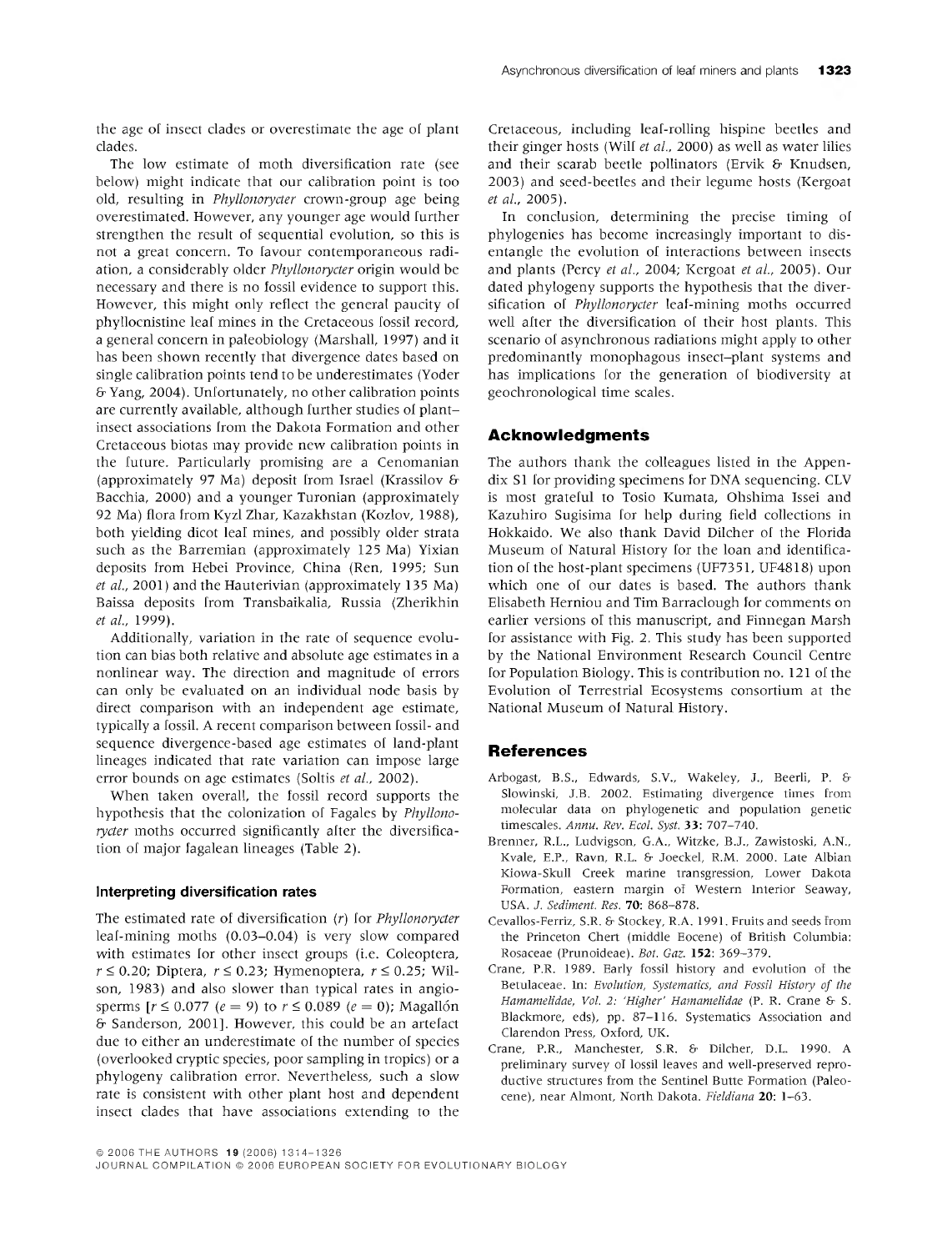the age of insect clades or overestimate the age of plant clades.

The low estimate of moth diversification rate (see below) might indicate that our calibration point is too old, resulting in *Phyllonorycter* crown-group age being overestimated. However, any younger age would further strengthen the result of sequential evolution, so this is not a great concern. To favour contemporaneous radiation, a considerably older *Phyllonorycter* origin would be necessary and there is no fossil evidence to support this. However, this might only reflect the general paucity of phyllocnistine leaf mines in the Cretaceous fossil record, a general concern in paleobiology (Marshall, 1997) and it has been shown recently that divergence dates based on single calibration points tend to be underestimates (Yoder & Yang, 2004). Unfortunately, no other calibration points are currently available, although further studies of plant–insect associations from the Dakota Formation and other Cretaceous biotas may provide new calibration points in the future. Particularly promising are a Cenomanian (approximately 97 Ma) deposit from Israel (Krassilov & Bacchia, 2000) and a younger Turonian (approximately 92 Ma) flora from Kyzl Zhar, Kazakhstan (Kozlov, 1988), both yielding dicot leaf mines, and possibly older strata such as the Barremian (approximately 125 Ma) Yixian deposits from Hebei Province, China (Ren, 1995; Sun *et al.*, 2001) and the Hauterivian (approximately 135 Ma) Baissa deposits from Transbaikalia, Russia (Zherikhin *et al.*, 1999).

Additionally, variation in the rate of sequence evolution can bias both relative and absolute age estimates in a nonlinear way. The direction and magnitude of errors can only be evaluated on an individual node basis by direct comparison with an independent age estimate, typically a fossil. A recent comparison between fossil- and sequence divergence-based age estimates of land-plant lineages indicated that rate variation can impose large error bounds on age estimates (Soltis *et al.*, 2002).

When taken overall, the fossil record supports the hypothesis that the colonization of Fagales by *Phyllonorycter* moths occurred significantly after the diversification of major fagalean lineages (Table 2).

### Interpreting diversification rates

The estimated rate of diversification ($r$) for *Phyllonorycter* leaf-mining moths (0.03–0.04) is very slow compared with estimates for other insect groups (i.e. Coleoptera, $r \leq 0.20$; Diptera, $r \leq 0.23$; Hymenoptera, $r \leq 0.25$; Wilson, 1983) and also slower than typical rates in angiosperms [$r \leq 0.077$ ($e = 9$) to $r \leq 0.089$ ($e = 0$); Magallón & Sanderson, 2001]. However, this could be an artefact due to either an underestimate of the number of species (overlooked cryptic species, poor sampling in tropics) or a phylogeny calibration error. Nevertheless, such a slow rate is consistent with other plant host and dependent insect clades that have associations extending to the Cretaceous, including leaf-rolling hispine beetles and their ginger hosts (Wilf *et al.*, 2000) as well as water lilies and their scarab beetle pollinators (Ervik & Knudsen, 2003) and seed-beetles and their legume hosts (Kergoat *et al.*, 2005).

In conclusion, determining the precise timing of phylogenies has become increasingly important to disentangle the evolution of interactions between insects and plants (Percy *et al.*, 2004; Kergoat *et al.*, 2005). Our dated phylogeny supports the hypothesis that the diversification of *Phyllonorycter* leaf-mining moths occurred well after the diversification of their host plants. This scenario of asynchronous radiations might apply to other predominantly monophagous insect–plant systems and has implications for the generation of biodiversity at geochronological time scales.

## Acknowledgments

The authors thank the colleagues listed in the Appendix S1 for providing specimens for DNA sequencing. CLV is most grateful to Tosio Kumata, Ohshima Issei and Kazuhiro Sugisima for help during field collections in Hokkaido. We also thank David Dilcher of the Florida Museum of Natural History for the loan and identification of the host-plant specimens (UF7351, UF4818) upon which one of our dates is based. The authors thank Elisabeth Herniou and Tim Barraclough for comments on earlier versions of this manuscript, and Finnegan Marsh for assistance with Fig. 2. This study has been supported by the National Environment Research Council Centre for Population Biology. This is contribution no. 121 of the Evolution of Terrestrial Ecosystems consortium at the National Museum of Natural History.

## References

Arbogast, B.S., Edwards, S.V., Wakeley, J., Beerli, P. & Slowinski, J.B. 2002. Estimating divergence times from molecular data on phylogenetic and population genetic timescales. *Annu. Rev. Ecol. Syst.* **33**: 707–740.

Brenner, R.L., Ludvigson, G.A., Witzke, B.J., Zawistoski, A.N., Kvale, E.P., Ravn, R.L. & Joeckel, R.M. 2000. Late Albian Kiowa-Skull Creek marine transgression, Lower Dakota Formation, eastern margin of Western Interior Seaway, USA. *J. Sediment. Res.* **70**: 868–878.

Cevallos-Ferriz, S.R. & Stockey, R.A. 1991. Fruits and seeds from the Princeton Chert (middle Eocene) of British Columbia: Rosaceae (Prunoideae). *Bot. Gaz.* **152**: 369–379.

Crane, P.R. 1989. Early fossil history and evolution of the Betulaceae. In: *Evolution, Systematics, and Fossil History of the Hamamelidae, Vol. 2: 'Higher' Hamamelidae* (P. R. Crane & S. Blackmore, eds), pp. 87–116. Systematics Association and Clarendon Press, Oxford, UK.

Crane, P.R., Manchester, S.R. & Dilcher, D.L. 1990. A preliminary survey of fossil leaves and well-preserved reproductive structures from the Sentinel Butte Formation (Paleocene), near Almont, North Dakota. *Fieldiana* **20**: 1–63.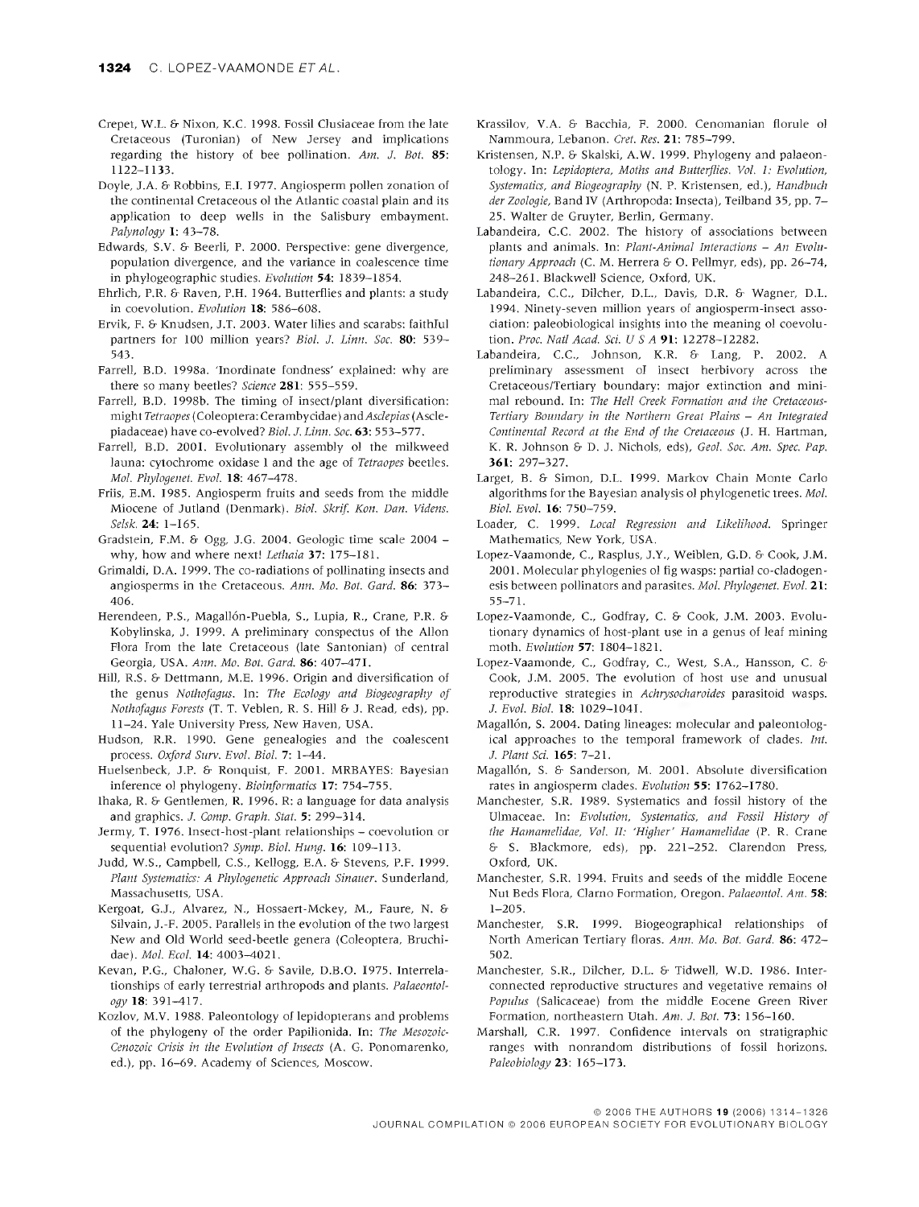Crepet, W.L. & Nixon, K.C. 1998. Fossil Clusiaceae from the late Cretaceous (Turonian) of New Jersey and implications regarding the history of bee pollination. *Am. J. Bot.* **85**: 1122–1133.

Doyle, J.A. & Robbins, E.I. 1977. Angiosperm pollen zonation of the continental Cretaceous of the Atlantic coastal plain and its application to deep wells in the Salisbury embayment. *Palynology* **1**: 43–78.

Edwards, S.V. & Beerli, P. 2000. Perspective: gene divergence, population divergence, and the variance in coalescence time in phylogeographic studies. *Evolution* **54**: 1839–1854.

Ehrlich, P.R. & Raven, P.H. 1964. Butterflies and plants: a study in coevolution. *Evolution* **18**: 586–608.

Ervik, F. & Knudsen, J.T. 2003. Water lilies and scarabs: faithful partners for 100 million years? *Biol. J. Linn. Soc.* **80**: 539–543.

Farrell, B.D. 1998a. 'Inordinate fondness' explained: why are there so many beetles? *Science* **281**: 555–559.

Farrell, B.D. 1998b. The timing of insect/plant diversification: might *Tetraopes* (Coleoptera: Cerambycidae) and *Asclepias* (Asclepiadaceae) have co-evolved? *Biol. J. Linn. Soc.* **63**: 553–577.

Farrell, B.D. 2001. Evolutionary assembly of the milkweed fauna: cytochrome oxidase I and the age of *Tetraopes* beetles. *Mol. Phylogenet. Evol.* **18**: 467–478.

Friis, E.M. 1985. Angiosperm fruits and seeds from the middle Miocene of Jutland (Denmark). *Biol. Skrif. Kon. Dan. Videns. Selsk.* **24**: 1–165.

Gradstein, F.M. & Ogg, J.G. 2004. Geologic time scale 2004 – why, how and where next! *Lethaia* **37**: 175–181.

Grimaldi, D.A. 1999. The co-radiations of pollinating insects and angiosperms in the Cretaceous. *Ann. Mo. Bot. Gard.* **86**: 373–406.

Herendeen, P.S., Magallón-Puebla, S., Lupia, R., Crane, P.R. & Kobylinska, J. 1999. A preliminary conspectus of the Allon Flora from the late Cretaceous (late Santonian) of central Georgia, USA. *Ann. Mo. Bot. Gard.* **86**: 407–471.

Hill, R.S. & Dettmann, M.E. 1996. Origin and diversification of the genus *Nothofagus*. In: *The Ecology and Biogeography of Nothofagus Forests* (T. T. Veblen, R. S. Hill & J. Read, eds), pp. 11–24. Yale University Press, New Haven, USA.

Hudson, R.R. 1990. Gene genealogies and the coalescent process. *Oxford Surv. Evol. Biol.* **7**: 1–44.

Huelsenbeck, J.P. & Ronquist, F. 2001. MRBAYES: Bayesian inference of phylogeny. *Bioinformatics* **17**: 754–755.

Ihaka, R. & Gentlemen, R. 1996. R: a language for data analysis and graphics. *J. Comp. Graph. Stat.* **5**: 299–314.

Jermy, T. 1976. Insect-host-plant relationships – coevolution or sequential evolution? *Symp. Biol. Hung.* **16**: 109–113.

Judd, W.S., Campbell, C.S., Kellogg, E.A. & Stevens, P.F. 1999. *Plant Systematics: A Phylogenetic Approach Sinauer*. Sunderland, Massachusetts, USA.

Kergoat, G.J., Alvarez, N., Hossaert-Mckey, M., Faure, N. & Silvain, J.-F. 2005. Parallels in the evolution of the two largest New and Old World seed-beetle genera (Coleoptera, Bruchidae). *Mol. Ecol.* **14**: 4003–4021.

Kevan, P.G., Chaloner, W.G. & Savile, D.B.O. 1975. Interrelationships of early terrestrial arthropods and plants. *Palaeontology* **18**: 391–417.

Kozlov, M.V. 1988. Paleontology of lepidopterans and problems of the phylogeny of the order Papilionida. In: *The Mesozoic-Cenozoic Crisis in the Evolution of Insects* (A. G. Ponomarenko, ed.), pp. 16–69. Academy of Sciences, Moscow.

Krassilov, V.A. & Bacchia, F. 2000. Cenomanian florule of Nammoura, Lebanon. *Cret. Res.* **21**: 785–799.

Kristensen, N.P. & Skalski, A.W. 1999. Phylogeny and palaeontology. In: *Lepidoptera, Moths and Butterflies. Vol. 1: Evolution, Systematics, and Biogeography* (N. P. Kristensen, ed.), *Handbuch der Zoologie*, Band IV (Arthropoda: Insecta), Teilband 35, pp. 7–25. Walter de Gruyter, Berlin, Germany.

Labandeira, C.C. 2002. The history of associations between plants and animals. In: *Plant-Animal Interactions – An Evolutionary Approach* (C. M. Herrera & O. Pellmyr, eds), pp. 26–74, 248–261. Blackwell Science, Oxford, UK.

Labandeira, C.C., Dilcher, D.L., Davis, D.R. & Wagner, D.L. 1994. Ninety-seven million years of angiosperm-insect association: paleobiological insights into the meaning of coevolution. *Proc. Natl Acad. Sci. U S A* **91**: 12278–12282.

Labandeira, C.C., Johnson, K.R. & Lang, P. 2002. A preliminary assessment of insect herbivory across the Cretaceous/Tertiary boundary: major extinction and minimal rebound. In: *The Hell Creek Formation and the Cretaceous-Tertiary Boundary in the Northern Great Plains – An Integrated Continental Record at the End of the Cretaceous* (J. H. Hartman, K. R. Johnson & D. J. Nichols, eds), *Geol. Soc. Am. Spec. Pap.* **361**: 297–327.

Larget, B. & Simon, D.L. 1999. Markov Chain Monte Carlo algorithms for the Bayesian analysis of phylogenetic trees. *Mol. Biol. Evol.* **16**: 750–759.

Loader, C. 1999. *Local Regression and Likelihood*. Springer Mathematics, New York, USA.

Lopez-Vaamonde, C., Rasplus, J.Y., Weiblen, G.D. & Cook, J.M. 2001. Molecular phylogenies of fig wasps: partial co-cladogenesis between pollinators and parasites. *Mol. Phylogenet. Evol.* **21**: 55–71.

Lopez-Vaamonde, C., Godfray, C. & Cook, J.M. 2003. Evolutionary dynamics of host-plant use in a genus of leaf mining moth. *Evolution* **57**: 1804–1821.

Lopez-Vaamonde, C., Godfray, C., West, S.A., Hansson, C. & Cook, J.M. 2005. The evolution of host use and unusual reproductive strategies in *Achrysocharoides* parasitoid wasps. *J. Evol. Biol.* **18**: 1029–1041.

Magallón, S. 2004. Dating lineages: molecular and paleontological approaches to the temporal framework of clades. *Int. J. Plant Sci.* **165**: 7–21.

Magallón, S. & Sanderson, M. 2001. Absolute diversification rates in angiosperm clades. *Evolution* **55**: 1762–1780.

Manchester, S.R. 1989. Systematics and fossil history of the Ulmaceae. In: *Evolution, Systematics, and Fossil History of the Hamamelidae, Vol. II: 'Higher' Hamamelidae* (P. R. Crane & S. Blackmore, eds), pp. 221–252. Clarendon Press, Oxford, UK.

Manchester, S.R. 1994. Fruits and seeds of the middle Eocene Nut Beds Flora, Clarno Formation, Oregon. *Palaeontol. Am.* **58**: 1–205.

Manchester, S.R. 1999. Biogeographical relationships of North American Tertiary floras. *Ann. Mo. Bot. Gard.* **86**: 472–502.

Manchester, S.R., Dilcher, D.L. & Tidwell, W.D. 1986. Interconnected reproductive structures and vegetative remains of *Populus* (Salicaceae) from the middle Eocene Green River Formation, northeastern Utah. *Am. J. Bot.* **73**: 156–160.

Marshall, C.R. 1997. Confidence intervals on stratigraphic ranges with nonrandom distributions of fossil horizons. *Paleobiology* **23**: 165–173.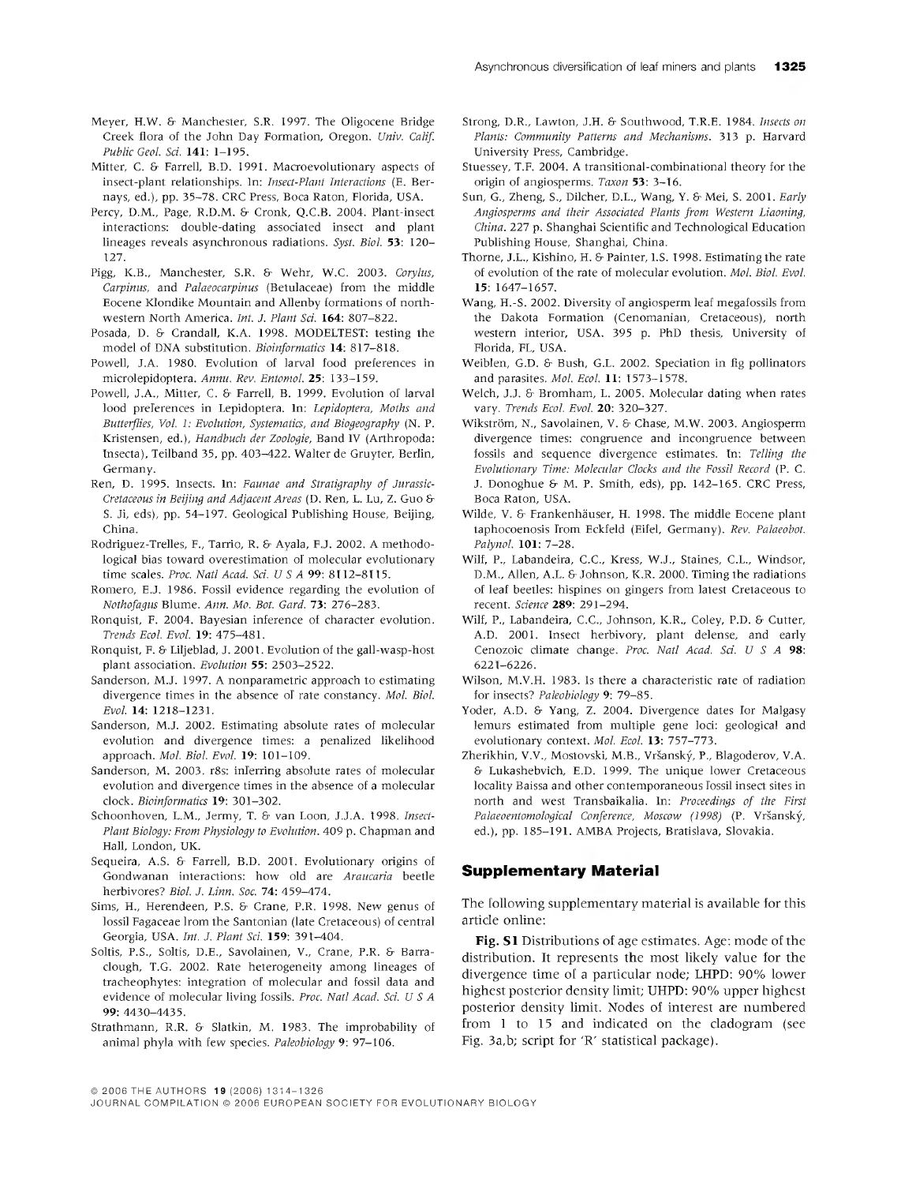Meyer, H.W. & Manchester, S.R. 1997. The Oligocene Bridge Creek flora of the John Day Formation, Oregon. *Univ. Calif. Public Geol. Sci.* **141**: 1–195.

Mitter, C. & Farrell, B.D. 1991. Macroevolutionary aspects of insect-plant relationships. In: *Insect-Plant Interactions* (E. Bernays, ed.), pp. 35–78. CRC Press, Boca Raton, Florida, USA.

Percy, D.M., Page, R.D.M. & Cronk, Q.C.B. 2004. Plant-insect interactions: double-dating associated insect and plant lineages reveals asynchronous radiations. *Syst. Biol.* **53**: 120–127.

Pigg, K.B., Manchester, S.R. & Wehr, W.C. 2003. *Corylus, Carpinus*, and *Palaeocarpinus* (Betulaceae) from the middle Eocene Klondike Mountain and Allenby formations of northwestern North America. *Int. J. Plant Sci.* **164**: 807–822.

Posada, D. & Crandall, K.A. 1998. MODELTEST: testing the model of DNA substitution. *Bioinformatics* **14**: 817–818.

Powell, J.A. 1980. Evolution of larval food preferences in microlepidoptera. *Annu. Rev. Entomol.* **25**: 133–159.

Powell, J.A., Mitter, C. & Farrell, B. 1999. Evolution of larval food preferences in Lepidoptera. In: *Lepidoptera, Moths and Butterflies, Vol. 1: Evolution, Systematics, and Biogeography* (N. P. Kristensen, ed.), *Handbuch der Zoologie*, Band IV (Arthropoda: Insecta), Teilband 35, pp. 403–422. Walter de Gruyter, Berlin, Germany.

Ren, D. 1995. Insects. In: *Faunae and Stratigraphy of Jurassic-Cretaceous in Beijing and Adjacent Areas* (D. Ren, L. Lu, Z. Guo & S. Ji, eds), pp. 54–197. Geological Publishing House, Beijing, China.

Rodriguez-Trelles, F., Tarrio, R. & Ayala, F.J. 2002. A methodological bias toward overestimation of molecular evolutionary time scales. *Proc. Natl Acad. Sci. U S A* **99**: 8112–8115.

Romero, E.J. 1986. Fossil evidence regarding the evolution of *Nothofagus* Blume. *Ann. Mo. Bot. Gard.* **73**: 276–283.

Ronquist, F. 2004. Bayesian inference of character evolution. *Trends Ecol. Evol.* **19**: 475–481.

Ronquist, F. & Liljeblad, J. 2001. Evolution of the gall-wasp-host plant association. *Evolution* **55**: 2503–2522.

Sanderson, M.J. 1997. A nonparametric approach to estimating divergence times in the absence of rate constancy. *Mol. Biol. Evol.* **14**: 1218–1231.

Sanderson, M.J. 2002. Estimating absolute rates of molecular evolution and divergence times: a penalized likelihood approach. *Mol. Biol. Evol.* **19**: 101–109.

Sanderson, M. 2003. r8s: inferring absolute rates of molecular evolution and divergence times in the absence of a molecular clock. *Bioinformatics* **19**: 301–302.

Schoonhoven, L.M., Jermy, T. & van Loon, J.J.A. 1998. *Insect-Plant Biology: From Physiology to Evolution*. 409 p. Chapman and Hall, London, UK.

Sequeira, A.S. & Farrell, B.D. 2001. Evolutionary origins of Gondwanan interactions: how old are *Araucaria* beetle herbivores? *Biol. J. Linn. Soc.* **74**: 459–474.

Sims, H., Herendeen, P.S. & Crane, P.R. 1998. New genus of fossil Fagaceae from the Santonian (late Cretaceous) of central Georgia, USA. *Int. J. Plant Sci.* **159**: 391–404.

Soltis, P.S., Soltis, D.E., Savolainen, V., Crane, P.R. & Barraclough, T.G. 2002. Rate heterogeneity among lineages of tracheophytes: integration of molecular and fossil data and evidence of molecular living fossils. *Proc. Natl Acad. Sci. U S A* **99**: 4430–4435.

Strathmann, R.R. & Slatkin, M. 1983. The improbability of animal phyla with few species. *Paleobiology* **9**: 97–106.

Strong, D.R., Lawton, J.H. & Southwood, T.R.E. 1984. *Insects on Plants: Community Patterns and Mechanisms*. 313 p. Harvard University Press, Cambridge.

Stuessey, T.F. 2004. A transitional-combinational theory for the origin of angiosperms. *Taxon* **53**: 3–16.

Sun, G., Zheng, S., Dilcher, D.L., Wang, Y. & Mei, S. 2001. *Early Angiosperms and their Associated Plants from Western Liaoning, China*. 227 p. Shanghai Scientific and Technological Education Publishing House, Shanghai, China.

Thorne, J.L., Kishino, H. & Painter, I.S. 1998. Estimating the rate of evolution of the rate of molecular evolution. *Mol. Biol. Evol.* **15**: 1647–1657.

Wang, H.-S. 2002. Diversity of angiosperm leaf megafossils from the Dakota Formation (Cenomanian, Cretaceous), north western interior, USA. 395 p. PhD thesis, University of Florida, FL, USA.

Weiblen, G.D. & Bush, G.L. 2002. Speciation in fig pollinators and parasites. *Mol. Ecol.* **11**: 1573–1578.

Welch, J.J. & Bromham, L. 2005. Molecular dating when rates vary. *Trends Ecol. Evol.* **20**: 320–327.

Wikström, N., Savolainen, V. & Chase, M.W. 2003. Angiosperm divergence times: congruence and incongruence between fossils and sequence divergence estimates. In: *Telling the Evolutionary Time: Molecular Clocks and the Fossil Record* (P. C. J. Donoghue & M. P. Smith, eds), pp. 142–165. CRC Press, Boca Raton, USA.

Wilde, V. & Frankenhäuser, H. 1998. The middle Eocene plant taphocoenosis from Eckfeld (Eifel, Germany). *Rev. Palaeobot. Palynol.* **101**: 7–28.

Wilf, P., Labandeira, C.C., Kress, W.J., Staines, C.L., Windsor, D.M., Allen, A.L. & Johnson, K.R. 2000. Timing the radiations of leaf beetles: hispines on gingers from latest Cretaceous to recent. *Science* **289**: 291–294.

Wilf, P., Labandeira, C.C., Johnson, K.R., Coley, P.D. & Cutter, A.D. 2001. Insect herbivory, plant defense, and early Cenozoic climate change. *Proc. Natl Acad. Sci. U S A* **98**: 6221–6226.

Wilson, M.V.H. 1983. Is there a characteristic rate of radiation for insects? *Paleobiology* **9**: 79–85.

Yoder, A.D. & Yang, Z. 2004. Divergence dates for Malgasy lemurs estimated from multiple gene loci: geological and evolutionary context. *Mol. Ecol.* **13**: 757–773.

Zherikhin, V.V., Mostovski, M.B., Vršanský, P., Blagoderov, V.A. & Lukashebvich, E.D. 1999. The unique lower Cretaceous locality Baissa and other contemporaneous fossil insect sites in north and west Transbaikalia. In: *Proceedings of the First Palaeoentomological Conference, Moscow (1998)* (P. Vršanský, ed.), pp. 185–191. AMBA Projects, Bratislava, Slovakia.

## Supplementary Material

The following supplementary material is available for this article online:

**Fig. S1** Distributions of age estimates. Age: mode of the distribution. It represents the most likely value for the divergence time of a particular node; LHPD: 90% lower highest posterior density limit; UHPD: 90% upper highest posterior density limit. Nodes of interest are numbered from 1 to 15 and indicated on the cladogram (see Fig. 3a,b; script for 'R' statistical package).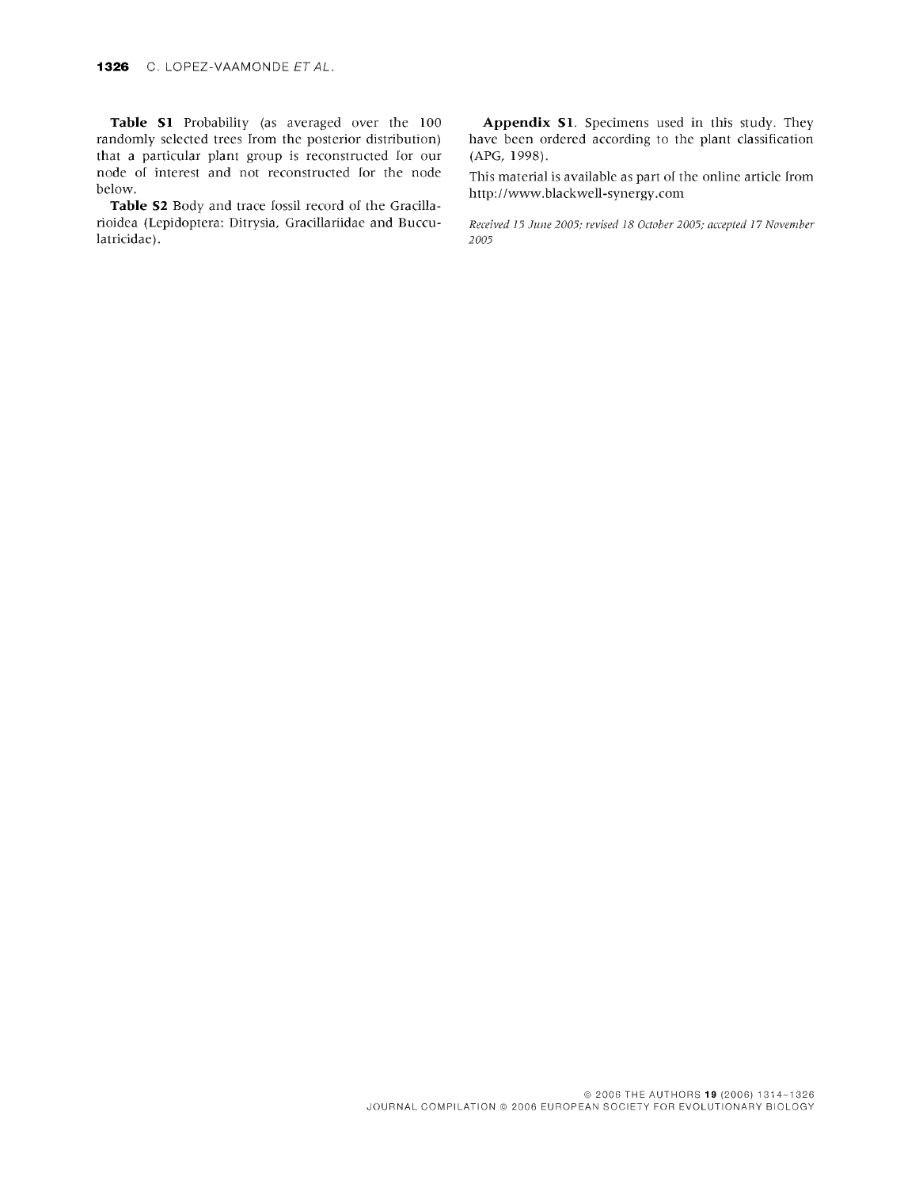**Table S1** Probability (as averaged over the 100 randomly selected trees from the posterior distribution) that a particular plant group is reconstructed for our node of interest and not reconstructed for the node below.

**Table S2** Body and trace fossil record of the Gracillarioidea (Lepidoptera: Ditrysia, Gracillariidae and Bucculatricidae).

**Appendix S1**. Specimens used in this study. They have been ordered according to the plant classification (APG, 1998).

This material is available as part of the online article from http://www.blackwell-synergy.com

*Received 15 June 2005; revised 18 October 2005; accepted 17 November 2005*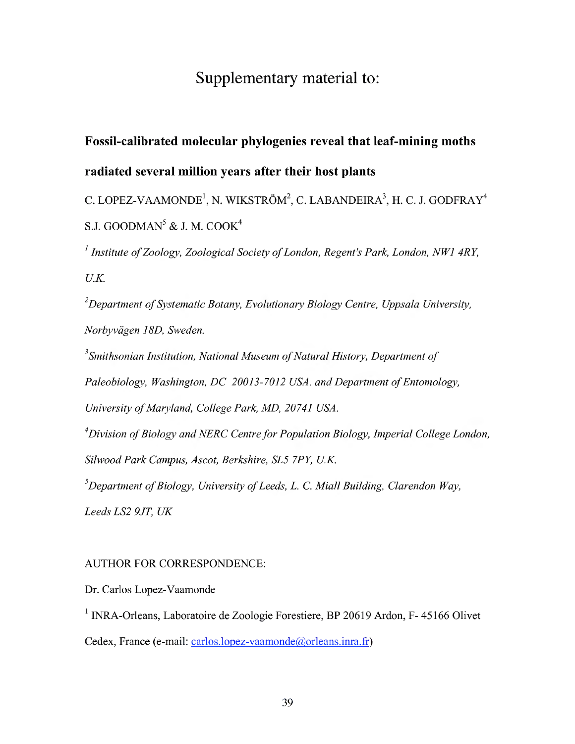# Supplementary material to:

## Fossil-calibrated molecular phylogenies reveal that leaf-mining moths radiated several million years after their host plants

C. LOPEZ-VAAMONDE[1], N. WIKSTRÖM[2], C. LABANDEIRA[3], H. C. J. GODFRAY[4] S.J. GOODMAN[5] & J. M. COOK[4]

[1] *Institute of Zoology, Zoological Society of London, Regent's Park, London, NW1 4RY, U.K.*

[2] *Department of Systematic Botany, Evolutionary Biology Centre, Uppsala University, Norbyvägen 18D, Sweden.*

[3] *Smithsonian Institution, National Museum of Natural History, Department of Paleobiology, Washington, DC 20013-7012 USA. and Department of Entomology, University of Maryland, College Park, MD, 20741 USA.*

[4] *Division of Biology and NERC Centre for Population Biology, Imperial College London, Silwood Park Campus, Ascot, Berkshire, SL5 7PY, U.K.*

[5] *Department of Biology, University of Leeds, L. C. Miall Building, Clarendon Way, Leeds LS2 9JT, UK*

AUTHOR FOR CORRESPONDENCE:

Dr. Carlos Lopez-Vaamonde

[1] INRA-Orleans, Laboratoire de Zoologie Forestiere, BP 20619 Ardon, F- 45166 Olivet Cedex, France (e-mail: carlos.lopez-vaamonde@orleans.inra.fr)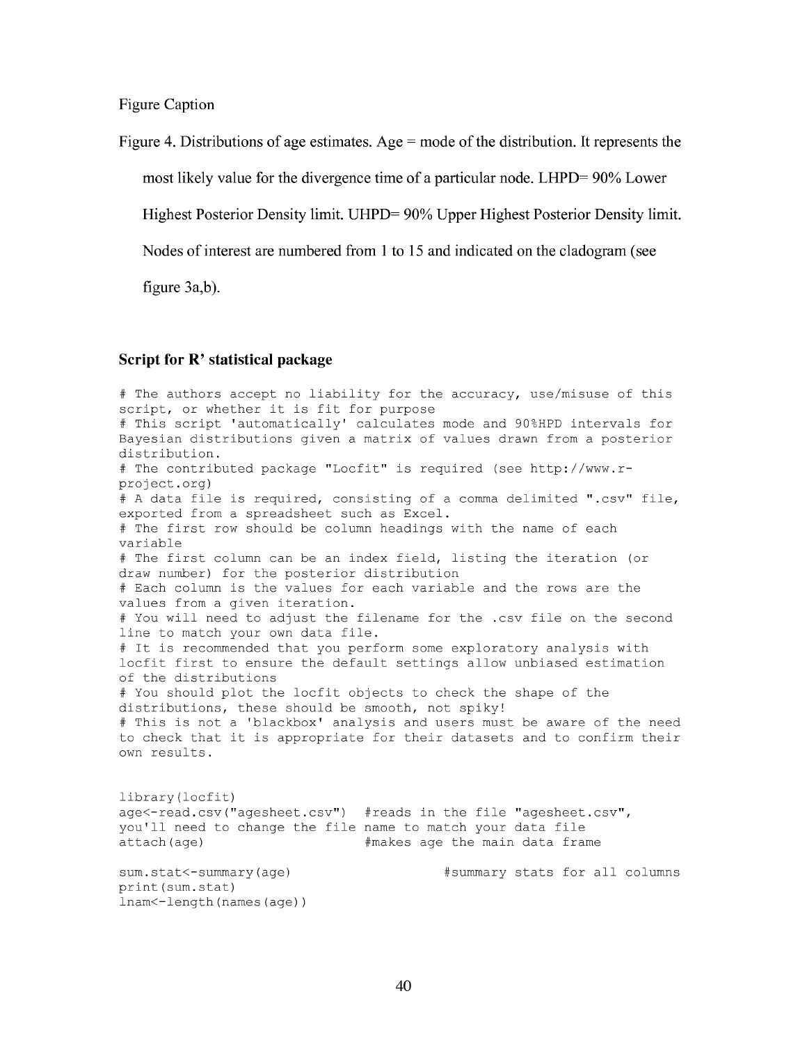Figure Caption

Figure 4. Distributions of age estimates. Age = mode of the distribution. It represents the most likely value for the divergence time of a particular node. LHPD= 90% Lower Highest Posterior Density limit. UHPD= 90% Upper Highest Posterior Density limit. Nodes of interest are numbered from 1 to 15 and indicated on the cladogram (see figure 3a,b).

### Script for R' statistical package

```
# The authors accept no liability for the accuracy, use/misuse of this
script, or whether it is fit for purpose
# This script 'automatically' calculates mode and 90%HPD intervals for
Bayesian distributions given a matrix of values drawn from a posterior
distribution.
# The contributed package "Locfit" is required (see http://www.r-
project.org)
# A data file is required, consisting of a comma delimited ".csv" file,
exported from a spreadsheet such as Excel.
# The first row should be column headings with the name of each
variable
# The first column can be an index field, listing the iteration (or
draw number) for the posterior distribution
# Each column is the values for each variable and the rows are the
values from a given iteration.
# You will need to adjust the filename for the .csv file on the second
line to match your own data file.
# It is recommended that you perform some exploratory analysis with
locfit first to ensure the default settings allow unbiased estimation
of the distributions
# You should plot the locfit objects to check the shape of the
distributions, these should be smooth, not spiky!
# This is not a 'blackbox' analysis and users must be aware of the need
to check that it is appropriate for their datasets and to confirm their
own results.


library(locfit)
age<-read.csv("agesheet.csv")  #reads in the file "agesheet.csv",
you'll need to change the file name to match your data file
attach(age)                    #makes age the main data frame

sum.stat<-summary(age)                  #summary stats for all columns
print(sum.stat)
lnam<-length(names(age))
```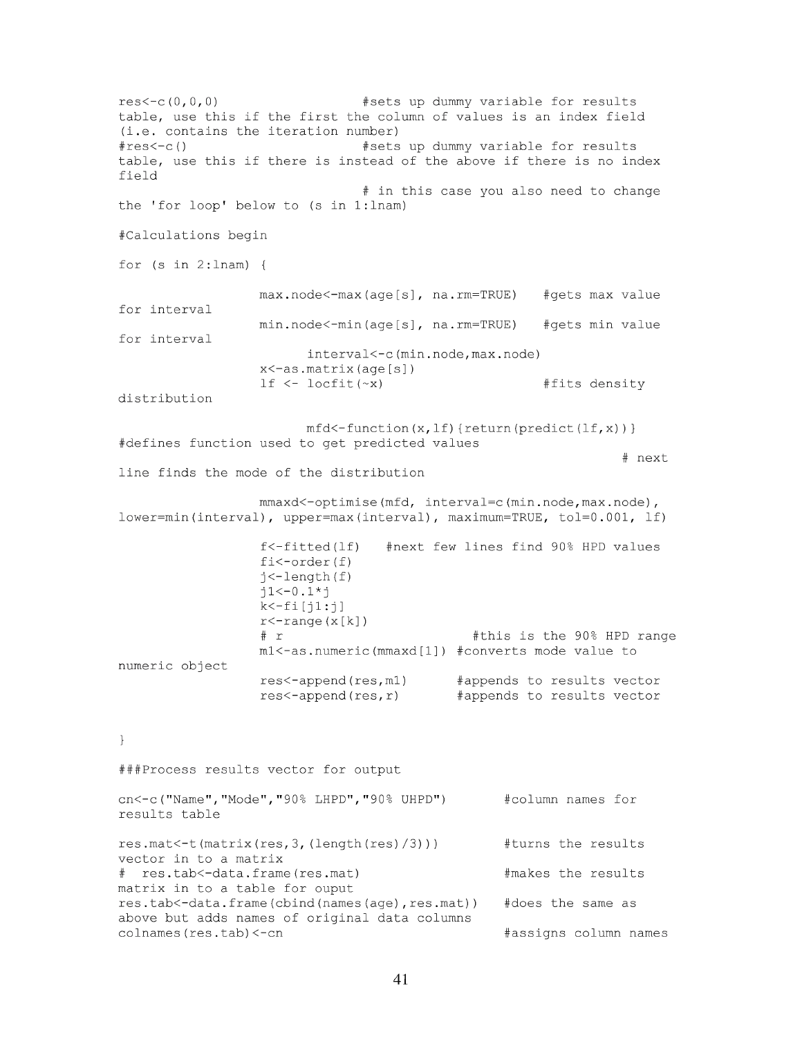```
res<-c(0,0,0)                   #sets up dummy variable for results
table, use this if the first the column of values is an index field
(i.e. contains the iteration number)
#res<-c()                       #sets up dummy variable for results
table, use this if there is instead of the above if there is no index
field
                                # in this case you also need to change
the 'for loop' below to (s in 1:lnam)

#Calculations begin

for (s in 2:lnam) {

                max.node<-max(age[s], na.rm=TRUE)   #gets max value
for interval
                min.node<-min(age[s], na.rm=TRUE)   #gets min value
for interval
                      interval<-c(min.node,max.node)
                x<-as.matrix(age[s])
                lf <- locfit(~x)                    #fits density
distribution

                      mfd<-function(x,lf){return(predict(lf,x))}
#defines function used to get predicted values
                                                                # next
line finds the mode of the distribution

                mmaxd<-optimise(mfd, interval=c(min.node,max.node),
lower=min(interval), upper=max(interval), maximum=TRUE, tol=0.001, lf)

                f<-fitted(lf)   #next few lines find 90% HPD values
                fi<-order(f)
                j<-length(f)
                j1<-0.1*j
                k<-fi[j1:j]
                r<-range(x[k])
                # r                        #this is the 90% HPD range
                m1<-as.numeric(mmaxd[1]) #converts mode value to
numeric object
                res<-append(res,m1)      #appends to results vector
                res<-append(res,r)       #appends to results vector


}

###Process results vector for output

cn<-c("Name","Mode","90% LHPD","90% UHPD")       #column names for
results table

res.mat<-t(matrix(res,3,(length(res)/3)))        #turns the results
vector in to a matrix
#  res.tab<-data.frame(res.mat)                  #makes the results
matrix in to a table for ouput
res.tab<-data.frame(cbind(names(age),res.mat))   #does the same as
above but adds names of original data columns
colnames(res.tab)<-cn                            #assigns column names
```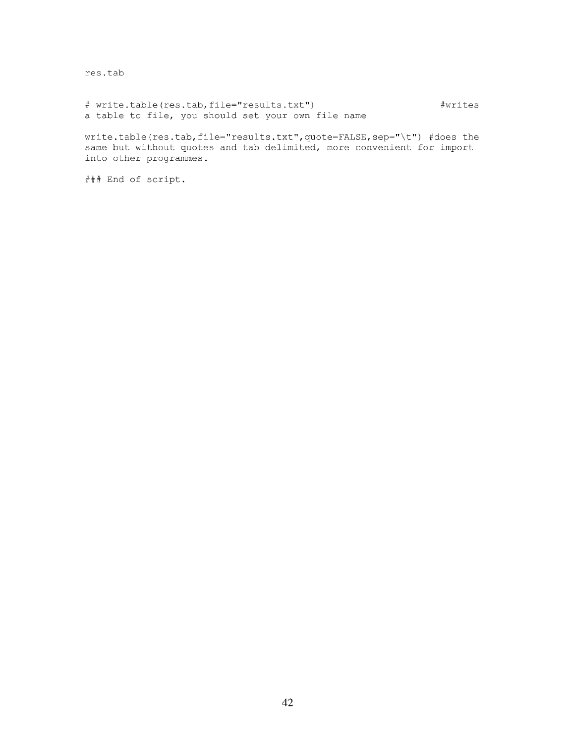```
res.tab

# write.table(res.tab,file="results.txt")                    #writes
a table to file, you should set your own file name

write.table(res.tab,file="results.txt",quote=FALSE,sep="\t") #does the
same but without quotes and tab delimited, more convenient for import
into other programmes.

### End of script.
```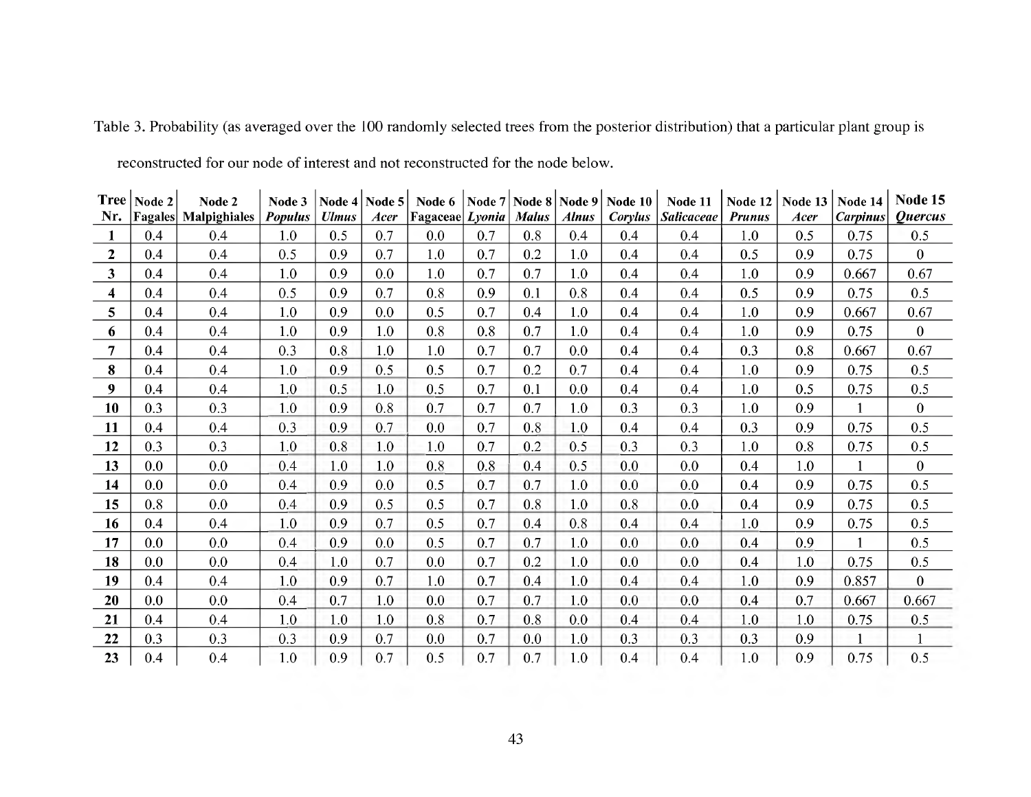Table 3. Probability (as averaged over the 100 randomly selected trees from the posterior distribution) that a particular plant group is reconstructed for our node of interest and not reconstructed for the node below.

| Tree Nr. | Node 2 Fagales | Node 2 Malpighiales | Node 3 *Populus* | Node 4 *Ulmus* | Node 5 *Acer* | Node 6 Fagaceae | Node 7 *Lyonia* | Node 8 *Malus* | Node 9 *Alnus* | Node 10 *Corylus* | Node 11 *Salicaceae* | Node 12 *Prunus* | Node 13 *Acer* | Node 14 *Carpinus* | Node 15 *Quercus* |
|---|---|---|---|---|---|---|---|---|---|---|---|---|---|---|---|
| 1 | 0.4 | 0.4 | 1.0 | 0.5 | 0.7 | 0.0 | 0.7 | 0.8 | 0.4 | 0.4 | 0.4 | 1.0 | 0.5 | 0.75 | 0.5 |
| 2 | 0.4 | 0.4 | 0.5 | 0.9 | 0.7 | 1.0 | 0.7 | 0.2 | 1.0 | 0.4 | 0.4 | 0.5 | 0.9 | 0.75 | 0 |
| 3 | 0.4 | 0.4 | 1.0 | 0.9 | 0.0 | 1.0 | 0.7 | 0.7 | 1.0 | 0.4 | 0.4 | 1.0 | 0.9 | 0.667 | 0.67 |
| 4 | 0.4 | 0.4 | 0.5 | 0.9 | 0.7 | 0.8 | 0.9 | 0.1 | 0.8 | 0.4 | 0.4 | 0.5 | 0.9 | 0.75 | 0.5 |
| 5 | 0.4 | 0.4 | 1.0 | 0.9 | 0.0 | 0.5 | 0.7 | 0.4 | 1.0 | 0.4 | 0.4 | 1.0 | 0.9 | 0.667 | 0.67 |
| 6 | 0.4 | 0.4 | 1.0 | 0.9 | 1.0 | 0.8 | 0.8 | 0.7 | 1.0 | 0.4 | 0.4 | 1.0 | 0.9 | 0.75 | 0 |
| 7 | 0.4 | 0.4 | 0.3 | 0.8 | 1.0 | 1.0 | 0.7 | 0.7 | 0.0 | 0.4 | 0.4 | 0.3 | 0.8 | 0.667 | 0.67 |
| 8 | 0.4 | 0.4 | 1.0 | 0.9 | 0.5 | 0.5 | 0.7 | 0.2 | 0.7 | 0.4 | 0.4 | 1.0 | 0.9 | 0.75 | 0.5 |
| 9 | 0.4 | 0.4 | 1.0 | 0.5 | 1.0 | 0.5 | 0.7 | 0.1 | 0.0 | 0.4 | 0.4 | 1.0 | 0.5 | 0.75 | 0.5 |
| 10 | 0.3 | 0.3 | 1.0 | 0.9 | 0.8 | 0.7 | 0.7 | 0.7 | 1.0 | 0.3 | 0.3 | 1.0 | 0.9 | 1 | 0 |
| 11 | 0.4 | 0.4 | 0.3 | 0.9 | 0.7 | 0.0 | 0.7 | 0.8 | 1.0 | 0.4 | 0.4 | 0.3 | 0.9 | 0.75 | 0.5 |
| 12 | 0.3 | 0.3 | 1.0 | 0.8 | 1.0 | 1.0 | 0.7 | 0.2 | 0.5 | 0.3 | 0.3 | 1.0 | 0.8 | 0.75 | 0.5 |
| 13 | 0.0 | 0.0 | 0.4 | 1.0 | 1.0 | 0.8 | 0.8 | 0.4 | 0.5 | 0.0 | 0.0 | 0.4 | 1.0 | 1 | 0 |
| 14 | 0.0 | 0.0 | 0.4 | 0.9 | 0.0 | 0.5 | 0.7 | 0.7 | 1.0 | 0.0 | 0.0 | 0.4 | 0.9 | 0.75 | 0.5 |
| 15 | 0.8 | 0.0 | 0.4 | 0.9 | 0.5 | 0.5 | 0.7 | 0.8 | 1.0 | 0.8 | 0.0 | 0.4 | 0.9 | 0.75 | 0.5 |
| 16 | 0.4 | 0.4 | 1.0 | 0.9 | 0.7 | 0.5 | 0.7 | 0.4 | 0.8 | 0.4 | 0.4 | 1.0 | 0.9 | 0.75 | 0.5 |
| 17 | 0.0 | 0.0 | 0.4 | 0.9 | 0.0 | 0.5 | 0.7 | 0.7 | 1.0 | 0.0 | 0.0 | 0.4 | 0.9 | 1 | 0.5 |
| 18 | 0.0 | 0.0 | 0.4 | 1.0 | 0.7 | 0.0 | 0.7 | 0.2 | 1.0 | 0.0 | 0.0 | 0.4 | 1.0 | 0.75 | 0.5 |
| 19 | 0.4 | 0.4 | 1.0 | 0.9 | 0.7 | 1.0 | 0.7 | 0.4 | 1.0 | 0.4 | 0.4 | 1.0 | 0.9 | 0.857 | 0 |
| 20 | 0.0 | 0.0 | 0.4 | 0.7 | 1.0 | 0.0 | 0.7 | 0.7 | 1.0 | 0.0 | 0.0 | 0.4 | 0.7 | 0.667 | 0.667 |
| 21 | 0.4 | 0.4 | 1.0 | 1.0 | 1.0 | 0.8 | 0.7 | 0.8 | 0.0 | 0.4 | 0.4 | 1.0 | 1.0 | 0.75 | 0.5 |
| 22 | 0.3 | 0.3 | 0.3 | 0.9 | 0.7 | 0.0 | 0.7 | 0.0 | 1.0 | 0.3 | 0.3 | 0.3 | 0.9 | 1 | 1 |
| 23 | 0.4 | 0.4 | 1.0 | 0.9 | 0.7 | 0.5 | 0.7 | 0.7 | 1.0 | 0.4 | 0.4 | 1.0 | 0.9 | 0.75 | 0.5 |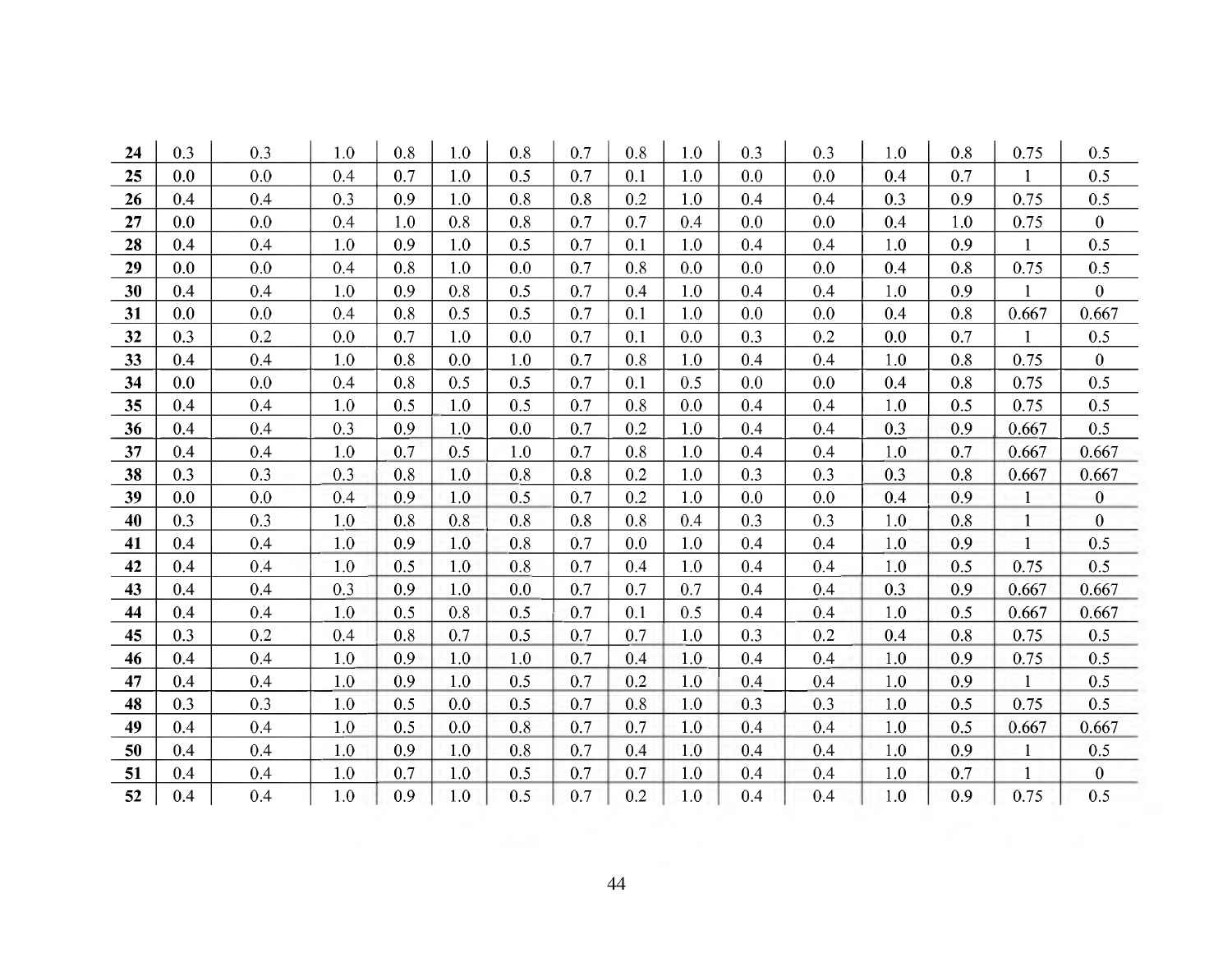| | | | | | | | | | | | | | | | |
|---|---|---|---|---|---|---|---|---|---|---|---|---|---|---|---|
| **24** | 0.3 | 0.3 | 1.0 | 0.8 | 1.0 | 0.8 | 0.7 | 0.8 | 1.0 | 0.3 | 0.3 | 1.0 | 0.8 | 0.75 | 0.5 |
| **25** | 0.0 | 0.0 | 0.4 | 0.7 | 1.0 | 0.5 | 0.7 | 0.1 | 1.0 | 0.0 | 0.0 | 0.4 | 0.7 | 1 | 0.5 |
| **26** | 0.4 | 0.4 | 0.3 | 0.9 | 1.0 | 0.8 | 0.8 | 0.2 | 1.0 | 0.4 | 0.4 | 0.3 | 0.9 | 0.75 | 0.5 |
| **27** | 0.0 | 0.0 | 0.4 | 1.0 | 0.8 | 0.8 | 0.7 | 0.7 | 0.4 | 0.0 | 0.0 | 0.4 | 1.0 | 0.75 | 0 |
| **28** | 0.4 | 0.4 | 1.0 | 0.9 | 1.0 | 0.5 | 0.7 | 0.1 | 1.0 | 0.4 | 0.4 | 1.0 | 0.9 | 1 | 0.5 |
| **29** | 0.0 | 0.0 | 0.4 | 0.8 | 1.0 | 0.0 | 0.7 | 0.8 | 0.0 | 0.0 | 0.0 | 0.4 | 0.8 | 0.75 | 0.5 |
| **30** | 0.4 | 0.4 | 1.0 | 0.9 | 0.8 | 0.5 | 0.7 | 0.4 | 1.0 | 0.4 | 0.4 | 1.0 | 0.9 | 1 | 0 |
| **31** | 0.0 | 0.0 | 0.4 | 0.8 | 0.5 | 0.5 | 0.7 | 0.1 | 1.0 | 0.0 | 0.0 | 0.4 | 0.8 | 0.667 | 0.667 |
| **32** | 0.3 | 0.2 | 0.0 | 0.7 | 1.0 | 0.0 | 0.7 | 0.1 | 0.0 | 0.3 | 0.2 | 0.0 | 0.7 | 1 | 0.5 |
| **33** | 0.4 | 0.4 | 1.0 | 0.8 | 0.0 | 1.0 | 0.7 | 0.8 | 1.0 | 0.4 | 0.4 | 1.0 | 0.8 | 0.75 | 0 |
| **34** | 0.0 | 0.0 | 0.4 | 0.8 | 0.5 | 0.5 | 0.7 | 0.1 | 0.5 | 0.0 | 0.0 | 0.4 | 0.8 | 0.75 | 0.5 |
| **35** | 0.4 | 0.4 | 1.0 | 0.5 | 1.0 | 0.5 | 0.7 | 0.8 | 0.0 | 0.4 | 0.4 | 1.0 | 0.5 | 0.75 | 0.5 |
| **36** | 0.4 | 0.4 | 0.3 | 0.9 | 1.0 | 0.0 | 0.7 | 0.2 | 1.0 | 0.4 | 0.4 | 0.3 | 0.9 | 0.667 | 0.5 |
| **37** | 0.4 | 0.4 | 1.0 | 0.7 | 0.5 | 1.0 | 0.7 | 0.8 | 1.0 | 0.4 | 0.4 | 1.0 | 0.7 | 0.667 | 0.667 |
| **38** | 0.3 | 0.3 | 0.3 | 0.8 | 1.0 | 0.8 | 0.8 | 0.2 | 1.0 | 0.3 | 0.3 | 0.3 | 0.8 | 0.667 | 0.667 |
| **39** | 0.0 | 0.0 | 0.4 | 0.9 | 1.0 | 0.5 | 0.7 | 0.2 | 1.0 | 0.0 | 0.0 | 0.4 | 0.9 | 1 | 0 |
| **40** | 0.3 | 0.3 | 1.0 | 0.8 | 0.8 | 0.8 | 0.8 | 0.8 | 0.4 | 0.3 | 0.3 | 1.0 | 0.8 | 1 | 0 |
| **41** | 0.4 | 0.4 | 1.0 | 0.9 | 1.0 | 0.8 | 0.7 | 0.0 | 1.0 | 0.4 | 0.4 | 1.0 | 0.9 | 1 | 0.5 |
| **42** | 0.4 | 0.4 | 1.0 | 0.5 | 1.0 | 0.8 | 0.7 | 0.4 | 1.0 | 0.4 | 0.4 | 1.0 | 0.5 | 0.75 | 0.5 |
| **43** | 0.4 | 0.4 | 0.3 | 0.9 | 1.0 | 0.0 | 0.7 | 0.7 | 0.7 | 0.4 | 0.4 | 0.3 | 0.9 | 0.667 | 0.667 |
| **44** | 0.4 | 0.4 | 1.0 | 0.5 | 0.8 | 0.5 | 0.7 | 0.1 | 0.5 | 0.4 | 0.4 | 1.0 | 0.5 | 0.667 | 0.667 |
| **45** | 0.3 | 0.2 | 0.4 | 0.8 | 0.7 | 0.5 | 0.7 | 0.7 | 1.0 | 0.3 | 0.2 | 0.4 | 0.8 | 0.75 | 0.5 |
| **46** | 0.4 | 0.4 | 1.0 | 0.9 | 1.0 | 1.0 | 0.7 | 0.4 | 1.0 | 0.4 | 0.4 | 1.0 | 0.9 | 0.75 | 0.5 |
| **47** | 0.4 | 0.4 | 1.0 | 0.9 | 1.0 | 0.5 | 0.7 | 0.2 | 1.0 | 0.4 | 0.4 | 1.0 | 0.9 | 1 | 0.5 |
| **48** | 0.3 | 0.3 | 1.0 | 0.5 | 0.0 | 0.5 | 0.7 | 0.8 | 1.0 | 0.3 | 0.3 | 1.0 | 0.5 | 0.75 | 0.5 |
| **49** | 0.4 | 0.4 | 1.0 | 0.5 | 0.0 | 0.8 | 0.7 | 0.7 | 1.0 | 0.4 | 0.4 | 1.0 | 0.5 | 0.667 | 0.667 |
| **50** | 0.4 | 0.4 | 1.0 | 0.9 | 1.0 | 0.8 | 0.7 | 0.4 | 1.0 | 0.4 | 0.4 | 1.0 | 0.9 | 1 | 0.5 |
| **51** | 0.4 | 0.4 | 1.0 | 0.7 | 1.0 | 0.5 | 0.7 | 0.7 | 1.0 | 0.4 | 0.4 | 1.0 | 0.7 | 1 | 0 |
| **52** | 0.4 | 0.4 | 1.0 | 0.9 | 1.0 | 0.5 | 0.7 | 0.2 | 1.0 | 0.4 | 0.4 | 1.0 | 0.9 | 0.75 | 0.5 |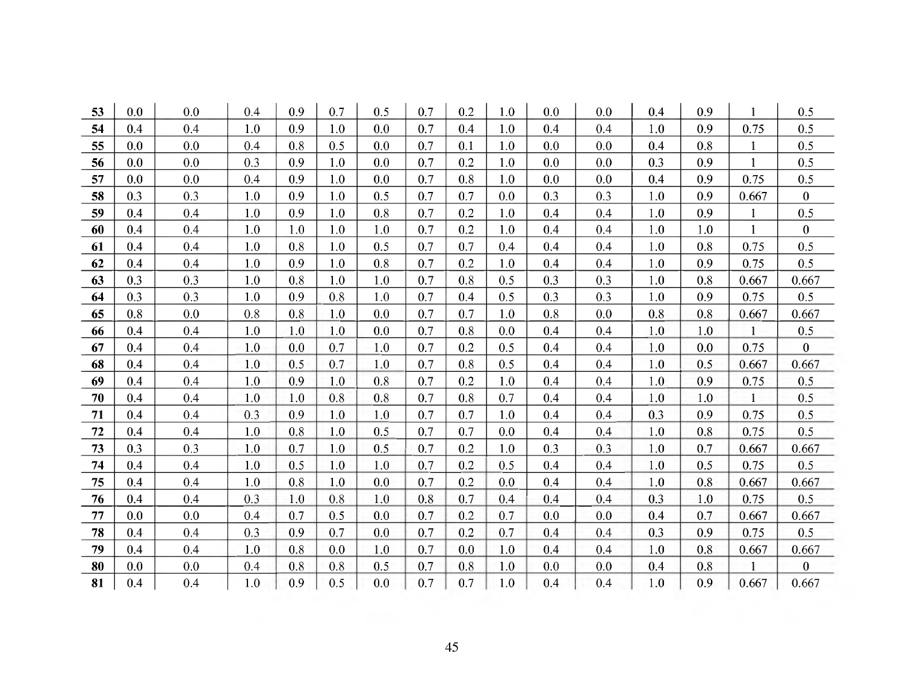| | | | | | | | | | | | | | | | |
|---|---|---|---|---|---|---|---|---|---|---|---|---|---|---|---|
| **53** | 0.0 | 0.0 | 0.4 | 0.9 | 0.7 | 0.5 | 0.7 | 0.2 | 1.0 | 0.0 | 0.0 | 0.4 | 0.9 | 1 | 0.5 |
| **54** | 0.4 | 0.4 | 1.0 | 0.9 | 1.0 | 0.0 | 0.7 | 0.4 | 1.0 | 0.4 | 0.4 | 1.0 | 0.9 | 0.75 | 0.5 |
| **55** | 0.0 | 0.0 | 0.4 | 0.8 | 0.5 | 0.0 | 0.7 | 0.1 | 1.0 | 0.0 | 0.0 | 0.4 | 0.8 | 1 | 0.5 |
| **56** | 0.0 | 0.0 | 0.3 | 0.9 | 1.0 | 0.0 | 0.7 | 0.2 | 1.0 | 0.0 | 0.0 | 0.3 | 0.9 | 1 | 0.5 |
| **57** | 0.0 | 0.0 | 0.4 | 0.9 | 1.0 | 0.0 | 0.7 | 0.8 | 1.0 | 0.0 | 0.0 | 0.4 | 0.9 | 0.75 | 0.5 |
| **58** | 0.3 | 0.3 | 1.0 | 0.9 | 1.0 | 0.5 | 0.7 | 0.7 | 0.0 | 0.3 | 0.3 | 1.0 | 0.9 | 0.667 | 0 |
| **59** | 0.4 | 0.4 | 1.0 | 0.9 | 1.0 | 0.8 | 0.7 | 0.2 | 1.0 | 0.4 | 0.4 | 1.0 | 0.9 | 1 | 0.5 |
| **60** | 0.4 | 0.4 | 1.0 | 1.0 | 1.0 | 1.0 | 0.7 | 0.2 | 1.0 | 0.4 | 0.4 | 1.0 | 1.0 | 1 | 0 |
| **61** | 0.4 | 0.4 | 1.0 | 0.8 | 1.0 | 0.5 | 0.7 | 0.7 | 0.4 | 0.4 | 0.4 | 1.0 | 0.8 | 0.75 | 0.5 |
| **62** | 0.4 | 0.4 | 1.0 | 0.9 | 1.0 | 0.8 | 0.7 | 0.2 | 1.0 | 0.4 | 0.4 | 1.0 | 0.9 | 0.75 | 0.5 |
| **63** | 0.3 | 0.3 | 1.0 | 0.8 | 1.0 | 1.0 | 0.7 | 0.8 | 0.5 | 0.3 | 0.3 | 1.0 | 0.8 | 0.667 | 0.667 |
| **64** | 0.3 | 0.3 | 1.0 | 0.9 | 0.8 | 1.0 | 0.7 | 0.4 | 0.5 | 0.3 | 0.3 | 1.0 | 0.9 | 0.75 | 0.5 |
| **65** | 0.8 | 0.0 | 0.8 | 0.8 | 1.0 | 0.0 | 0.7 | 0.7 | 1.0 | 0.8 | 0.0 | 0.8 | 0.8 | 0.667 | 0.667 |
| **66** | 0.4 | 0.4 | 1.0 | 1.0 | 1.0 | 0.0 | 0.7 | 0.8 | 0.0 | 0.4 | 0.4 | 1.0 | 1.0 | 1 | 0.5 |
| **67** | 0.4 | 0.4 | 1.0 | 0.0 | 0.7 | 1.0 | 0.7 | 0.2 | 0.5 | 0.4 | 0.4 | 1.0 | 0.0 | 0.75 | 0 |
| **68** | 0.4 | 0.4 | 1.0 | 0.5 | 0.7 | 1.0 | 0.7 | 0.8 | 0.5 | 0.4 | 0.4 | 1.0 | 0.5 | 0.667 | 0.667 |
| **69** | 0.4 | 0.4 | 1.0 | 0.9 | 1.0 | 0.8 | 0.7 | 0.2 | 1.0 | 0.4 | 0.4 | 1.0 | 0.9 | 0.75 | 0.5 |
| **70** | 0.4 | 0.4 | 1.0 | 1.0 | 0.8 | 0.8 | 0.7 | 0.8 | 0.7 | 0.4 | 0.4 | 1.0 | 1.0 | 1 | 0.5 |
| **71** | 0.4 | 0.4 | 0.3 | 0.9 | 1.0 | 1.0 | 0.7 | 0.7 | 1.0 | 0.4 | 0.4 | 0.3 | 0.9 | 0.75 | 0.5 |
| **72** | 0.4 | 0.4 | 1.0 | 0.8 | 1.0 | 0.5 | 0.7 | 0.7 | 0.0 | 0.4 | 0.4 | 1.0 | 0.8 | 0.75 | 0.5 |
| **73** | 0.3 | 0.3 | 1.0 | 0.7 | 1.0 | 0.5 | 0.7 | 0.2 | 1.0 | 0.3 | 0.3 | 1.0 | 0.7 | 0.667 | 0.667 |
| **74** | 0.4 | 0.4 | 1.0 | 0.5 | 1.0 | 1.0 | 0.7 | 0.2 | 0.5 | 0.4 | 0.4 | 1.0 | 0.5 | 0.75 | 0.5 |
| **75** | 0.4 | 0.4 | 1.0 | 0.8 | 1.0 | 0.0 | 0.7 | 0.2 | 0.0 | 0.4 | 0.4 | 1.0 | 0.8 | 0.667 | 0.667 |
| **76** | 0.4 | 0.4 | 0.3 | 1.0 | 0.8 | 1.0 | 0.8 | 0.7 | 0.4 | 0.4 | 0.4 | 0.3 | 1.0 | 0.75 | 0.5 |
| **77** | 0.0 | 0.0 | 0.4 | 0.7 | 0.5 | 0.0 | 0.7 | 0.2 | 0.7 | 0.0 | 0.0 | 0.4 | 0.7 | 0.667 | 0.667 |
| **78** | 0.4 | 0.4 | 0.3 | 0.9 | 0.7 | 0.0 | 0.7 | 0.2 | 0.7 | 0.4 | 0.4 | 0.3 | 0.9 | 0.75 | 0.5 |
| **79** | 0.4 | 0.4 | 1.0 | 0.8 | 0.0 | 1.0 | 0.7 | 0.0 | 1.0 | 0.4 | 0.4 | 1.0 | 0.8 | 0.667 | 0.667 |
| **80** | 0.0 | 0.0 | 0.4 | 0.8 | 0.8 | 0.5 | 0.7 | 0.8 | 1.0 | 0.0 | 0.0 | 0.4 | 0.8 | 1 | 0 |
| **81** | 0.4 | 0.4 | 1.0 | 0.9 | 0.5 | 0.0 | 0.7 | 0.7 | 1.0 | 0.4 | 0.4 | 1.0 | 0.9 | 0.667 | 0.667 |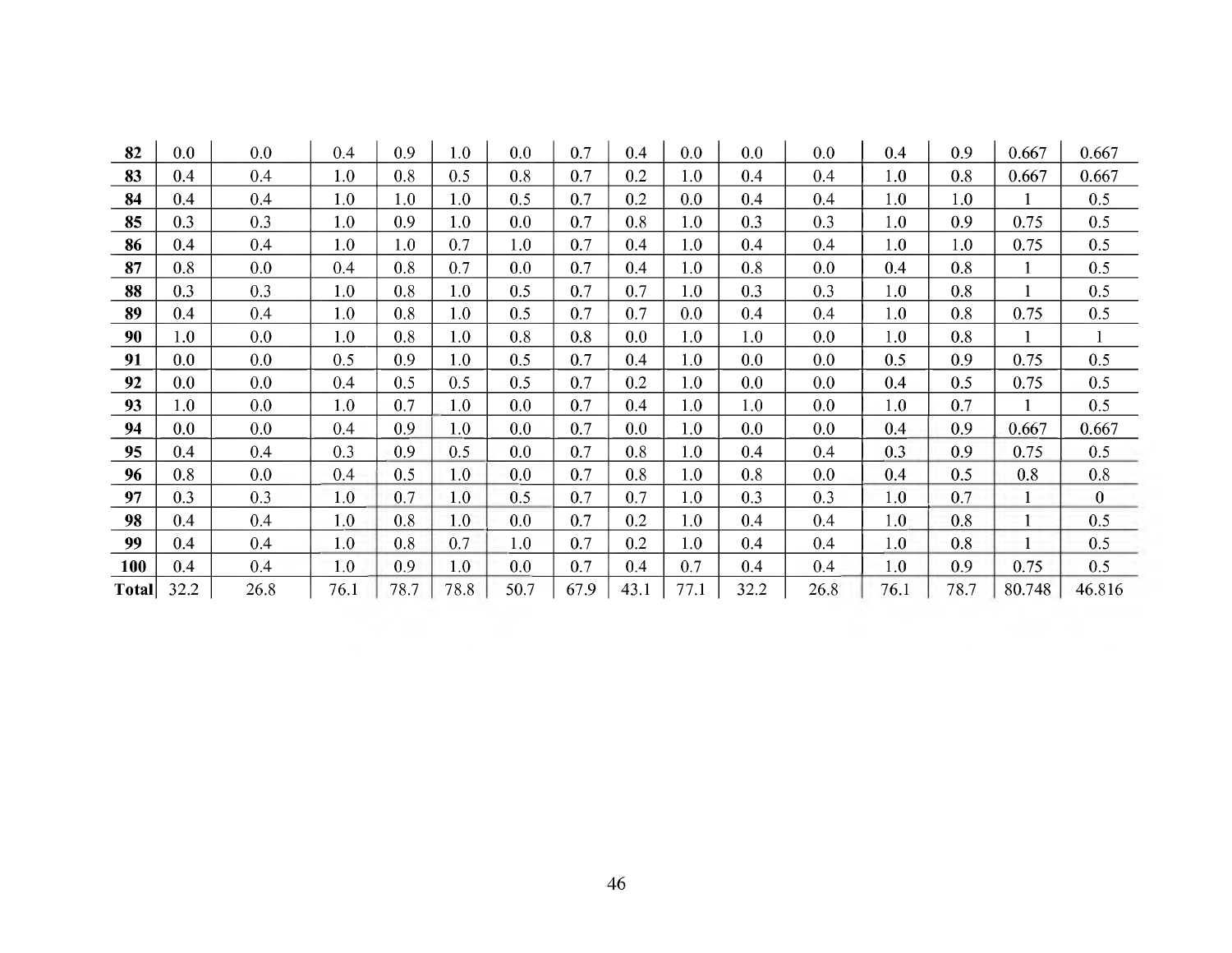| | | | | | | | | | | | | | | | |
|---|---|---|---|---|---|---|---|---|---|---|---|---|---|---|---|
| **82** | 0.0 | 0.0 | 0.4 | 0.9 | 1.0 | 0.0 | 0.7 | 0.4 | 0.0 | 0.0 | 0.0 | 0.4 | 0.9 | 0.667 | 0.667 |
| **83** | 0.4 | 0.4 | 1.0 | 0.8 | 0.5 | 0.8 | 0.7 | 0.2 | 1.0 | 0.4 | 0.4 | 1.0 | 0.8 | 0.667 | 0.667 |
| **84** | 0.4 | 0.4 | 1.0 | 1.0 | 1.0 | 0.5 | 0.7 | 0.2 | 0.0 | 0.4 | 0.4 | 1.0 | 1.0 | 1 | 0.5 |
| **85** | 0.3 | 0.3 | 1.0 | 0.9 | 1.0 | 0.0 | 0.7 | 0.8 | 1.0 | 0.3 | 0.3 | 1.0 | 0.9 | 0.75 | 0.5 |
| **86** | 0.4 | 0.4 | 1.0 | 1.0 | 0.7 | 1.0 | 0.7 | 0.4 | 1.0 | 0.4 | 0.4 | 1.0 | 1.0 | 0.75 | 0.5 |
| **87** | 0.8 | 0.0 | 0.4 | 0.8 | 0.7 | 0.0 | 0.7 | 0.4 | 1.0 | 0.8 | 0.0 | 0.4 | 0.8 | 1 | 0.5 |
| **88** | 0.3 | 0.3 | 1.0 | 0.8 | 1.0 | 0.5 | 0.7 | 0.7 | 1.0 | 0.3 | 0.3 | 1.0 | 0.8 | 1 | 0.5 |
| **89** | 0.4 | 0.4 | 1.0 | 0.8 | 1.0 | 0.5 | 0.7 | 0.7 | 0.0 | 0.4 | 0.4 | 1.0 | 0.8 | 0.75 | 0.5 |
| **90** | 1.0 | 0.0 | 1.0 | 0.8 | 1.0 | 0.8 | 0.8 | 0.0 | 1.0 | 1.0 | 0.0 | 1.0 | 0.8 | 1 | 1 |
| **91** | 0.0 | 0.0 | 0.5 | 0.9 | 1.0 | 0.5 | 0.7 | 0.4 | 1.0 | 0.0 | 0.0 | 0.5 | 0.9 | 0.75 | 0.5 |
| **92** | 0.0 | 0.0 | 0.4 | 0.5 | 0.5 | 0.5 | 0.7 | 0.2 | 1.0 | 0.0 | 0.0 | 0.4 | 0.5 | 0.75 | 0.5 |
| **93** | 1.0 | 0.0 | 1.0 | 0.7 | 1.0 | 0.0 | 0.7 | 0.4 | 1.0 | 1.0 | 0.0 | 1.0 | 0.7 | 1 | 0.5 |
| **94** | 0.0 | 0.0 | 0.4 | 0.9 | 1.0 | 0.0 | 0.7 | 0.0 | 1.0 | 0.0 | 0.0 | 0.4 | 0.9 | 0.667 | 0.667 |
| **95** | 0.4 | 0.4 | 0.3 | 0.9 | 0.5 | 0.0 | 0.7 | 0.8 | 1.0 | 0.4 | 0.4 | 0.3 | 0.9 | 0.75 | 0.5 |
| **96** | 0.8 | 0.0 | 0.4 | 0.5 | 1.0 | 0.0 | 0.7 | 0.8 | 1.0 | 0.8 | 0.0 | 0.4 | 0.5 | 0.8 | 0.8 |
| **97** | 0.3 | 0.3 | 1.0 | 0.7 | 1.0 | 0.5 | 0.7 | 0.7 | 1.0 | 0.3 | 0.3 | 1.0 | 0.7 | 1 | 0 |
| **98** | 0.4 | 0.4 | 1.0 | 0.8 | 1.0 | 0.0 | 0.7 | 0.2 | 1.0 | 0.4 | 0.4 | 1.0 | 0.8 | 1 | 0.5 |
| **99** | 0.4 | 0.4 | 1.0 | 0.8 | 0.7 | 1.0 | 0.7 | 0.2 | 1.0 | 0.4 | 0.4 | 1.0 | 0.8 | 1 | 0.5 |
| **100** | 0.4 | 0.4 | 1.0 | 0.9 | 1.0 | 0.0 | 0.7 | 0.4 | 0.7 | 0.4 | 0.4 | 1.0 | 0.9 | 0.75 | 0.5 |
| **Total** | 32.2 | 26.8 | 76.1 | 78.7 | 78.8 | 50.7 | 67.9 | 43.1 | 77.1 | 32.2 | 26.8 | 76.1 | 78.7 | 80.748 | 46.816 |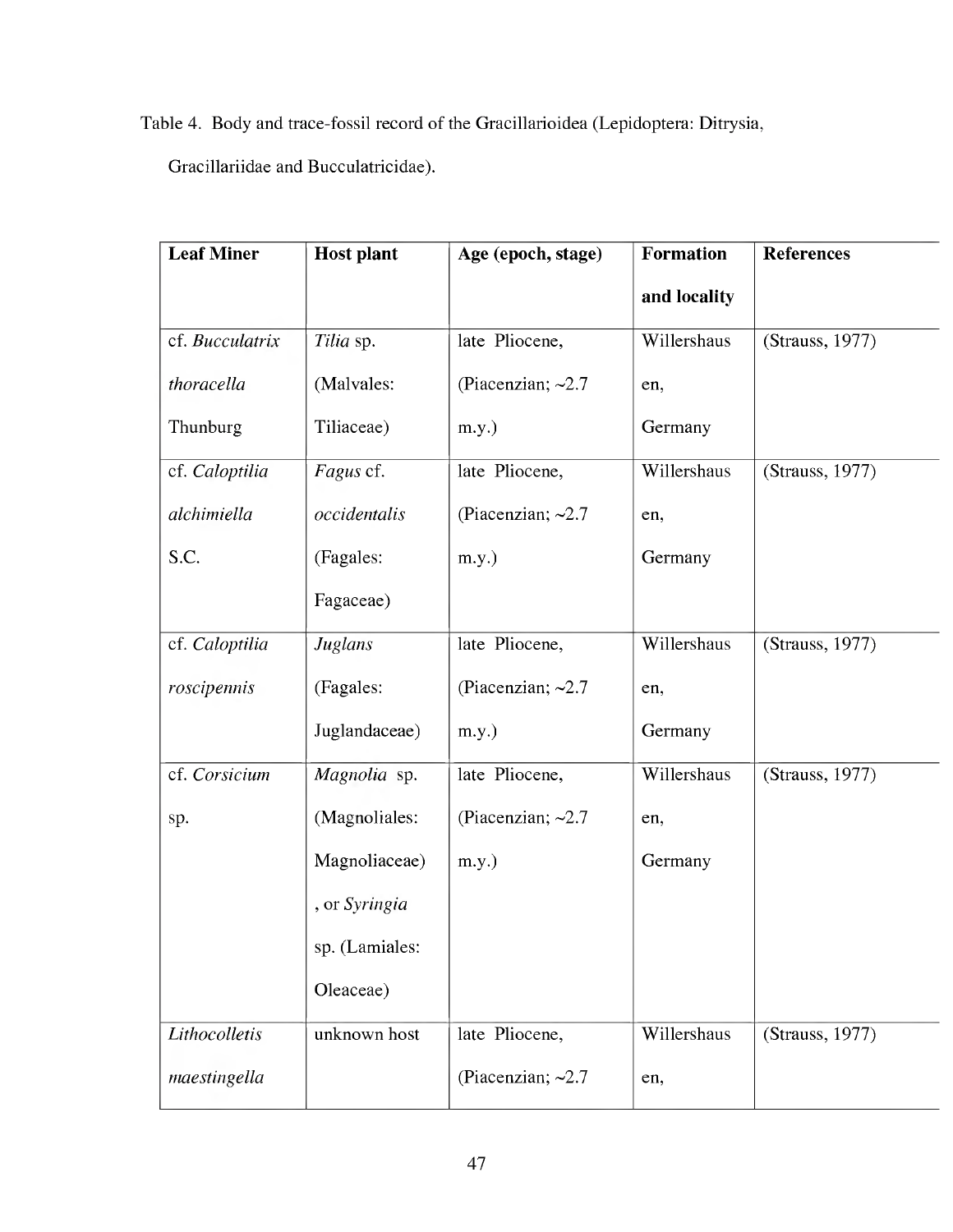Table 4. Body and trace-fossil record of the Gracillarioidea (Lepidoptera: Ditrysia, Gracillariidae and Bucculatricidae).

| **Leaf Miner** | **Host plant** | **Age (epoch, stage)** | **Formation and locality** | **References** |
|---|---|---|---|---|
| cf. *Bucculatrix thoracella* Thunburg | *Tilia* sp. (Malvales: Tiliaceae) | late Pliocene, (Piacenzian; ~2.7 m.y.) | Willershausen, Germany | (Strauss, 1977) |
| cf. *Caloptilia alchimiella* S.C. | *Fagus* cf. *occidentalis* (Fagales: Fagaceae) | late Pliocene, (Piacenzian; ~2.7 m.y.) | Willershausen, Germany | (Strauss, 1977) |
| cf. *Caloptilia roscipennis* | *Juglans* (Fagales: Juglandaceae) | late Pliocene, (Piacenzian; ~2.7 m.y.) | Willershausen, Germany | (Strauss, 1977) |
| cf. *Corsicium* sp. | *Magnolia* sp. (Magnoliales: Magnoliaceae), or *Syringia* sp. (Lamiales: Oleaceae) | late Pliocene, (Piacenzian; ~2.7 m.y.) | Willershausen, Germany | (Strauss, 1977) |
| *Lithocolletis maestingella* | unknown host | late Pliocene, (Piacenzian; ~2.7 | Willershausen, | (Strauss, 1977) |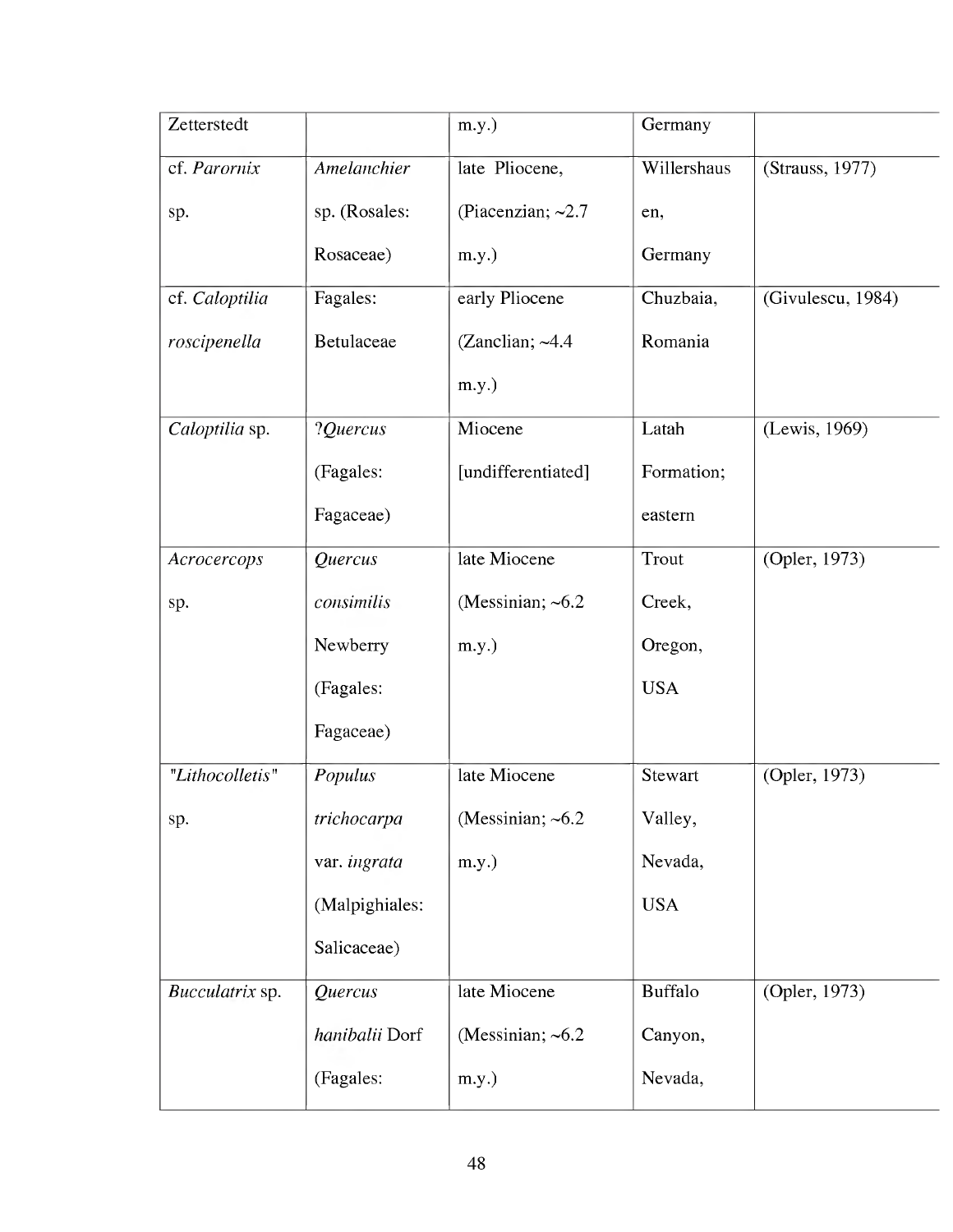| | | | | |
|---|---|---|---|---|
| Zetterstedt | | m.y.) | Germany | |
| cf. *Parornix* sp. | *Amelanchier* sp. (Rosales: Rosaceae) | late Pliocene, (Piacenzian; ~2.7 m.y.) | Willershausen, Germany | (Strauss, 1977) |
| cf. *Caloptilia roscipenella* | Fagales: Betulaceae | early Pliocene (Zanclian; ~4.4 m.y.) | Chuzbaia, Romania | (Givulescu, 1984) |
| *Caloptilia* sp. | ?*Quercus* (Fagales: Fagaceae) | Miocene [undifferentiated] | Latah Formation; eastern | (Lewis, 1969) |
| *Acrocercops* sp. | *Quercus consimilis* Newberry (Fagales: Fagaceae) | late Miocene (Messinian; ~6.2 m.y.) | Trout Creek, Oregon, USA | (Opler, 1973) |
| "*Lithocolletis*" sp. | *Populus trichocarpa* var. *ingrata* (Malpighiales: Salicaceae) | late Miocene (Messinian; ~6.2 m.y.) | Stewart Valley, Nevada, USA | (Opler, 1973) |
| *Bucculatrix* sp. | *Quercus hanibalii* Dorf (Fagales: | late Miocene (Messinian; ~6.2 m.y.) | Buffalo Canyon, Nevada, | (Opler, 1973) |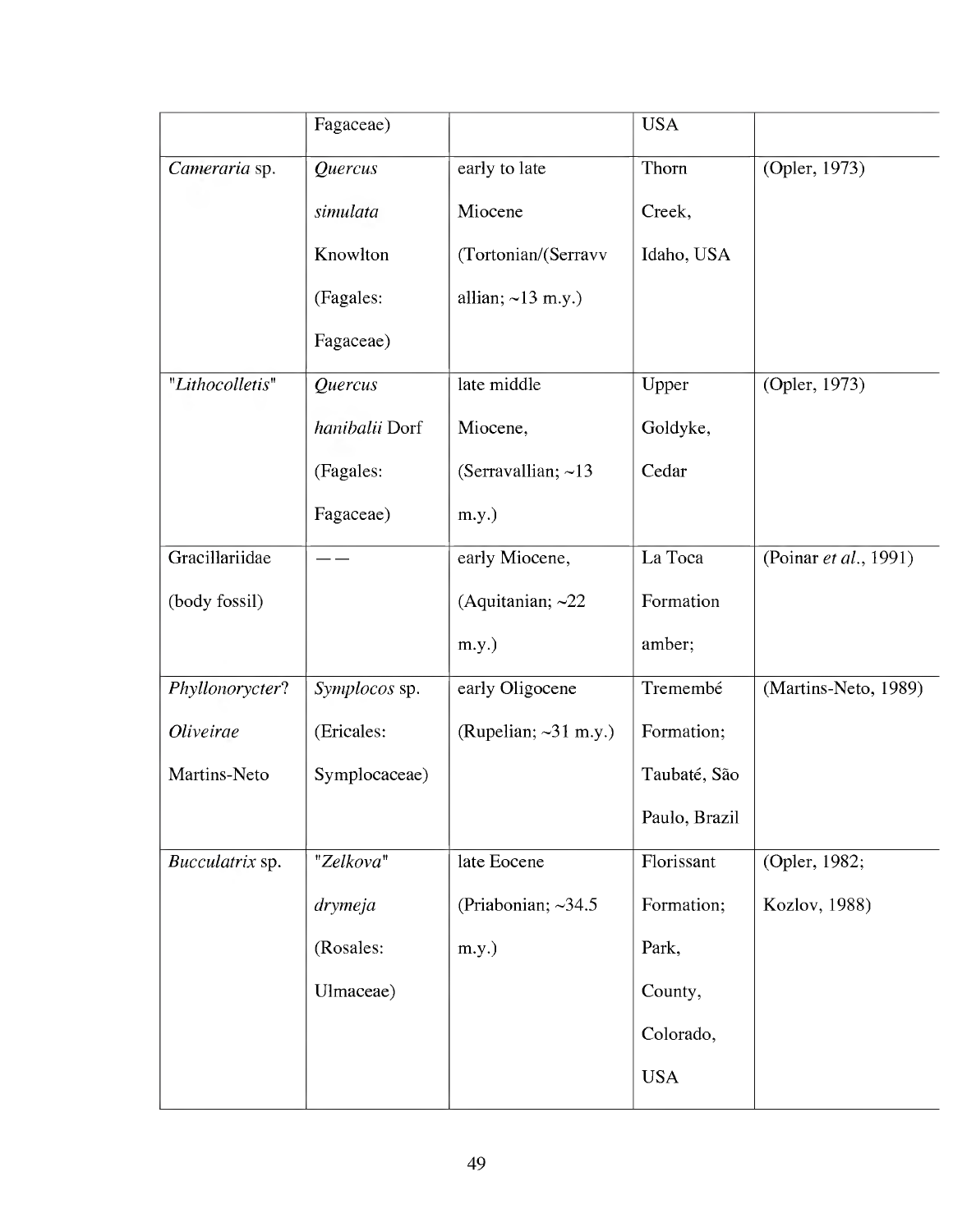| | Fagaceae) | | USA | |
|---|---|---|---|---|
| *Cameraria* sp. | *Quercus simulata* Knowlton (Fagales: Fagaceae) | early to late Miocene (Tortonian/(Serravvallian; ~13 m.y.) | Thorn Creek, Idaho, USA | (Opler, 1973) |
| "*Lithocolletis*" | *Quercus hanibalii* Dorf (Fagales: Fagaceae) | late middle Miocene, (Serravallian; ~13 m.y.) | Upper Goldyke, Cedar | (Opler, 1973) |
| Gracillariidae (body fossil) | — — | early Miocene, (Aquitanian; ~22 m.y.) | La Toca Formation amber; | (Poinar *et al.*, 1991) |
| *Phyllonorycter*? *Oliveirae* Martins-Neto | *Symplocos* sp. (Ericales: Symplocaceae) | early Oligocene (Rupelian; ~31 m.y.) | Tremembé Formation; Taubaté, São Paulo, Brazil | (Martins-Neto, 1989) |
| *Bucculatrix* sp. | "*Zelkova*" *drymeja* (Rosales: Ulmaceae) | late Eocene (Priabonian; ~34.5 m.y.) | Florissant Formation; Park, County, Colorado, USA | (Opler, 1982; Kozlov, 1988) |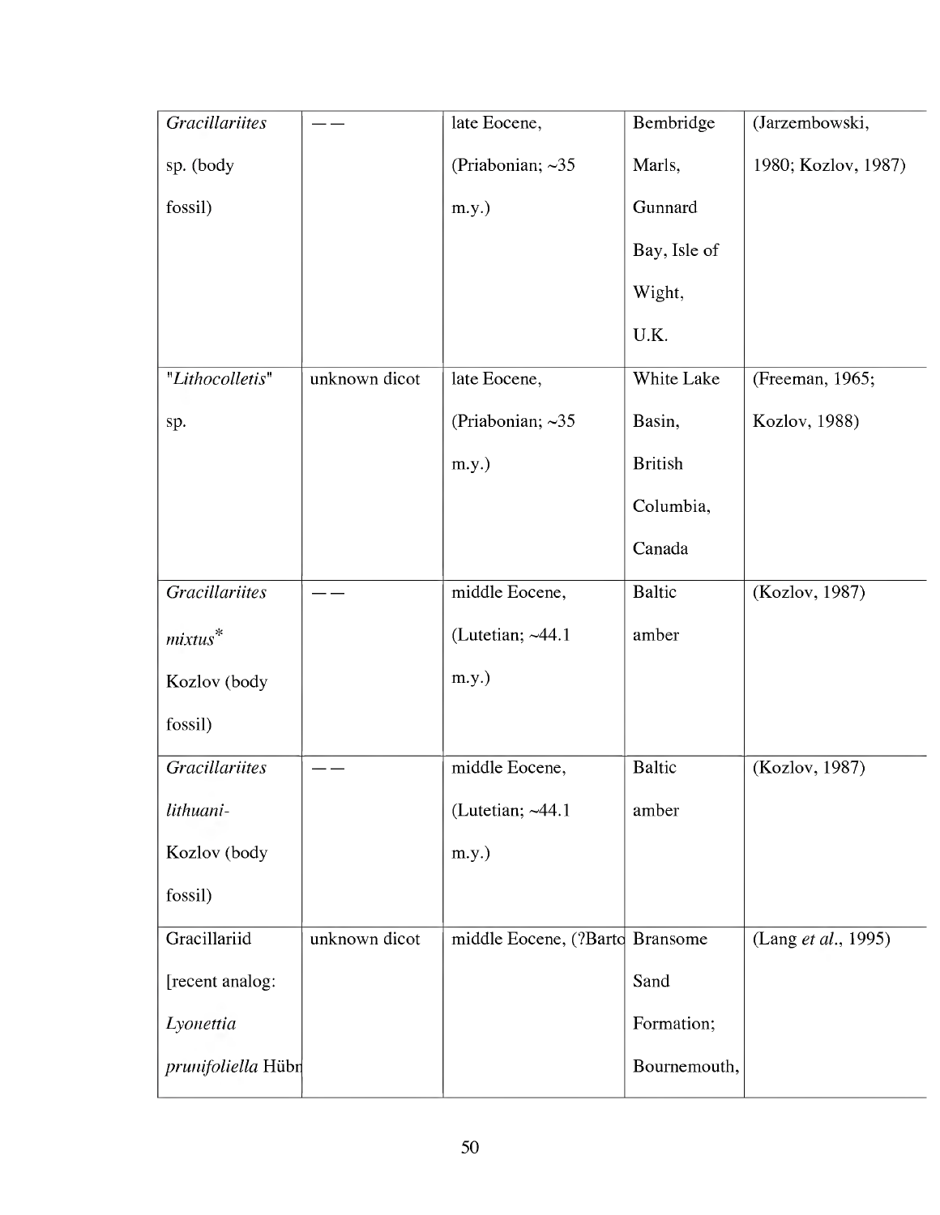| *Gracillariites* sp. (body fossil) | — — | late Eocene, (Priabonian; ~35 m.y.) | Bembridge Marls, Gunnard Bay, Isle of Wight, U.K. | (Jarzembowski, 1980; Kozlov, 1987) |
|---|---|---|---|---|
| "*Lithocolletis*" sp. | unknown dicot | late Eocene, (Priabonian; ~35 m.y.) | White Lake Basin, British Columbia, Canada | (Freeman, 1965; Kozlov, 1988) |
| *Gracillariites mixtus** Kozlov (body fossil) | — — | middle Eocene, (Lutetian; ~44.1 m.y.) | Baltic amber | (Kozlov, 1987) |
| *Gracillariites lithuani-* Kozlov (body fossil) | — — | middle Eocene, (Lutetian; ~44.1 m.y.) | Baltic amber | (Kozlov, 1987) |
| Gracillariid [recent analog: *Lyonettia prunifoliella* Hübn | unknown dicot | middle Eocene, (?Barto | Bransome Sand Formation; Bournemouth, | (Lang *et al.*, 1995) |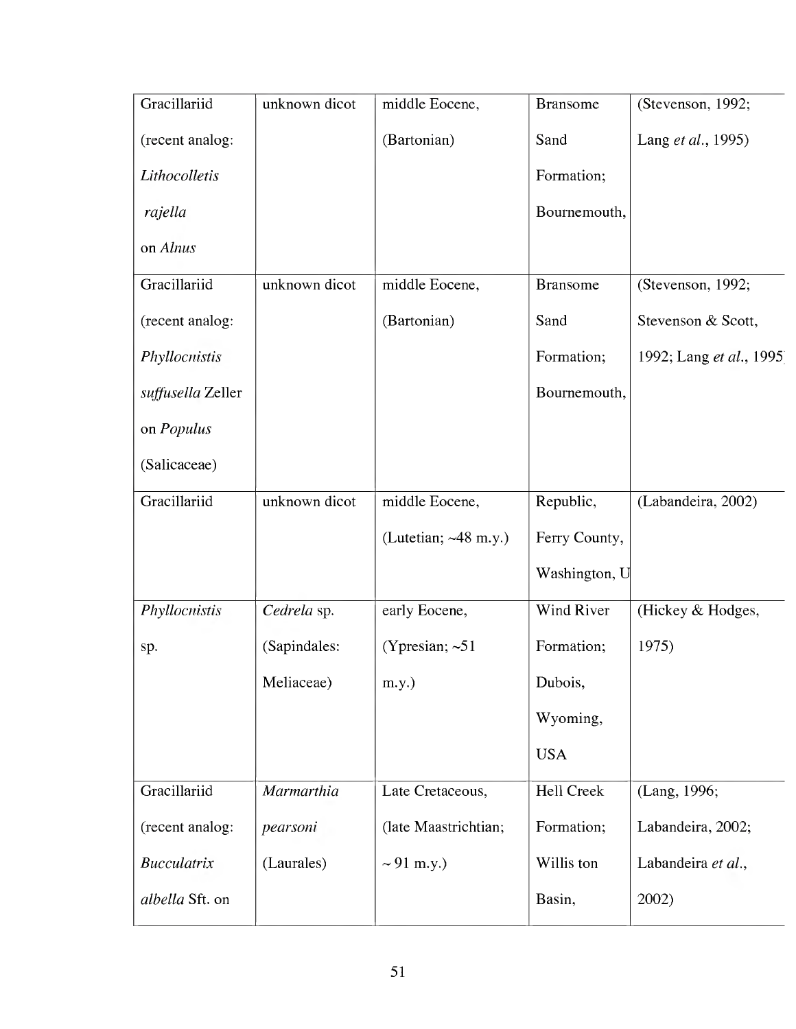| Gracillariid (recent analog: *Lithocolletis rajella* on *Alnus* | unknown dicot | middle Eocene, (Bartonian) | Bransome Sand Formation; Bournemouth, | (Stevenson, 1992; Lang *et al.*, 1995) |
|---|---|---|---|---|
| Gracillariid (recent analog: *Phyllocnistis suffusella* Zeller on *Populus* (Salicaceae) | unknown dicot | middle Eocene, (Bartonian) | Bransome Sand Formation; Bournemouth, | (Stevenson, 1992; Stevenson & Scott, 1992; Lang *et al.*, 1995 |
| Gracillariid | unknown dicot | middle Eocene, (Lutetian; ~48 m.y.) | Republic, Ferry County, Washington, U | (Labandeira, 2002) |
| *Phyllocnistis* sp. | *Cedrela* sp. (Sapindales: Meliaceae) | early Eocene, (Ypresian; ~51 m.y.) | Wind River Formation; Dubois, Wyoming, USA | (Hickey & Hodges, 1975) |
| Gracillariid (recent analog: *Bucculatrix albella* Sft. on | *Marmarthia pearsoni* (Laurales) | Late Cretaceous, (late Maastrichtian; ~ 91 m.y.) | Hell Creek Formation; Willis ton Basin, | (Lang, 1996; Labandeira, 2002; Labandeira *et al.*, 2002) |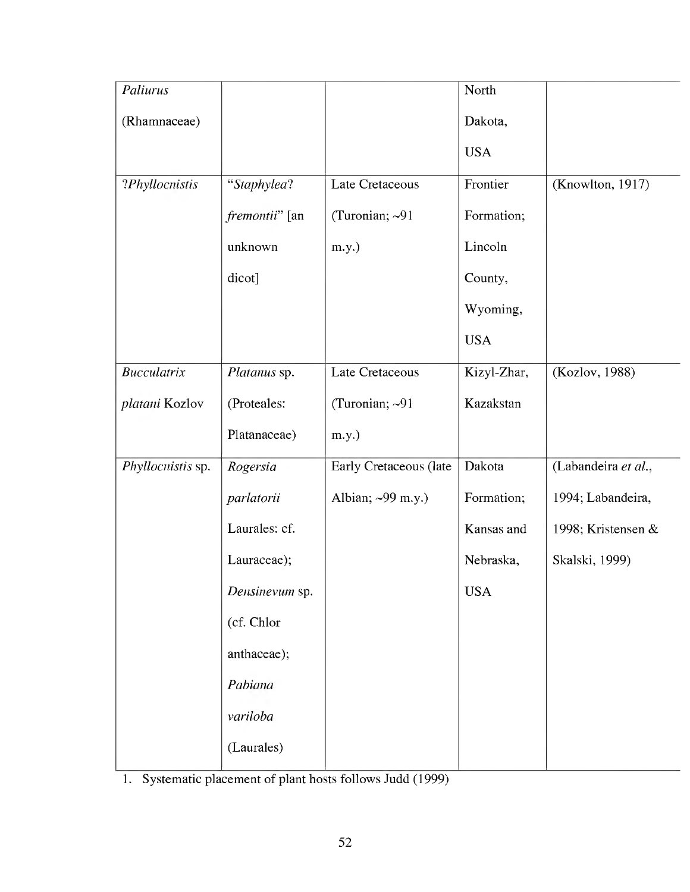| | | | | |
|---|---|---|---|---|
| *Paliurus* (Rhamnaceae) | | | North Dakota, USA | |
| ?*Phyllocnistis* | "*Staphylea*? *fremontii*" [an unknown dicot] | Late Cretaceous (Turonian; ~91 m.y.) | Frontier Formation; Lincoln County, Wyoming, USA | (Knowlton, 1917) |
| *Bucculatrix platani* Kozlov | *Platanus* sp. (Proteales: Platanaceae) | Late Cretaceous (Turonian; ~91 m.y.) | Kizyl-Zhar, Kazakstan | (Kozlov, 1988) |
| *Phyllocnistis* sp. | *Rogersia parlatorii* Laurales: cf. Lauraceae); *Densinevum* sp. (cf. Chlor anthaceae); *Pabiana variloba* (Laurales) | Early Cretaceous (late Albian; ~99 m.y.) | Dakota Formation; Kansas and Nebraska, USA | (Labandeira *et al.*, 1994; Labandeira, 1998; Kristensen & Skalski, 1999) |

1. Systematic placement of plant hosts follows Judd (1999)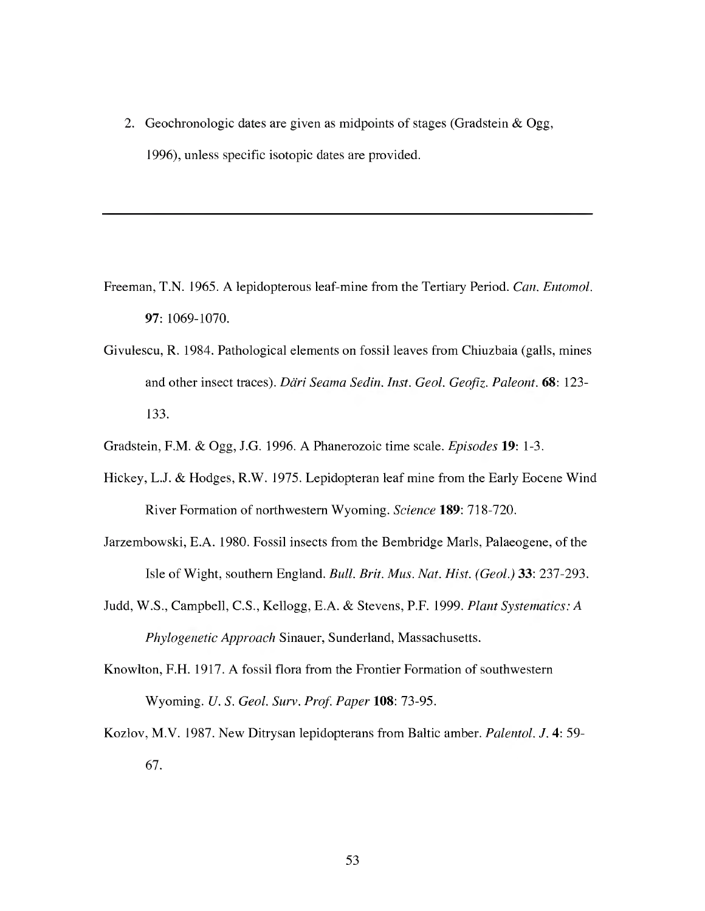2. Geochronologic dates are given as midpoints of stages (Gradstein & Ogg, 1996), unless specific isotopic dates are provided.

---

Freeman, T.N. 1965. A lepidopterous leaf-mine from the Tertiary Period. *Can. Entomol.* **97**: 1069-1070.

Givulescu, R. 1984. Pathological elements on fossil leaves from Chiuzbaia (galls, mines and other insect traces). *Däri Seama Sedin. Inst. Geol. Geofiz. Paleont.* **68**: 123-133.

Gradstein, F.M. & Ogg, J.G. 1996. A Phanerozoic time scale. *Episodes* **19**: 1-3.

Hickey, L.J. & Hodges, R.W. 1975. Lepidopteran leaf mine from the Early Eocene Wind River Formation of northwestern Wyoming. *Science* **189**: 718-720.

Jarzembowski, E.A. 1980. Fossil insects from the Bembridge Marls, Palaeogene, of the Isle of Wight, southern England. *Bull. Brit. Mus. Nat. Hist. (Geol.)* **33**: 237-293.

Judd, W.S., Campbell, C.S., Kellogg, E.A. & Stevens, P.F. 1999. *Plant Systematics: A Phylogenetic Approach* Sinauer, Sunderland, Massachusetts.

Knowlton, F.H. 1917. A fossil flora from the Frontier Formation of southwestern Wyoming. *U. S. Geol. Surv. Prof. Paper* **108**: 73-95.

Kozlov, M.V. 1987. New Ditrysan lepidopterans from Baltic amber. *Palentol. J.* **4**: 59-67.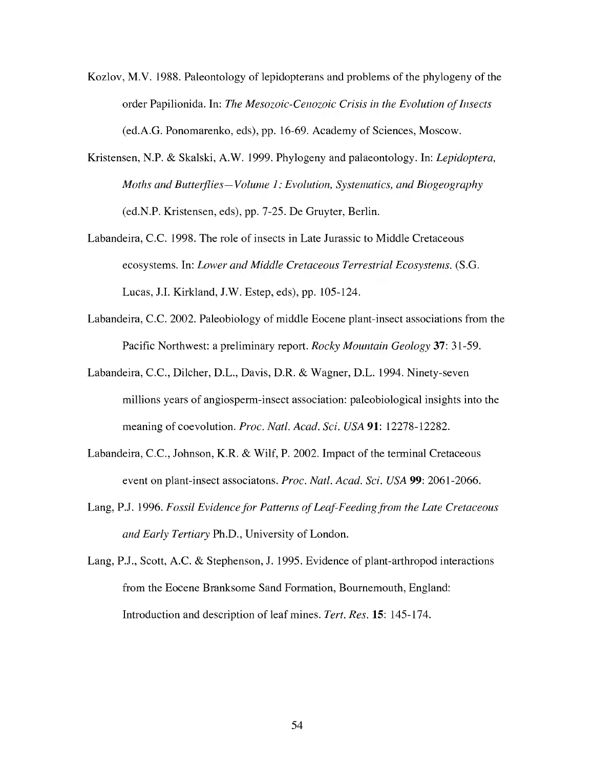Kozlov, M.V. 1988. Paleontology of lepidopterans and problems of the phylogeny of the order Papilionida. In: *The Mesozoic-Cenozoic Crisis in the Evolution of Insects* (ed.A.G. Ponomarenko, eds), pp. 16-69. Academy of Sciences, Moscow.

Kristensen, N.P. & Skalski, A.W. 1999. Phylogeny and palaeontology. In: *Lepidoptera, Moths and Butterflies—Volume 1: Evolution, Systematics, and Biogeography* (ed.N.P. Kristensen, eds), pp. 7-25. De Gruyter, Berlin.

Labandeira, C.C. 1998. The role of insects in Late Jurassic to Middle Cretaceous ecosystems. In: *Lower and Middle Cretaceous Terrestrial Ecosystems.* (S.G. Lucas, J.I. Kirkland, J.W. Estep, eds), pp. 105-124.

Labandeira, C.C. 2002. Paleobiology of middle Eocene plant-insect associations from the Pacific Northwest: a preliminary report. *Rocky Mountain Geology* **37**: 31-59.

Labandeira, C.C., Dilcher, D.L., Davis, D.R. & Wagner, D.L. 1994. Ninety-seven millions years of angiosperm-insect association: paleobiological insights into the meaning of coevolution. *Proc. Natl. Acad. Sci. USA* **91**: 12278-12282.

Labandeira, C.C., Johnson, K.R. & Wilf, P. 2002. Impact of the terminal Cretaceous event on plant-insect associatons. *Proc. Natl. Acad. Sci. USA* **99**: 2061-2066.

Lang, P.J. 1996. *Fossil Evidence for Patterns of Leaf-Feeding from the Late Cretaceous and Early Tertiary* Ph.D., University of London.

Lang, P.J., Scott, A.C. & Stephenson, J. 1995. Evidence of plant-arthropod interactions from the Eocene Branksome Sand Formation, Bournemouth, England: Introduction and description of leaf mines. *Tert. Res.* **15**: 145-174.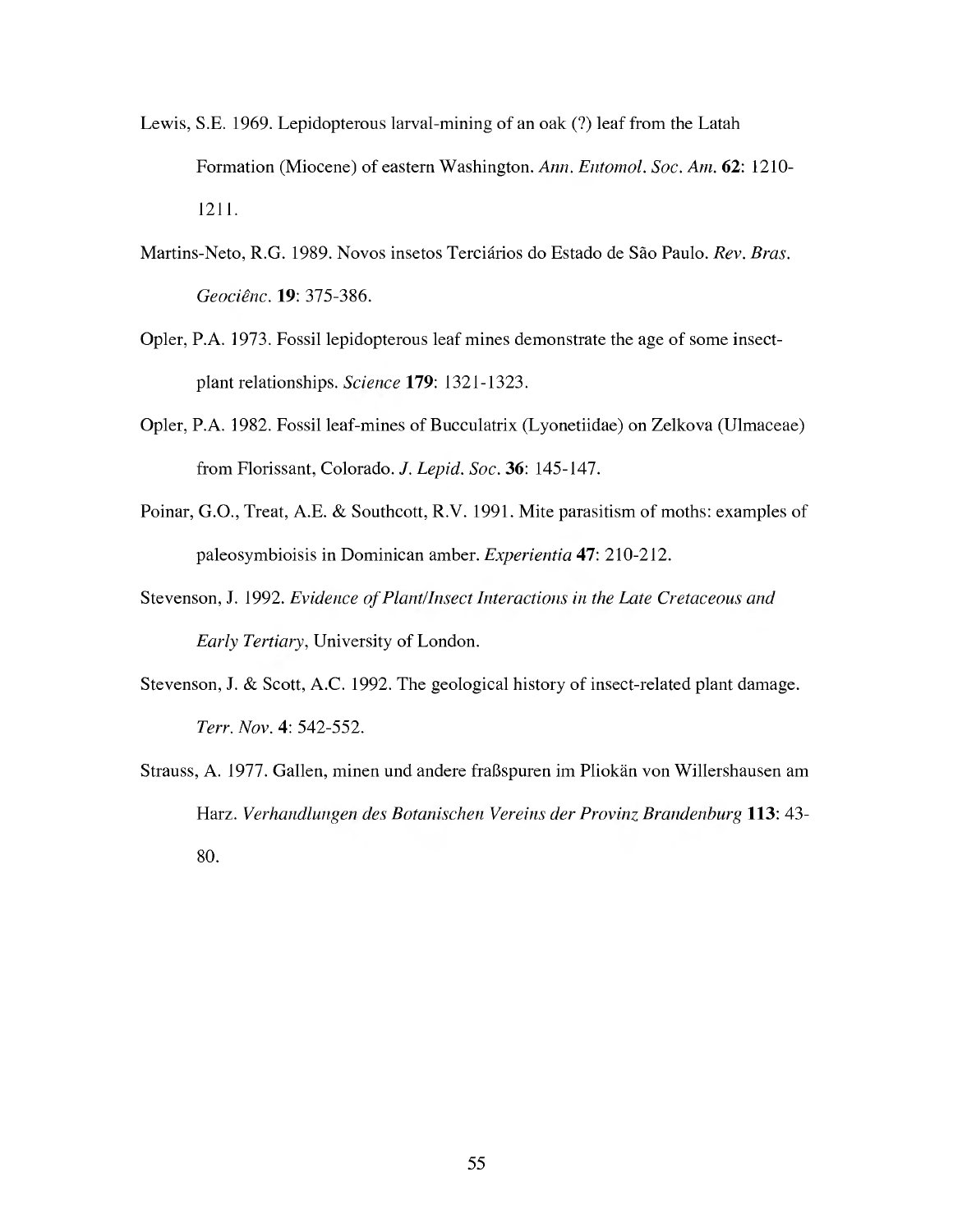Lewis, S.E. 1969. Lepidopterous larval-mining of an oak (?) leaf from the Latah Formation (Miocene) of eastern Washington. *Ann. Entomol. Soc. Am.* **62**: 1210-1211.

Martins-Neto, R.G. 1989. Novos insetos Terciários do Estado de São Paulo. *Rev. Bras. Geociênc.* **19**: 375-386.

Opler, P.A. 1973. Fossil lepidopterous leaf mines demonstrate the age of some insect-plant relationships. *Science* **179**: 1321-1323.

Opler, P.A. 1982. Fossil leaf-mines of Bucculatrix (Lyonetiidae) on Zelkova (Ulmaceae) from Florissant, Colorado. *J. Lepid. Soc.* **36**: 145-147.

Poinar, G.O., Treat, A.E. & Southcott, R.V. 1991. Mite parasitism of moths: examples of paleosymbioisis in Dominican amber. *Experientia* **47**: 210-212.

Stevenson, J. 1992. *Evidence of Plant/Insect Interactions in the Late Cretaceous and Early Tertiary*, University of London.

Stevenson, J. & Scott, A.C. 1992. The geological history of insect-related plant damage. *Terr. Nov.* **4**: 542-552.

Strauss, A. 1977. Gallen, minen und andere fraßspuren im Pliokän von Willershausen am Harz. *Verhandlungen des Botanischen Vereins der Provinz Brandenburg* **113**: 43-80.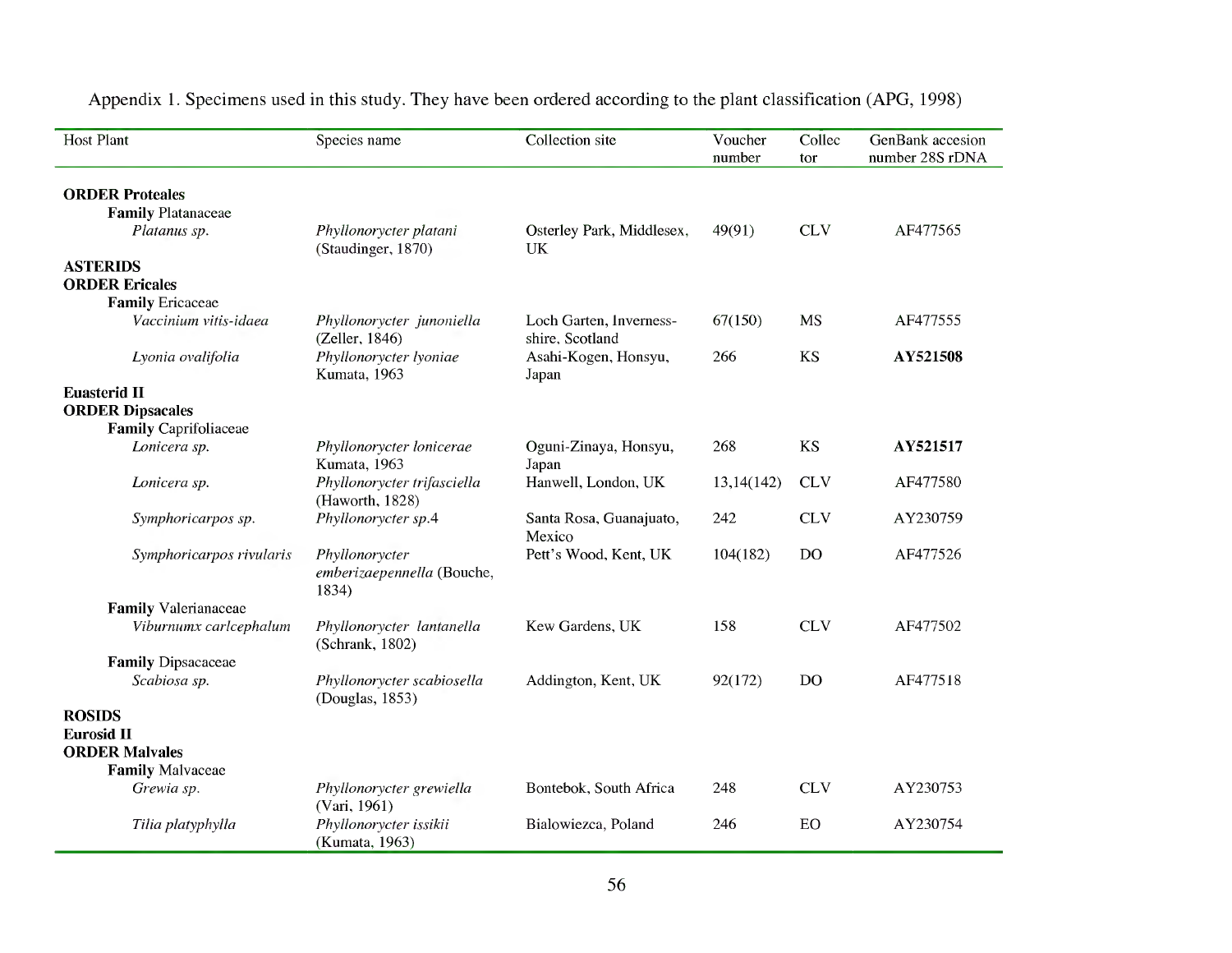Appendix 1. Specimens used in this study. They have been ordered according to the plant classification (APG, 1998)

| Host Plant | Species name | Collection site | Voucher number | Collector | GenBank accesion number 28S rDNA |
|---|---|---|---|---|---|
| **ORDER Proteales** | | | | | |
| **Family** Platanaceae | | | | | |
| *Platanus sp.* | *Phyllonorycter platani* (Staudinger, 1870) | Osterley Park, Middlesex, UK | 49(91) | CLV | AF477565 |
| **ASTERIDS** | | | | | |
| **ORDER Ericales** | | | | | |
| **Family** Ericaceae | | | | | |
| *Vaccinium vitis-idaea* | *Phyllonorycter junoniella* (Zeller, 1846) | Loch Garten, Inverness-shire, Scotland | 67(150) | MS | AF477555 |
| *Lyonia ovalifolia* | *Phyllonorycter lyoniae* Kumata, 1963 | Asahi-Kogen, Honsyu, Japan | 266 | KS | **AY521508** |
| **Euasterid II** | | | | | |
| **ORDER Dipsacales** | | | | | |
| **Family** Caprifoliaceae | | | | | |
| *Lonicera sp.* | *Phyllonorycter lonicerae* Kumata, 1963 | Oguni-Zinaya, Honsyu, Japan | 268 | KS | **AY521517** |
| *Lonicera sp.* | *Phyllonorycter trifasciella* (Haworth, 1828) | Hanwell, London, UK | 13,14(142) | CLV | AF477580 |
| *Symphoricarpos sp.* | *Phyllonorycter sp.*4 | Santa Rosa, Guanajuato, Mexico | 242 | CLV | AY230759 |
| *Symphoricarpos rivularis* | *Phyllonorycter emberizaepennella* (Bouche, 1834) | Pett's Wood, Kent, UK | 104(182) | DO | AF477526 |
| **Family** Valerianaceae | | | | | |
| *Viburnumx carlcephalum* | *Phyllonorycter lantanella* (Schrank, 1802) | Kew Gardens, UK | 158 | CLV | AF477502 |
| **Family** Dipsacaceae | | | | | |
| *Scabiosa sp.* | *Phyllonorycter scabiosella* (Douglas, 1853) | Addington, Kent, UK | 92(172) | DO | AF477518 |
| **ROSIDS** | | | | | |
| **Eurosid II** | | | | | |
| **ORDER Malvales** | | | | | |
| **Family** Malvaceae | | | | | |
| *Grewia sp.* | *Phyllonorycter grewiella* (Vari, 1961) | Bontebok, South Africa | 248 | CLV | AY230753 |
| *Tilia platyphylla* | *Phyllonorycter issikii* (Kumata, 1963) | Bialowiezca, Poland | 246 | EO | AY230754 |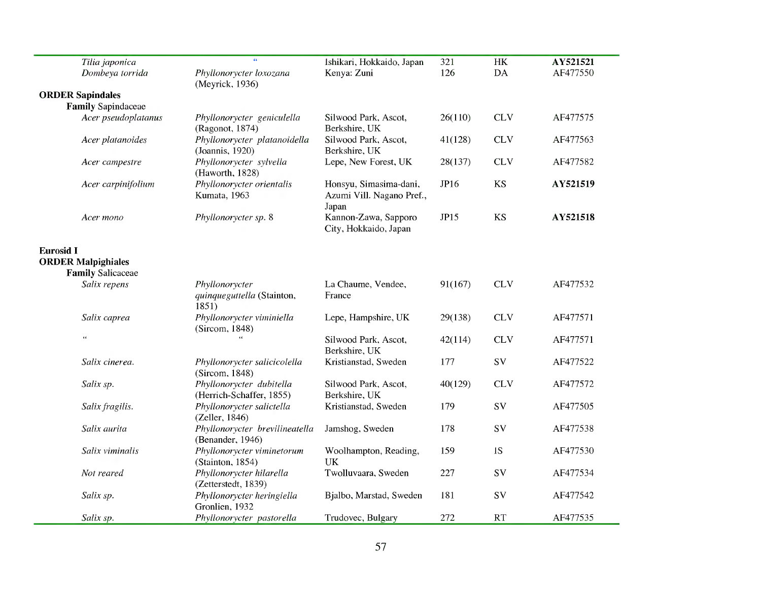| | | | | | |
|---|---|---|---|---|---|
| *Tilia japonica* | " | Ishikari, Hokkaido, Japan | 321 | HK | **AY521521** |
| *Dombeya torrida* | *Phyllonorycter loxozana* (Meyrick, 1936) | Kenya: Zuni | 126 | DA | AF477550 |
| **ORDER Sapindales** | | | | | |
| **Family** Sapindaceae | | | | | |
| *Acer pseudoplatanus* | *Phyllonorycter geniculella* (Ragonot, 1874) | Silwood Park, Ascot, Berkshire, UK | 26(110) | CLV | AF477575 |
| *Acer platanoides* | *Phyllonorycter platanoidella* (Joannis, 1920) | Silwood Park, Ascot, Berkshire, UK | 41(128) | CLV | AF477563 |
| *Acer campestre* | *Phyllonorycter sylvella* (Haworth, 1828) | Lepe, New Forest, UK | 28(137) | CLV | AF477582 |
| *Acer carpinifolium* | *Phyllonorycter orientalis* Kumata, 1963 | Honsyu, Simasima-dani, Azumi Vill. Nagano Pref., Japan | JP16 | KS | **AY521519** |
| *Acer mono* | *Phyllonorycter sp.* 8 | Kannon-Zawa, Sapporo City, Hokkaido, Japan | JP15 | KS | **AY521518** |
| **Eurosid I** | | | | | |
| **ORDER Malpighiales** | | | | | |
| **Family** Salicaceae | | | | | |
| *Salix repens* | *Phyllonorycter quinqueguttella* (Stainton, 1851) | La Chaume, Vendee, France | 91(167) | CLV | AF477532 |
| *Salix caprea* | *Phyllonorycter viminiella* (Sircom, 1848) | Lepe, Hampshire, UK | 29(138) | CLV | AF477571 |
| " | " | Silwood Park, Ascot, Berkshire, UK | 42(114) | CLV | AF477571 |
| *Salix cinerea.* | *Phyllonorycter salicicolella* (Sircom, 1848) | Kristianstad, Sweden | 177 | SV | AF477522 |
| *Salix sp.* | *Phyllonorycter dubitella* (Herrich-Schaffer, 1855) | Silwood Park, Ascot, Berkshire, UK | 40(129) | CLV | AF477572 |
| *Salix fragilis.* | *Phyllonorycter salictella* (Zeller, 1846) | Kristianstad, Sweden | 179 | SV | AF477505 |
| *Salix aurita* | *Phyllonorycter brevilineatella* (Benander, 1946) | Jamshog, Sweden | 178 | SV | AF477538 |
| *Salix viminalis* | *Phyllonorycter viminetorum* (Stainton, 1854) | Woolhampton, Reading, UK | 159 | IS | AF477530 |
| *Not reared* | *Phyllonorycter hilarella* (Zetterstedt, 1839) | Twolluvaara, Sweden | 227 | SV | AF477534 |
| *Salix sp.* | *Phyllonorycter heringiella* Gronlien, 1932 | Bjalbo, Marstad, Sweden | 181 | SV | AF477542 |
| *Salix sp.* | *Phyllonorycter pastorella* | Trudovec, Bulgary | 272 | RT | AF477535 |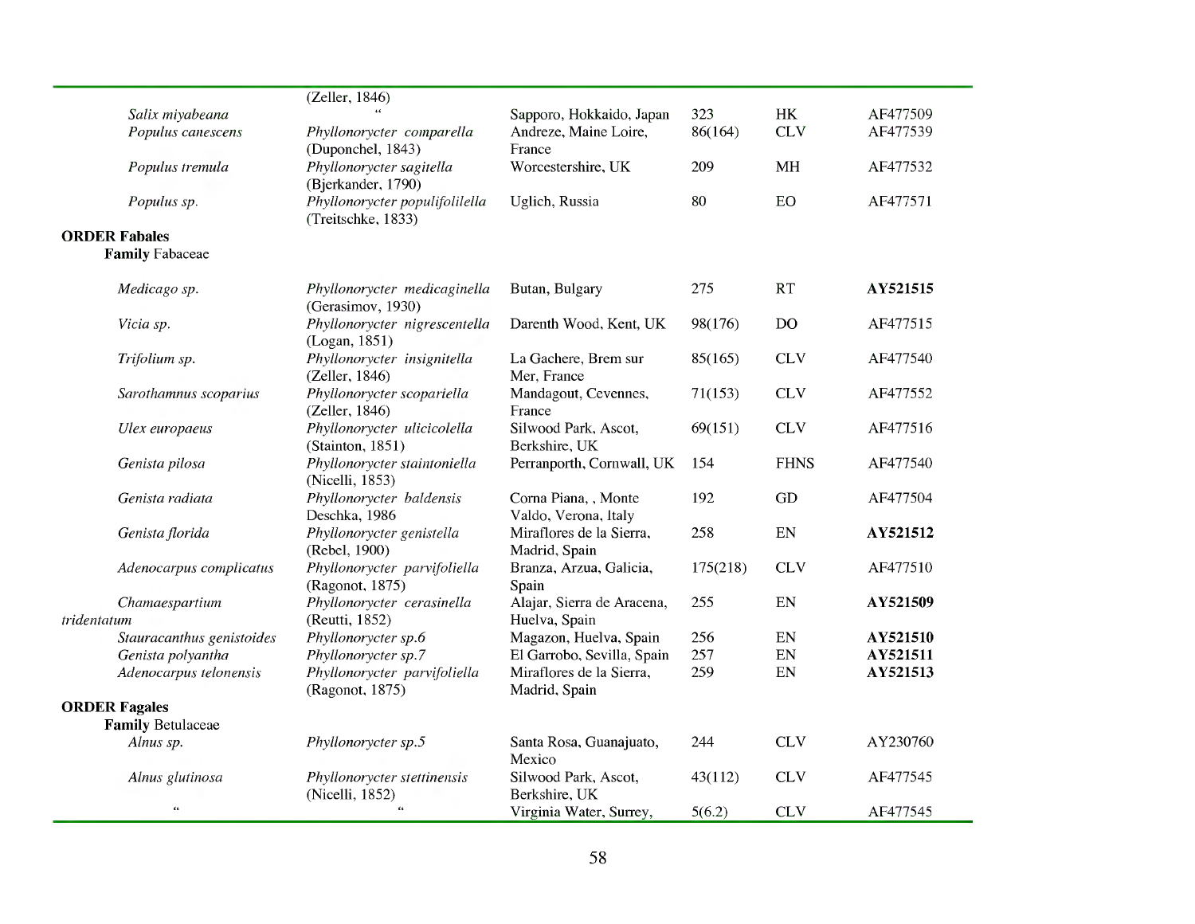| | | | | | |
|---|---|---|---|---|---|
| | (Zeller, 1846) | | | | |
| *Salix miyabeana* | " | Sapporo, Hokkaido, Japan | 323 | HK | AF477509 |
| *Populus canescens* | *Phyllonorycter comparella* (Duponchel, 1843) | Andreze, Maine Loire, France | 86(164) | CLV | AF477539 |
| *Populus tremula* | *Phyllonorycter sagitella* (Bjerkander, 1790) | Worcestershire, UK | 209 | MH | AF477532 |
| *Populus sp.* | *Phyllonorycter populifolilella* (Treitschke, 1833) | Uglich, Russia | 80 | EO | AF477571 |
| **ORDER Fabales** | | | | | |
| **Family** Fabaceae | | | | | |
| *Medicago sp.* | *Phyllonorycter medicaginella* (Gerasimov, 1930) | Butan, Bulgary | 275 | RT | **AY521515** |
| *Vicia sp.* | *Phyllonorycter nigrescentella* (Logan, 1851) | Darenth Wood, Kent, UK | 98(176) | DO | AF477515 |
| *Trifolium sp.* | *Phyllonorycter insignitella* (Zeller, 1846) | La Gachere, Brem sur Mer, France | 85(165) | CLV | AF477540 |
| *Sarothamnus scoparius* | *Phyllonorycter scopariella* (Zeller, 1846) | Mandagout, Cevennes, France | 71(153) | CLV | AF477552 |
| *Ulex europaeus* | *Phyllonorycter ulicicolella* (Stainton, 1851) | Silwood Park, Ascot, Berkshire, UK | 69(151) | CLV | AF477516 |
| *Genista pilosa* | *Phyllonorycter staintoniella* (Nicelli, 1853) | Perranporth, Cornwall, UK | 154 | FHNS | AF477540 |
| *Genista radiata* | *Phyllonorycter baldensis* Deschka, 1986 | Corna Piana, , Monte Valdo, Verona, Italy | 192 | GD | AF477504 |
| *Genista florida* | *Phyllonorycter genistella* (Rebel, 1900) | Miraflores de la Sierra, Madrid, Spain | 258 | EN | **AY521512** |
| *Adenocarpus complicatus* | *Phyllonorycter parvifoliella* (Ragonot, 1875) | Branza, Arzua, Galicia, Spain | 175(218) | CLV | AF477510 |
| *Chamaespartium tridentatum* | *Phyllonorycter cerasinella* (Reutti, 1852) | Alajar, Sierra de Aracena, Huelva, Spain | 255 | EN | **AY521509** |
| *Stauracanthus genistoides* | *Phyllonorycter sp.6* | Magazon, Huelva, Spain | 256 | EN | **AY521510** |
| *Genista polyantha* | *Phyllonorycter sp.7* | El Garrobo, Sevilla, Spain | 257 | EN | **AY521511** |
| *Adenocarpus telonensis* | *Phyllonorycter parvifoliella* (Ragonot, 1875) | Miraflores de la Sierra, Madrid, Spain | 259 | EN | **AY521513** |
| **ORDER Fagales** | | | | | |
| **Family** Betulaceae | | | | | |
| *Alnus sp.* | *Phyllonorycter sp.5* | Santa Rosa, Guanajuato, Mexico | 244 | CLV | AY230760 |
| *Alnus glutinosa* | *Phyllonorycter stettinensis* (Nicelli, 1852) | Silwood Park, Ascot, Berkshire, UK | 43(112) | CLV | AF477545 |
| " | " | Virginia Water, Surrey, | 5(6.2) | CLV | AF477545 |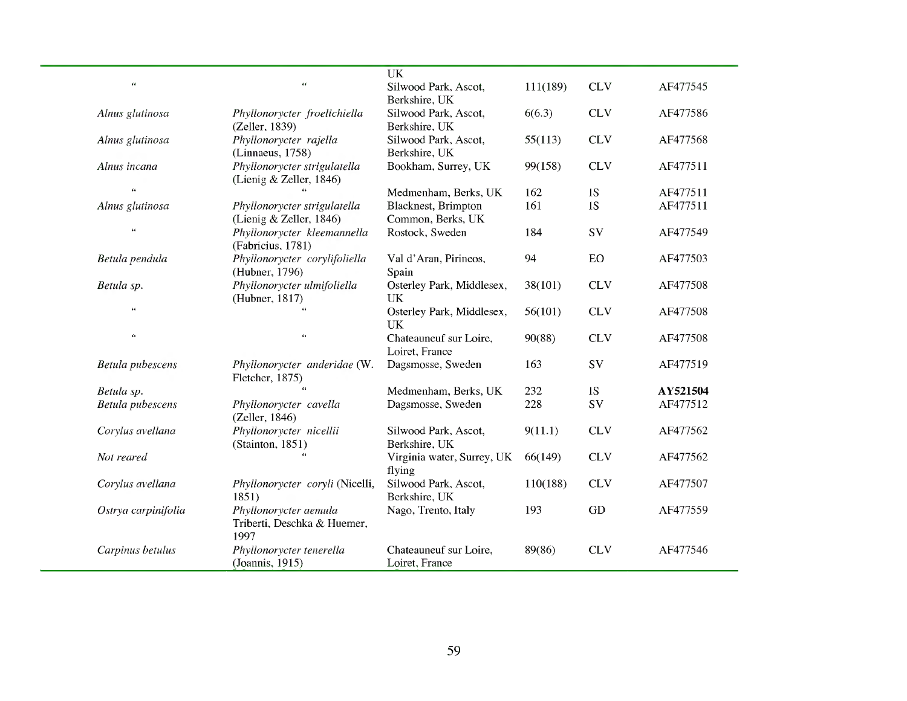| | | | | | |
|---|---|---|---|---|---|
| | | UK | | | |
| " | " | Silwood Park, Ascot, Berkshire, UK | 111(189) | CLV | AF477545 |
| *Alnus glutinosa* | *Phyllonorycter froelichiella* (Zeller, 1839) | Silwood Park, Ascot, Berkshire, UK | 6(6.3) | CLV | AF477586 |
| *Alnus glutinosa* | *Phyllonorycter rajella* (Linnaeus, 1758) | Silwood Park, Ascot, Berkshire, UK | 55(113) | CLV | AF477568 |
| *Alnus incana* | *Phyllonorycter strigulatella* (Lienig & Zeller, 1846) | Bookham, Surrey, UK | 99(158) | CLV | AF477511 |
| " | " | Medmenham, Berks, UK | 162 | IS | AF477511 |
| *Alnus glutinosa* | *Phyllonorycter strigulatella* (Lienig & Zeller, 1846) | Blacknest, Brimpton Common, Berks, UK | 161 | IS | AF477511 |
| " | *Phyllonorycter kleemannella* (Fabricius, 1781) | Rostock, Sweden | 184 | SV | AF477549 |
| *Betula pendula* | *Phyllonorycter corylifoliella* (Hubner, 1796) | Val d'Aran, Pirineos, Spain | 94 | EO | AF477503 |
| *Betula sp.* | *Phyllonorycter ulmifoliella* (Hubner, 1817) | Osterley Park, Middlesex, UK | 38(101) | CLV | AF477508 |
| " | " | Osterley Park, Middlesex, UK | 56(101) | CLV | AF477508 |
| " | " | Chateauneuf sur Loire, Loiret, France | 90(88) | CLV | AF477508 |
| *Betula pubescens* | *Phyllonorycter anderidae* (W. Fletcher, 1875) | Dagsmosse, Sweden | 163 | SV | AF477519 |
| *Betula sp.* | " | Medmenham, Berks, UK | 232 | IS | **AY521504** |
| *Betula pubescens* | *Phyllonorycter cavella* (Zeller, 1846) | Dagsmosse, Sweden | 228 | SV | AF477512 |
| *Corylus avellana* | *Phyllonorycter nicellii* (Stainton, 1851) | Silwood Park, Ascot, Berkshire, UK | 9(11.1) | CLV | AF477562 |
| *Not reared* | " | Virginia water, Surrey, UK flying | 66(149) | CLV | AF477562 |
| *Corylus avellana* | *Phyllonorycter coryli* (Nicelli, 1851) | Silwood Park, Ascot, Berkshire, UK | 110(188) | CLV | AF477507 |
| *Ostrya carpinifolia* | *Phyllonorycter aemula* Triberti, Deschka & Huemer, 1997 | Nago, Trento, Italy | 193 | GD | AF477559 |
| *Carpinus betulus* | *Phyllonorycter tenerella* (Joannis, 1915) | Chateauneuf sur Loire, Loiret, France | 89(86) | CLV | AF477546 |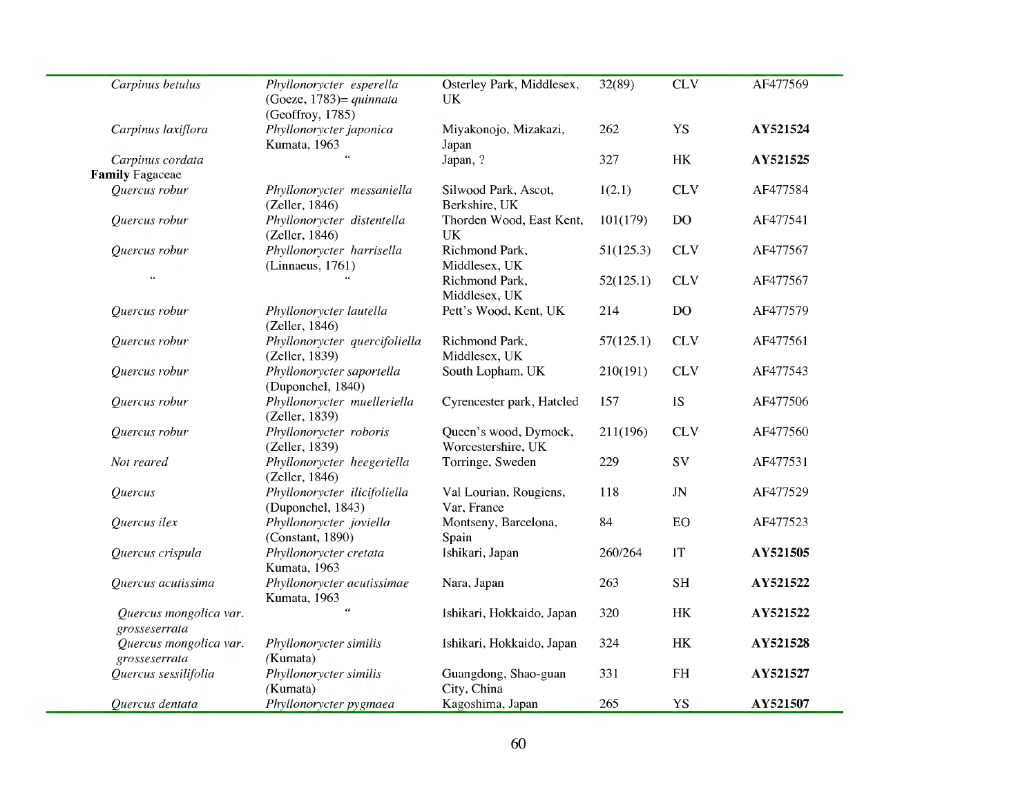| | | | | | |
|---|---|---|---|---|---|
| *Carpinus betulus* | *Phyllonorycter esperella* (Goeze, 1783)= *quinnata* (Geoffroy, 1785) | Osterley Park, Middlesex, UK | 32(89) | CLV | AF477569 |
| *Carpinus laxiflora* | *Phyllonorycter japonica* Kumata, 1963 | Miyakonojo, Mizakazi, Japan | 262 | YS | **AY521524** |
| *Carpinus cordata* | " | Japan, ? | 327 | HK | **AY521525** |
| **Family** Fagaceae | | | | | |
| *Quercus robur* | *Phyllonorycter messaniella* (Zeller, 1846) | Silwood Park, Ascot, Berkshire, UK | 1(2.1) | CLV | AF477584 |
| *Quercus robur* | *Phyllonorycter distentella* (Zeller, 1846) | Thorden Wood, East Kent, UK | 101(179) | DO | AF477541 |
| *Quercus robur* | *Phyllonorycter harrisella* (Linnaeus, 1761) | Richmond Park, Middlesex, UK | 51(125.3) | CLV | AF477567 |
| " | " | Richmond Park, Middlesex, UK | 52(125.1) | CLV | AF477567 |
| *Quercus robur* | *Phyllonorycter lautella* (Zeller, 1846) | Pett's Wood, Kent, UK | 214 | DO | AF477579 |
| *Quercus robur* | *Phyllonorycter quercifoliella* (Zeller, 1839) | Richmond Park, Middlesex, UK | 57(125.1) | CLV | AF477561 |
| *Quercus robur* | *Phyllonorycter saportella* (Duponchel, 1840) | South Lopham, UK | 210(191) | CLV | AF477543 |
| *Quercus robur* | *Phyllonorycter muelleriella* (Zeller, 1839) | Cyrencester park, Hatcled | 157 | IS | AF477506 |
| *Quercus robur* | *Phyllonorycter roboris* (Zeller, 1839) | Queen's wood, Dymock, Worcestershire, UK | 211(196) | CLV | AF477560 |
| *Not reared* | *Phyllonorycter heegeriella* (Zeller, 1846) | Torringe, Sweden | 229 | SV | AF477531 |
| *Quercus* | *Phyllonorycter ilicifoliella* (Duponchel, 1843) | Val Lourian, Rougiens, Var, France | 118 | JN | AF477529 |
| *Quercus ilex* | *Phyllonorycter joviella* (Constant, 1890) | Montseny, Barcelona, Spain | 84 | EO | AF477523 |
| *Quercus crispula* | *Phyllonorycter cretata* Kumata, 1963 | Ishikari, Japan | 260/264 | IT | **AY521505** |
| *Quercus acutissima* | *Phyllonorycter acutissimae* Kumata, 1963 | Nara, Japan | 263 | SH | **AY521522** |
| *Quercus mongolica var. grosseserrata* | " | Ishikari, Hokkaido, Japan | 320 | HK | **AY521522** |
| *Quercus mongolica var. grosseserrata* | *Phyllonorycter similis* (Kumata) | Ishikari, Hokkaido, Japan | 324 | HK | **AY521528** |
| *Quercus sessilifolia* | *Phyllonorycter similis* (Kumata) | Guangdong, Shao-guan City, China | 331 | FH | **AY521527** |
| *Quercus dentata* | *Phyllonorycter pygmaea* | Kagoshima, Japan | 265 | YS | **AY521507** |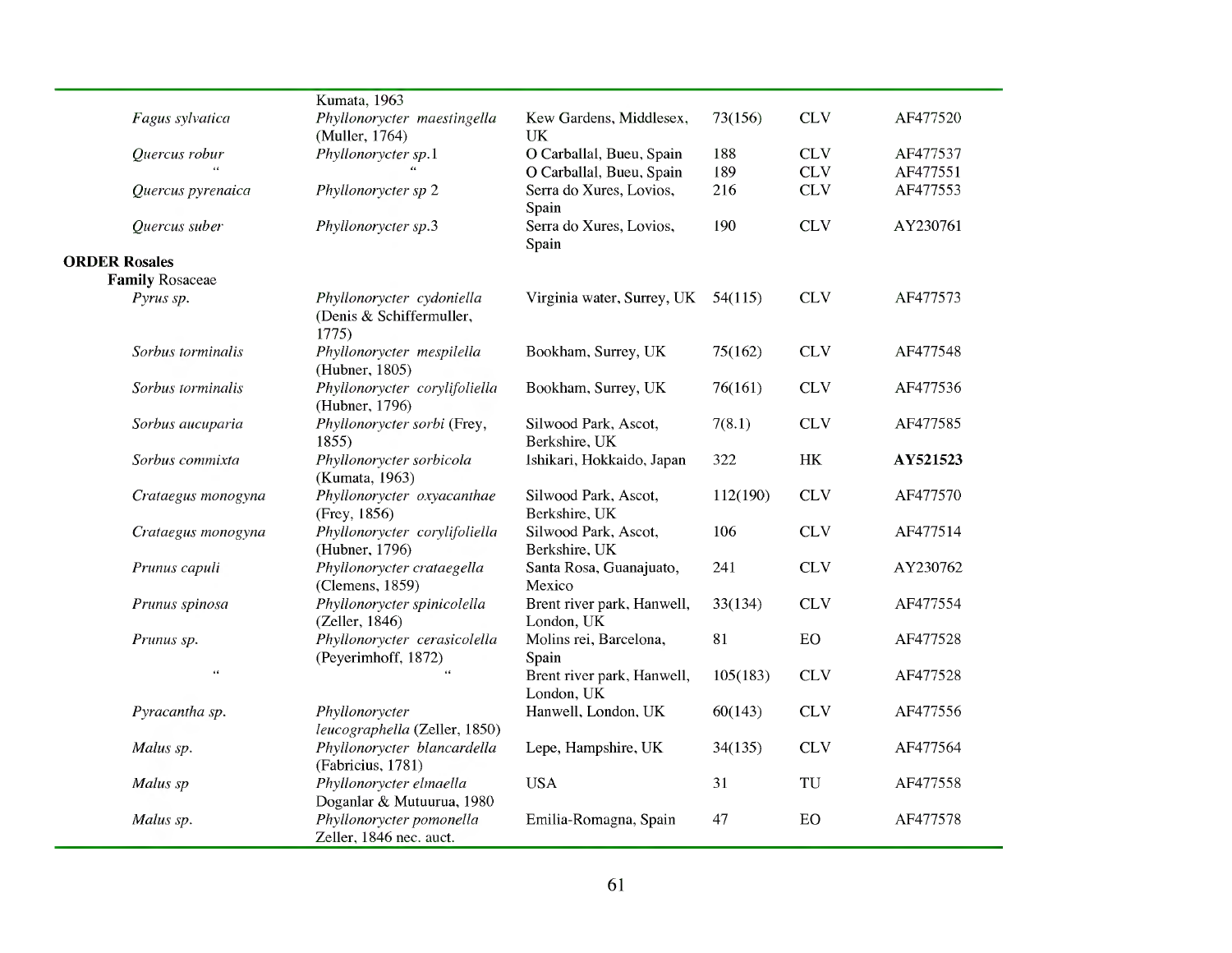| | | | | | |
|---|---|---|---|---|---|
| | Kumata, 1963 | | | | |
| *Fagus sylvatica* | *Phyllonorycter maestingella* (Muller, 1764) | Kew Gardens, Middlesex, UK | 73(156) | CLV | AF477520 |
| *Quercus robur* | *Phyllonorycter sp.*1 | O Carballal, Bueu, Spain | 188 | CLV | AF477537 |
| " | " | O Carballal, Bueu, Spain | 189 | CLV | AF477551 |
| *Quercus pyrenaica* | *Phyllonorycter sp* 2 | Serra do Xures, Lovios, Spain | 216 | CLV | AF477553 |
| *Quercus suber* | *Phyllonorycter sp.*3 | Serra do Xures, Lovios, Spain | 190 | CLV | AY230761 |
| **ORDER** Rosales | | | | | |
| **Family** Rosaceae | | | | | |
| *Pyrus sp.* | *Phyllonorycter cydoniella* (Denis & Schiffermuller, 1775) | Virginia water, Surrey, UK | 54(115) | CLV | AF477573 |
| *Sorbus torminalis* | *Phyllonorycter mespilella* (Hubner, 1805) | Bookham, Surrey, UK | 75(162) | CLV | AF477548 |
| *Sorbus torminalis* | *Phyllonorycter corylifoliella* (Hubner, 1796) | Bookham, Surrey, UK | 76(161) | CLV | AF477536 |
| *Sorbus aucuparia* | *Phyllonorycter sorbi* (Frey, 1855) | Silwood Park, Ascot, Berkshire, UK | 7(8.1) | CLV | AF477585 |
| *Sorbus commixta* | *Phyllonorycter sorbicola* (Kumata, 1963) | Ishikari, Hokkaido, Japan | 322 | HK | **AY521523** |
| *Crataegus monogyna* | *Phyllonorycter oxyacanthae* (Frey, 1856) | Silwood Park, Ascot, Berkshire, UK | 112(190) | CLV | AF477570 |
| *Crataegus monogyna* | *Phyllonorycter corylifoliella* (Hubner, 1796) | Silwood Park, Ascot, Berkshire, UK | 106 | CLV | AF477514 |
| *Prunus capuli* | *Phyllonorycter crataegella* (Clemens, 1859) | Santa Rosa, Guanajuato, Mexico | 241 | CLV | AY230762 |
| *Prunus spinosa* | *Phyllonorycter spinicolella* (Zeller, 1846) | Brent river park, Hanwell, London, UK | 33(134) | CLV | AF477554 |
| *Prunus sp.* | *Phyllonorycter cerasicolella* (Peyerimhoff, 1872) | Molins rei, Barcelona, Spain | 81 | EO | AF477528 |
| " | " | Brent river park, Hanwell, London, UK | 105(183) | CLV | AF477528 |
| *Pyracantha sp.* | *Phyllonorycter leucographella* (Zeller, 1850) | Hanwell, London, UK | 60(143) | CLV | AF477556 |
| *Malus sp.* | *Phyllonorycter blancardella* (Fabricius, 1781) | Lepe, Hampshire, UK | 34(135) | CLV | AF477564 |
| *Malus sp* | *Phyllonorycter elmaella* Doganlar & Mutuurua, 1980 | USA | 31 | TU | AF477558 |
| *Malus sp.* | *Phyllonorycter pomonella* Zeller, 1846 nec. auct. | Emilia-Romagna, Spain | 47 | EO | AF477578 |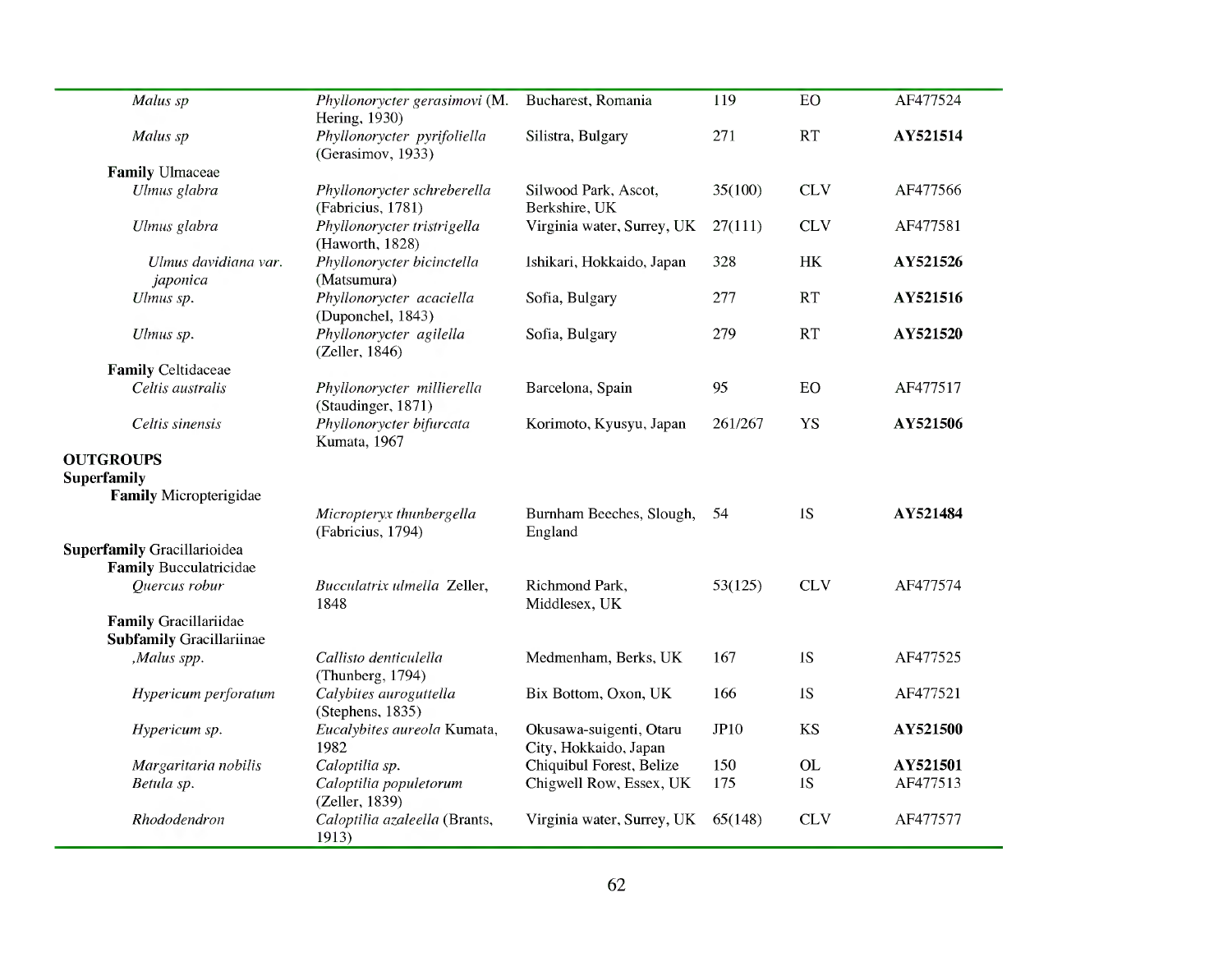| | | | | | |
|---|---|---|---|---|---|
| *Malus sp* | *Phyllonorycter gerasimovi* (M. Hering, 1930) | Bucharest, Romania | 119 | EO | AF477524 |
| *Malus sp* | *Phyllonorycter pyrifoliella* (Gerasimov, 1933) | Silistra, Bulgary | 271 | RT | **AY521514** |
| **Family** Ulmaceae | | | | | |
| *Ulmus glabra* | *Phyllonorycter schreberella* (Fabricius, 1781) | Silwood Park, Ascot, Berkshire, UK | 35(100) | CLV | AF477566 |
| *Ulmus glabra* | *Phyllonorycter tristrigella* (Haworth, 1828) | Virginia water, Surrey, UK | 27(111) | CLV | AF477581 |
| *Ulmus davidiana var. japonica* | *Phyllonorycter bicinctella* (Matsumura) | Ishikari, Hokkaido, Japan | 328 | HK | **AY521526** |
| *Ulmus sp.* | *Phyllonorycter acaciella* (Duponchel, 1843) | Sofia, Bulgary | 277 | RT | **AY521516** |
| *Ulmus sp.* | *Phyllonorycter agilella* (Zeller, 1846) | Sofia, Bulgary | 279 | RT | **AY521520** |
| **Family** Celtidaceae | | | | | |
| *Celtis australis* | *Phyllonorycter millierella* (Staudinger, 1871) | Barcelona, Spain | 95 | EO | AF477517 |
| *Celtis sinensis* | *Phyllonorycter bifurcata* Kumata, 1967 | Korimoto, Kyusyu, Japan | 261/267 | YS | **AY521506** |
| **OUTGROUPS** | | | | | |
| **Superfamily** | | | | | |
| **Family** Micropterigidae | | | | | |
| | *Micropteryx thunbergella* (Fabricius, 1794) | Burnham Beeches, Slough, England | 54 | IS | **AY521484** |
| **Superfamily** Gracillarioidea | | | | | |
| **Family** Bucculatricidae | | | | | |
| *Quercus robur* | *Bucculatrix ulmella* Zeller, 1848 | Richmond Park, Middlesex, UK | 53(125) | CLV | AF477574 |
| **Family** Gracillariidae | | | | | |
| **Subfamily** Gracillariinae | | | | | |
| ,*Malus spp.* | *Callisto denticulella* (Thunberg, 1794) | Medmenham, Berks, UK | 167 | IS | AF477525 |
| *Hypericum perforatum* | *Calybites auroguttella* (Stephens, 1835) | Bix Bottom, Oxon, UK | 166 | IS | AF477521 |
| *Hypericum sp.* | *Eucalybites aureola* Kumata, 1982 | Okusawa-suigenti, Otaru City, Hokkaido, Japan | JP10 | KS | **AY521500** |
| *Margaritaria nobilis* | *Caloptilia sp.* | Chiquibul Forest, Belize | 150 | OL | **AY521501** |
| *Betula sp.* | *Caloptilia populetorum* (Zeller, 1839) | Chigwell Row, Essex, UK | 175 | IS | AF477513 |
| *Rhododendron* | *Caloptilia azaleella* (Brants, 1913) | Virginia water, Surrey, UK | 65(148) | CLV | AF477577 |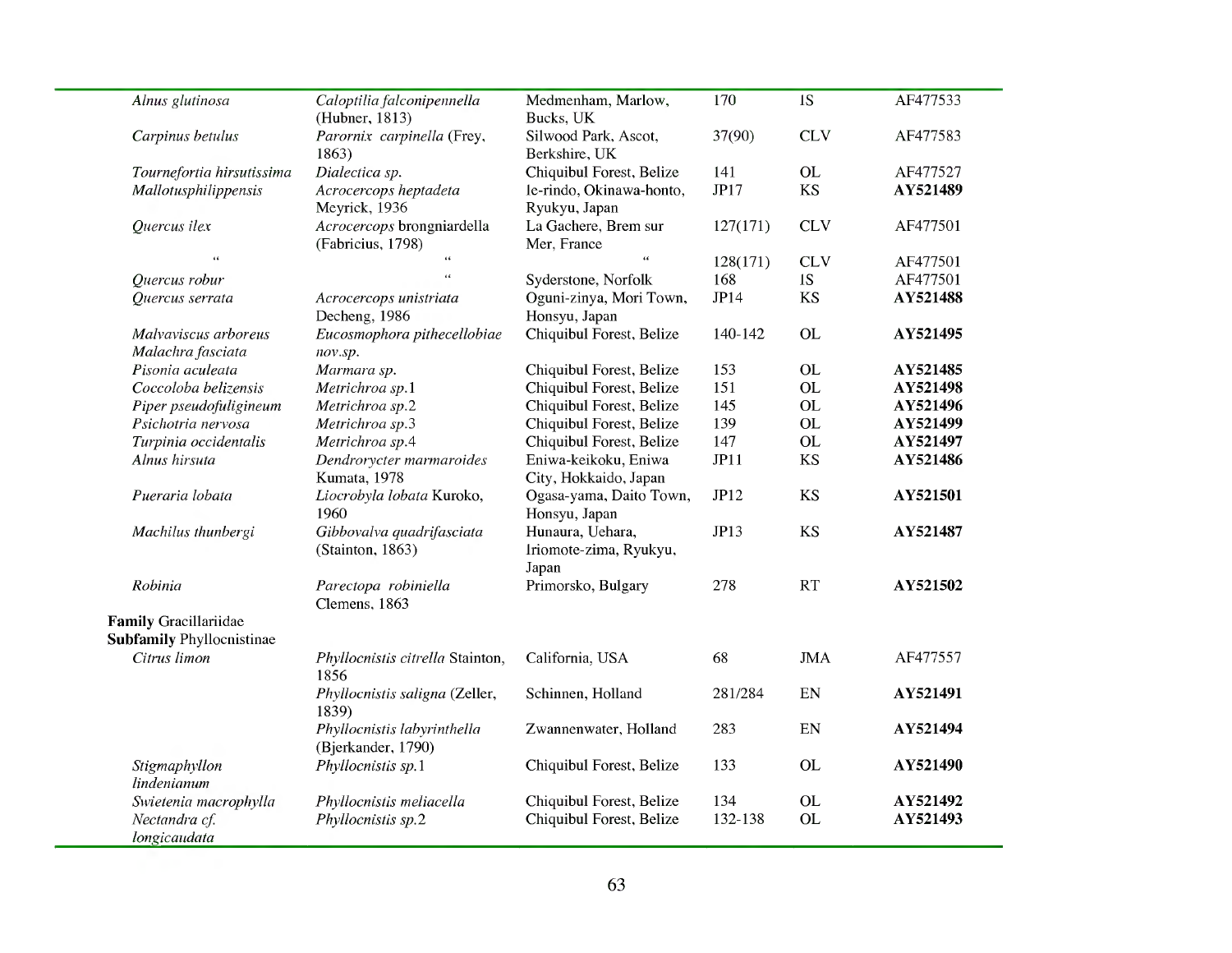| | | | | | |
|---|---|---|---|---|---|
| *Alnus glutinosa* | *Caloptilia falconipennella* (Hubner, 1813) | Medmenham, Marlow, Bucks, UK | 170 | IS | AF477533 |
| *Carpinus betulus* | *Parornix carpinella* (Frey, 1863) | Silwood Park, Ascot, Berkshire, UK | 37(90) | CLV | AF477583 |
| *Tournefortia hirsutissima* | *Dialectica sp.* | Chiquibul Forest, Belize | 141 | OL | AF477527 |
| *Mallotusphilippensis* | *Acrocercops heptadeta* Meyrick, 1936 | Ie-rindo, Okinawa-honto, Ryukyu, Japan | JP17 | KS | **AY521489** |
| *Quercus ilex* | *Acrocercops* brongniardella (Fabricius, 1798) | La Gachere, Brem sur Mer, France | 127(171) | CLV | AF477501 |
| " | " | " | 128(171) | CLV | AF477501 |
| *Quercus robur* | " | Syderstone, Norfolk | 168 | IS | AF477501 |
| *Quercus serrata* | *Acrocercops unistriata* Decheng, 1986 | Oguni-zinya, Mori Town, Honsyu, Japan | JP14 | KS | **AY521488** |
| *Malvaviscus arboreus* *Malachra fasciata* | *Eucosmophora pithecellobiae nov.sp.* | Chiquibul Forest, Belize | 140-142 | OL | **AY521495** |
| *Pisonia aculeata* | *Marmara sp.* | Chiquibul Forest, Belize | 153 | OL | **AY521485** |
| *Coccoloba belizensis* | *Metrichroa sp.*1 | Chiquibul Forest, Belize | 151 | OL | **AY521498** |
| *Piper pseudofuligineum* | *Metrichroa sp.*2 | Chiquibul Forest, Belize | 145 | OL | **AY521496** |
| *Psichotria nervosa* | *Metrichroa sp.*3 | Chiquibul Forest, Belize | 139 | OL | **AY521499** |
| *Turpinia occidentalis* | *Metrichroa sp.*4 | Chiquibul Forest, Belize | 147 | OL | **AY521497** |
| *Alnus hirsuta* | *Dendrorycter marmaroides* Kumata, 1978 | Eniwa-keikoku, Eniwa City, Hokkaido, Japan | JP11 | KS | **AY521486** |
| *Pueraria lobata* | *Liocrobyla lobata* Kuroko, 1960 | Ogasa-yama, Daito Town, Honsyu, Japan | JP12 | KS | **AY521501** |
| *Machilus thunbergi* | *Gibbovalva quadrifasciata* (Stainton, 1863) | Hunaura, Uehara, Iriomote-zima, Ryukyu, Japan | JP13 | KS | **AY521487** |
| *Robinia* | *Parectopa robiniella* Clemens, 1863 | Primorsko, Bulgary | 278 | RT | **AY521502** |
| **Family** Gracillariidae | | | | | |
| **Subfamily** Phyllocnistinae | | | | | |
| *Citrus limon* | *Phyllocnistis citrella* Stainton, 1856 | California, USA | 68 | JMA | AF477557 |
| | *Phyllocnistis saligna* (Zeller, 1839) | Schinnen, Holland | 281/284 | EN | **AY521491** |
| | *Phyllocnistis labyrinthella* (Bjerkander, 1790) | Zwannenwater, Holland | 283 | EN | **AY521494** |
| *Stigmaphyllon lindenianum* | *Phyllocnistis sp.*1 | Chiquibul Forest, Belize | 133 | OL | **AY521490** |
| *Swietenia macrophylla* | *Phyllocnistis meliacella* | Chiquibul Forest, Belize | 134 | OL | **AY521492** |
| *Nectandra cf. longicaudata* | *Phyllocnistis sp.*2 | Chiquibul Forest, Belize | 132-138 | OL | **AY521493** |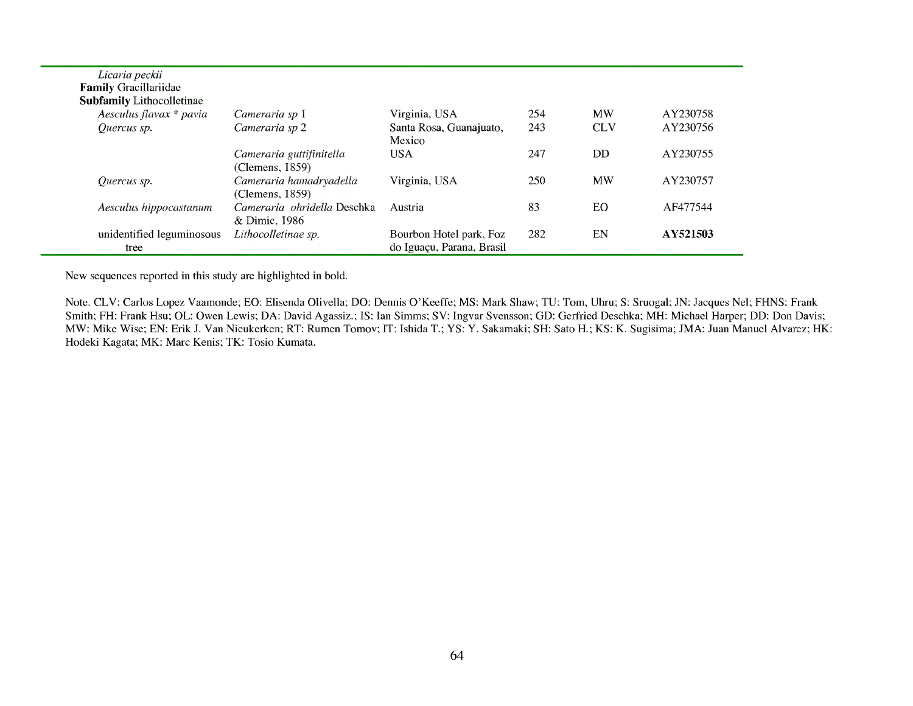| | | | | | |
|---|---|---|---|---|---|
| *Licaria peckii* | | | | | |
| **Family** Gracillariidae | | | | | |
| **Subfamily** Lithocolletinae | | | | | |
| *Aesculus flavax * pavia* | *Cameraria sp* 1 | Virginia, USA | 254 | MW | AY230758 |
| *Quercus sp.* | *Cameraria sp* 2 | Santa Rosa, Guanajuato, Mexico | 243 | CLV | AY230756 |
| | *Cameraria guttifinitella* (Clemens, 1859) | USA | 247 | DD | AY230755 |
| *Quercus sp.* | *Cameraria hamadryadella* (Clemens, 1859) | Virginia, USA | 250 | MW | AY230757 |
| *Aesculus hippocastanum* | *Cameraria ohridella* Deschka & Dimic, 1986 | Austria | 83 | EO | AF477544 |
| unidentified leguminosous tree | *Lithocolletinae sp.* | Bourbon Hotel park, Foz do Iguaçu, Parana, Brasil | 282 | EN | **AY521503** |

New sequences reported in this study are highlighted in bold.

Note. CLV: Carlos Lopez Vaamonde; EO: Elisenda Olivella; DO: Dennis O'Keeffe; MS: Mark Shaw; TU: Tom, Uhru; S: Sruogal; JN: Jacques Nel; FHNS: Frank Smith; FH: Frank Hsu; OL: Owen Lewis; DA: David Agassiz.; IS: Ian Simms; SV: Ingvar Svensson; GD: Gerfried Deschka; MH: Michael Harper; DD: Don Davis; MW: Mike Wise; EN: Erik J. Van Nieukerken; RT: Rumen Tomov; IT: Ishida T.; YS: Y. Sakamaki; SH: Sato H.; KS: K. Sugisima; JMA: Juan Manuel Alvarez; HK: Hodeki Kagata; MK: Marc Kenis; TK: Tosio Kumata.